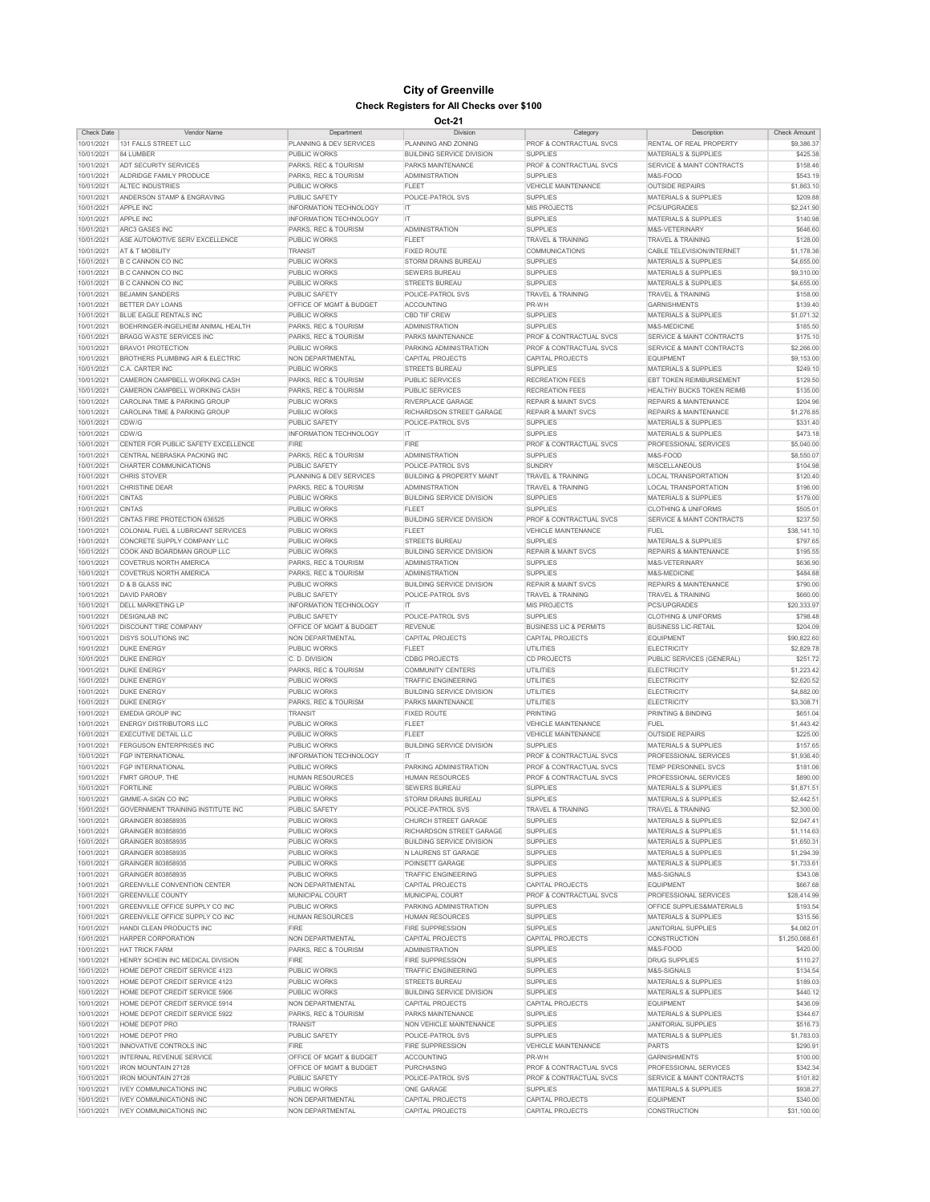# City of Greenville

## Check Registers for All Checks over $100

### Oct-21

| Check Date | Vendor Name | Department | Division | Category | Description | Check Amount |
|---|---|---|---|---|---|---|
| 10/01/2021 | 131 FALLS STREET LLC | PLANNING & DEV SERVICES | PLANNING AND ZONING | PROF & CONTRACTUAL SVCS | RENTAL OF REAL PROPERTY | $9,386.37 |
| 10/01/2021 | 84 LUMBER | PUBLIC WORKS | BUILDING SERVICE DIVISION | SUPPLIES | MATERIALS & SUPPLIES | $425.38 |
| 10/01/2021 | ADT SECURITY SERVICES | PARKS, REC & TOURISM | PARKS MAINTENANCE | PROF & CONTRACTUAL SVCS | SERVICE & MAINT CONTRACTS | $158.46 |
| 10/01/2021 | ALDRIDGE FAMILY PRODUCE | PARKS, REC & TOURISM | ADMINISTRATION | SUPPLIES | M&S-FOOD | $543.19 |
| 10/01/2021 | ALTEC INDUSTRIES | PUBLIC WORKS | FLEET | VEHICLE MAINTENANCE | OUTSIDE REPAIRS | $1,863.10 |
| 10/01/2021 | ANDERSON STAMP & ENGRAVING | PUBLIC SAFETY | POLICE-PATROL SVS | SUPPLIES | MATERIALS & SUPPLIES | $209.88 |
| 10/01/2021 | APPLE INC | INFORMATION TECHNOLOGY | IT | MIS PROJECTS | PCS/UPGRADES | $2,241.90 |
| 10/01/2021 | APPLE INC | INFORMATION TECHNOLOGY | IT | SUPPLIES | MATERIALS & SUPPLIES | $140.98 |
| 10/01/2021 | ARC3 GASES INC | PARKS, REC & TOURISM | ADMINISTRATION | SUPPLIES | M&S-VETERINARY | $646.60 |
| 10/01/2021 | ASE AUTOMOTIVE SERV EXCELLENCE | PUBLIC WORKS | FLEET | TRAVEL & TRAINING | TRAVEL & TRAINING | $128.00 |
| 10/01/2021 | AT & T MOBILITY | TRANSIT | FIXED ROUTE | COMMUNICATIONS | CABLE TELEVISION/INTERNET | $1,178.36 |
| 10/01/2021 | B C CANNON CO INC | PUBLIC WORKS | STORM DRAINS BUREAU | SUPPLIES | MATERIALS & SUPPLIES | $4,655.00 |
| 10/01/2021 | B C CANNON CO INC | PUBLIC WORKS | SEWERS BUREAU | SUPPLIES | MATERIALS & SUPPLIES | $9,310.00 |
| 10/01/2021 | B C CANNON CO INC | PUBLIC WORKS | STREETS BUREAU | SUPPLIES | MATERIALS & SUPPLIES | $4,655.00 |
| 10/01/2021 | BEJAMIN SANDERS | PUBLIC SAFETY | POLICE-PATROL SVS | TRAVEL & TRAINING | TRAVEL & TRAINING | $158.00 |
| 10/01/2021 | BETTER DAY LOANS | OFFICE OF MGMT & BUDGET | ACCOUNTING | PR-WH | GARNISHMENTS | $139.40 |
| 10/01/2021 | BLUE EAGLE RENTALS INC | PUBLIC WORKS | CBD TIF CREW | SUPPLIES | MATERIALS & SUPPLIES | $1,071.32 |
| 10/01/2021 | BOEHRINGER-INGELHEIM ANIMAL HEALTH | PARKS, REC & TOURISM | ADMINISTRATION | SUPPLIES | M&S-MEDICINE | $185.50 |
| 10/01/2021 | BRAGG WASTE SERVICES INC | PARKS, REC & TOURISM | PARKS MAINTENANCE | PROF & CONTRACTUAL SVCS | SERVICE & MAINT CONTRACTS | $175.10 |
| 10/01/2021 | BRAVO1 PROTECTION | PUBLIC WORKS | PARKING ADMINISTRATION | PROF & CONTRACTUAL SVCS | SERVICE & MAINT CONTRACTS | $2,266.00 |
| 10/01/2021 | BROTHERS PLUMBING AIR & ELECTRIC | NON DEPARTMENTAL | CAPITAL PROJECTS | CAPITAL PROJECTS | EQUIPMENT | $9,153.00 |
| 10/01/2021 | C.A. CARTER INC | PUBLIC WORKS | STREETS BUREAU | SUPPLIES | MATERIALS & SUPPLIES | $249.10 |
| 10/01/2021 | CAMERON CAMPBELL WORKING CASH | PARKS, REC & TOURISM | PUBLIC SERVICES | RECREATION FEES | EBT TOKEN REIMBURSEMENT | $129.50 |
| 10/01/2021 | CAMERON CAMPBELL WORKING CASH | PARKS, REC & TOURISM | PUBLIC SERVICES | RECREATION FEES | HEALTHY BUCKS TOKEN REIMB | $135.00 |
| 10/01/2021 | CAROLINA TIME & PARKING GROUP | PUBLIC WORKS | RIVERPLACE GARAGE | REPAIR & MAINT SVCS | REPAIRS & MAINTENANCE | $204.96 |
| 10/01/2021 | CAROLINA TIME & PARKING GROUP | PUBLIC WORKS | RICHARDSON STREET GARAGE | REPAIR & MAINT SVCS | REPAIRS & MAINTENANCE | $1,276.85 |
| 10/01/2021 | CDW/G | PUBLIC SAFETY | POLICE-PATROL SVS | SUPPLIES | MATERIALS & SUPPLIES | $331.40 |
| 10/01/2021 | CDW/G | INFORMATION TECHNOLOGY | IT | SUPPLIES | MATERIALS & SUPPLIES | $473.18 |
| 10/01/2021 | CENTER FOR PUBLIC SAFETY EXCELLENCE | FIRE | FIRE | PROF & CONTRACTUAL SVCS | PROFESSIONAL SERVICES | $5,040.00 |
| 10/01/2021 | CENTRAL NEBRASKA PACKING INC | PARKS, REC & TOURISM | ADMINISTRATION | SUPPLIES | M&S-FOOD | $8,550.07 |
| 10/01/2021 | CHARTER COMMUNICATIONS | PUBLIC SAFETY | POLICE-PATROL SVS | SUNDRY | MISCELLANEOUS | $104.98 |
| 10/01/2021 | CHRIS STOVER | PLANNING & DEV SERVICES | BUILDING & PROPERTY MAINT | TRAVEL & TRAINING | LOCAL TRANSPORTATION | $120.40 |
| 10/01/2021 | CHRISTINE DEAR | PARKS, REC & TOURISM | ADMINISTRATION | TRAVEL & TRAINING | LOCAL TRANSPORTATION | $196.00 |
| 10/01/2021 | CINTAS | PUBLIC WORKS | BUILDING SERVICE DIVISION | SUPPLIES | MATERIALS & SUPPLIES | $179.00 |
| 10/01/2021 | CINTAS | PUBLIC WORKS | FLEET | SUPPLIES | CLOTHING & UNIFORMS | $505.01 |
| 10/01/2021 | CINTAS FIRE PROTECTION 636525 | PUBLIC WORKS | BUILDING SERVICE DIVISION | PROF & CONTRACTUAL SVCS | SERVICE & MAINT CONTRACTS | $237.50 |
| 10/01/2021 | COLONIAL FUEL & LUBRICANT SERVICES | PUBLIC WORKS | FLEET | VEHICLE MAINTENANCE | FUEL | $38,141.10 |
| 10/01/2021 | CONCRETE SUPPLY COMPANY LLC | PUBLIC WORKS | STREETS BUREAU | SUPPLIES | MATERIALS & SUPPLIES | $797.65 |
| 10/01/2021 | COOK AND BOARDMAN GROUP LLC | PUBLIC WORKS | BUILDING SERVICE DIVISION | REPAIR & MAINT SVCS | REPAIRS & MAINTENANCE | $195.55 |
| 10/01/2021 | COVETRUS NORTH AMERICA | PARKS, REC & TOURISM | ADMINISTRATION | SUPPLIES | M&S-VETERINARY | $636.90 |
| 10/01/2021 | COVETRUS NORTH AMERICA | PARKS, REC & TOURISM | ADMINISTRATION | SUPPLIES | M&S-MEDICINE | $484.88 |
| 10/01/2021 | D & B GLASS INC | PUBLIC WORKS | BUILDING SERVICE DIVISION | REPAIR & MAINT SVCS | REPAIRS & MAINTENANCE | $790.00 |
| 10/01/2021 | DAVID PAROBY | PUBLIC SAFETY | POLICE-PATROL SVS | TRAVEL & TRAINING | TRAVEL & TRAINING | $660.00 |
| 10/01/2021 | DELL MARKETING LP | INFORMATION TECHNOLOGY | IT | MIS PROJECTS | PCS/UPGRADES | $20,333.97 |
| 10/01/2021 | DESIGNLAB INC | PUBLIC SAFETY | POLICE-PATROL SVS | SUPPLIES | CLOTHING & UNIFORMS | $798.48 |
| 10/01/2021 | DISCOUNT TIRE COMPANY | OFFICE OF MGMT & BUDGET | REVENUE | BUSINESS LIC & PERMITS | BUSINESS LIC-RETAIL | $204.09 |
| 10/01/2021 | DISYS SOLUTIONS INC | NON DEPARTMENTAL | CAPITAL PROJECTS | CAPITAL PROJECTS | EQUIPMENT | $90,822.60 |
| 10/01/2021 | DUKE ENERGY | PUBLIC WORKS | FLEET | UTILITIES | ELECTRICITY | $2,829.78 |
| 10/01/2021 | DUKE ENERGY | C. D. DIVISION | CDBG PROJECTS | CD PROJECTS | PUBLIC SERVICES (GENERAL) | $251.72 |
| 10/01/2021 | DUKE ENERGY | PARKS, REC & TOURISM | COMMUNITY CENTERS | UTILITIES | ELECTRICITY | $1,223.42 |
| 10/01/2021 | DUKE ENERGY | PUBLIC WORKS | TRAFFIC ENGINEERING | UTILITIES | ELECTRICITY | $2,620.52 |
| 10/01/2021 | DUKE ENERGY | PUBLIC WORKS | BUILDING SERVICE DIVISION | UTILITIES | ELECTRICITY | $4,882.00 |
| 10/01/2021 | DUKE ENERGY | PARKS, REC & TOURISM | PARKS MAINTENANCE | UTILITIES | ELECTRICITY | $3,308.71 |
| 10/01/2021 | EMEDIA GROUP INC | TRANSIT | FIXED ROUTE | PRINTING | PRINTING & BINDING | $651.04 |
| 10/01/2021 | ENERGY DISTRIBUTORS LLC | PUBLIC WORKS | FLEET | VEHICLE MAINTENANCE | FUEL | $1,443.42 |
| 10/01/2021 | EXECUTIVE DETAIL LLC | PUBLIC WORKS | FLEET | VEHICLE MAINTENANCE | OUTSIDE REPAIRS | $225.00 |
| 10/01/2021 | FERGUSON ENTERPRISES INC | PUBLIC WORKS | BUILDING SERVICE DIVISION | SUPPLIES | MATERIALS & SUPPLIES | $157.65 |
| 10/01/2021 | FGP INTERNATIONAL | INFORMATION TECHNOLOGY | IT | PROF & CONTRACTUAL SVCS | PROFESSIONAL SERVICES | $1,936.40 |
| 10/01/2021 | FGP INTERNATIONAL | PUBLIC WORKS | PARKING ADMINISTRATION | PROF & CONTRACTUAL SVCS | TEMP PERSONNEL SVCS | $181.06 |
| 10/01/2021 | FMRT GROUP, THE | HUMAN RESOURCES | HUMAN RESOURCES | PROF & CONTRACTUAL SVCS | PROFESSIONAL SERVICES | $890.00 |
| 10/01/2021 | FORTILINE | PUBLIC WORKS | SEWERS BUREAU | SUPPLIES | MATERIALS & SUPPLIES | $1,871.51 |
| 10/01/2021 | GIMME-A-SIGN CO INC | PUBLIC WORKS | STORM DRAINS BUREAU | SUPPLIES | MATERIALS & SUPPLIES | $2,442.51 |
| 10/01/2021 | GOVERNMENT TRAINING INSTITUTE INC | PUBLIC SAFETY | POLICE-PATROL SVS | TRAVEL & TRAINING | TRAVEL & TRAINING | $2,300.00 |
| 10/01/2021 | GRAINGER 803858935 | PUBLIC WORKS | CHURCH STREET GARAGE | SUPPLIES | MATERIALS & SUPPLIES | $2,047.41 |
| 10/01/2021 | GRAINGER 803858935 | PUBLIC WORKS | RICHARDSON STREET GARAGE | SUPPLIES | MATERIALS & SUPPLIES | $1,114.63 |
| 10/01/2021 | GRAINGER 803858935 | PUBLIC WORKS | BUILDING SERVICE DIVISION | SUPPLIES | MATERIALS & SUPPLIES | $1,650.31 |
| 10/01/2021 | GRAINGER 803858935 | PUBLIC WORKS | N LAURENS ST GARAGE | SUPPLIES | MATERIALS & SUPPLIES | $1,294.39 |
| 10/01/2021 | GRAINGER 803858935 | PUBLIC WORKS | POINSETT GARAGE | SUPPLIES | MATERIALS & SUPPLIES | $1,733.61 |
| 10/01/2021 | GRAINGER 803858935 | PUBLIC WORKS | TRAFFIC ENGINEERING | SUPPLIES | M&S-SIGNALS | $343.08 |
| 10/01/2021 | GREENVILLE CONVENTION CENTER | NON DEPARTMENTAL | CAPITAL PROJECTS | CAPITAL PROJECTS | EQUIPMENT | $667.68 |
| 10/01/2021 | GREENVILLE COUNTY | MUNICIPAL COURT | MUNICIPAL COURT | PROF & CONTRACTUAL SVCS | PROFESSIONAL SERVICES | $28,414.99 |
| 10/01/2021 | GREENVILLE OFFICE SUPPLY CO INC | PUBLIC WORKS | PARKING ADMINISTRATION | SUPPLIES | OFFICE SUPPLIES&MATERIALS | $193.54 |
| 10/01/2021 | GREENVILLE OFFICE SUPPLY CO INC | HUMAN RESOURCES | HUMAN RESOURCES | SUPPLIES | MATERIALS & SUPPLIES | $315.56 |
| 10/01/2021 | HANDI CLEAN PRODUCTS INC | FIRE | FIRE SUPPRESSION | SUPPLIES | JANITORIAL SUPPLIES | $4,082.01 |
| 10/01/2021 | HARPER CORPORATION | NON DEPARTMENTAL | CAPITAL PROJECTS | CAPITAL PROJECTS | CONSTRUCTION | $1,250,088.61 |
| 10/01/2021 | HAT TRICK FARM | PARKS, REC & TOURISM | ADMINISTRATION | SUPPLIES | M&S-FOOD | $420.00 |
| 10/01/2021 | HENRY SCHEIN INC MEDICAL DIVISION | FIRE | FIRE SUPPRESSION | SUPPLIES | DRUG SUPPLIES | $110.27 |
| 10/01/2021 | HOME DEPOT CREDIT SERVICE 4123 | PUBLIC WORKS | TRAFFIC ENGINEERING | SUPPLIES | M&S-SIGNALS | $134.54 |
| 10/01/2021 | HOME DEPOT CREDIT SERVICE 4123 | PUBLIC WORKS | STREETS BUREAU | SUPPLIES | MATERIALS & SUPPLIES | $189.03 |
| 10/01/2021 | HOME DEPOT CREDIT SERVICE 5906 | PUBLIC WORKS | BUILDING SERVICE DIVISION | SUPPLIES | MATERIALS & SUPPLIES | $440.12 |
| 10/01/2021 | HOME DEPOT CREDIT SERVICE 5914 | NON DEPARTMENTAL | CAPITAL PROJECTS | CAPITAL PROJECTS | EQUIPMENT | $436.09 |
| 10/01/2021 | HOME DEPOT CREDIT SERVICE 5922 | PARKS, REC & TOURISM | PARKS MAINTENANCE | SUPPLIES | MATERIALS & SUPPLIES | $344.67 |
| 10/01/2021 | HOME DEPOT PRO | TRANSIT | NON VEHICLE MAINTENANCE | SUPPLIES | JANITORIAL SUPPLIES | $516.73 |
| 10/01/2021 | HOME DEPOT PRO | PUBLIC SAFETY | POLICE-PATROL SVS | SUPPLIES | MATERIALS & SUPPLIES | $1,783.03 |
| 10/01/2021 | INNOVATIVE CONTROLS INC | FIRE | FIRE SUPPRESSION | VEHICLE MAINTENANCE | PARTS | $290.91 |
| 10/01/2021 | INTERNAL REVENUE SERVICE | OFFICE OF MGMT & BUDGET | ACCOUNTING | PR-WH | GARNISHMENTS | $100.00 |
| 10/01/2021 | IRON MOUNTAIN 27128 | OFFICE OF MGMT & BUDGET | PURCHASING | PROF & CONTRACTUAL SVCS | PROFESSIONAL SERVICES | $342.34 |
| 10/01/2021 | IRON MOUNTAIN 27128 | PUBLIC SAFETY | POLICE-PATROL SVS | PROF & CONTRACTUAL SVCS | SERVICE & MAINT CONTRACTS | $101.82 |
| 10/01/2021 | IVEY COMMUNICATIONS INC | PUBLIC WORKS | ONE GARAGE | SUPPLIES | MATERIALS & SUPPLIES | $938.27 |
| 10/01/2021 | IVEY COMMUNICATIONS INC | NON DEPARTMENTAL | CAPITAL PROJECTS | CAPITAL PROJECTS | EQUIPMENT | $340.00 |
| 10/01/2021 | IVEY COMMUNICATIONS INC | NON DEPARTMENTAL | CAPITAL PROJECTS | CAPITAL PROJECTS | CONSTRUCTION | $31,100.00 |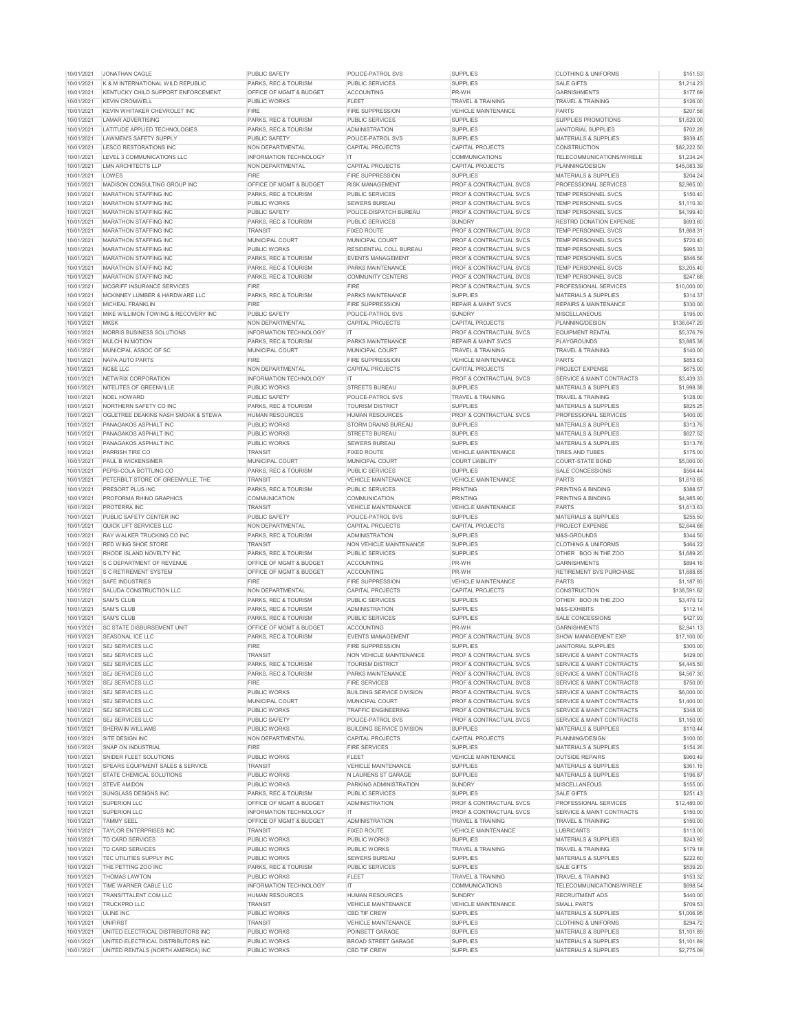| 10/01/2021 | JONATHAN CAGLE | PUBLIC SAFETY | POLICE-PATROL SVS | SUPPLIES | CLOTHING & UNIFORMS | $151.53 |
|---|---|---|---|---|---|---|
| 10/01/2021 | K & M INTERNATIONAL WILD REPUBLIC | PARKS, REC & TOURISM | PUBLIC SERVICES | SUPPLIES | SALE GIFTS | $1,214.23 |
| 10/01/2021 | KENTUCKY CHILD SUPPORT ENFORCEMENT | OFFICE OF MGMT & BUDGET | ACCOUNTING | PR-WH | GARNISHMENTS | $177.69 |
| 10/01/2021 | KEVIN CROMWELL | PUBLIC WORKS | FLEET | TRAVEL & TRAINING | TRAVEL & TRAINING | $126.00 |
| 10/01/2021 | KEVIN WHITAKER CHEVROLET INC | FIRE | FIRE SUPPRESSION | VEHICLE MAINTENANCE | PARTS | $207.58 |
| 10/01/2021 | LAMAR ADVERTISING | PARKS, REC & TOURISM | PUBLIC SERVICES | SUPPLIES | SUPPLIES PROMOTIONS | $1,620.00 |
| 10/01/2021 | LATITUDE APPLIED TECHNOLOGIES | PARKS, REC & TOURISM | ADMINISTRATION | SUPPLIES | JANITORIAL SUPPLIES | $702.28 |
| 10/01/2021 | LAWMEN'S SAFETY SUPPLY | PUBLIC SAFETY | POLICE-PATROL SVS | SUPPLIES | MATERIALS & SUPPLIES | $939.45 |
| 10/01/2021 | LESCO RESTORATIONS INC | NON DEPARTMENTAL | CAPITAL PROJECTS | CAPITAL PROJECTS | CONSTRUCTION | $82,222.50 |
| 10/01/2021 | LEVEL 3 COMMUNICATIONS LLC | INFORMATION TECHNOLOGY | IT | COMMUNICATIONS | TELECOMMUNICATIONS/WIRELE | $1,234.24 |
| 10/01/2021 | LMN ARCHITECTS LLP | NON DEPARTMENTAL | CAPITAL PROJECTS | CAPITAL PROJECTS | PLANNING/DESIGN | $45,083.39 |
| 10/01/2021 | LOWES | FIRE | FIRE SUPPRESSION | SUPPLIES | MATERIALS & SUPPLIES | $204.24 |
| 10/01/2021 | MADISON CONSULTING GROUP INC | OFFICE OF MGMT & BUDGET | RISK MANAGEMENT | PROF & CONTRACTUAL SVCS | PROFESSIONAL SERVICES | $2,965.00 |
| 10/01/2021 | MARATHON STAFFING INC | PARKS, REC & TOURISM | PUBLIC SERVICES | PROF & CONTRACTUAL SVCS | TEMP PERSONNEL SVCS | $150.40 |
| 10/01/2021 | MARATHON STAFFING INC | PUBLIC WORKS | SEWERS BUREAU | PROF & CONTRACTUAL SVCS | TEMP PERSONNEL SVCS | $1,110.30 |
| 10/01/2021 | MARATHON STAFFING INC | PUBLIC SAFETY | POLICE-DISPATCH BUREAU | PROF & CONTRACTUAL SVCS | TEMP PERSONNEL SVCS | $4,199.40 |
| 10/01/2021 | MARATHON STAFFING INC | PARKS, REC & TOURISM | PUBLIC SERVICES | SUNDRY | RESTRD DONATION EXPENSE | $693.60 |
| 10/01/2021 | MARATHON STAFFING INC | TRANSIT | FIXED ROUTE | PROF & CONTRACTUAL SVCS | TEMP PERSONNEL SVCS | $1,888.31 |
| 10/01/2021 | MARATHON STAFFING INC | MUNICIPAL COURT | MUNICIPAL COURT | PROF & CONTRACTUAL SVCS | TEMP PERSONNEL SVCS | $720.40 |
| 10/01/2021 | MARATHON STAFFING INC | PUBLIC WORKS | RESIDENTIAL COLL BUREAU | PROF & CONTRACTUAL SVCS | TEMP PERSONNEL SVCS | $995.33 |
| 10/01/2021 | MARATHON STAFFING INC | PARKS, REC & TOURISM | EVENTS MANAGEMENT | PROF & CONTRACTUAL SVCS | TEMP PERSONNEL SVCS | $846.56 |
| 10/01/2021 | MARATHON STAFFING INC | PARKS, REC & TOURISM | PARKS MAINTENANCE | PROF & CONTRACTUAL SVCS | TEMP PERSONNEL SVCS | $3,205.40 |
| 10/01/2021 | MARATHON STAFFING INC | PARKS, REC & TOURISM | COMMUNITY CENTERS | PROF & CONTRACTUAL SVCS | TEMP PERSONNEL SVCS | $247.68 |
| 10/01/2021 | MCGRIFF INSURANCE SERVICES | FIRE | FIRE | PROF & CONTRACTUAL SVCS | PROFESSIONAL SERVICES | $10,000.00 |
| 10/01/2021 | MCKINNEY LUMBER & HARDWARE LLC | PARKS, REC & TOURISM | PARKS MAINTENANCE | SUPPLIES | MATERIALS & SUPPLIES | $314.37 |
| 10/01/2021 | MICHEAL FRANKLIN | FIRE | FIRE SUPPRESSION | REPAIR & MAINT SVCS | REPAIRS & MAINTENANCE | $330.00 |
| 10/01/2021 | MIKE WILLIMON TOWING & RECOVERY INC | PUBLIC SAFETY | POLICE-PATROL SVS | SUNDRY | MISCELLANEOUS | $195.00 |
| 10/01/2021 | MKSK | NON DEPARTMENTAL | CAPITAL PROJECTS | CAPITAL PROJECTS | PLANNING/DESIGN | $136,647.20 |
| 10/01/2021 | MORRIS BUSINESS SOLUTIONS | INFORMATION TECHNOLOGY | IT | PROF & CONTRACTUAL SVCS | EQUIPMENT RENTAL | $5,376.79 |
| 10/01/2021 | MULCH IN MOTION | PARKS, REC & TOURISM | PARKS MAINTENANCE | REPAIR & MAINT SVCS | PLAYGROUNDS | $3,885.38 |
| 10/01/2021 | MUNICIPAL ASSOC OF SC | MUNICIPAL COURT | MUNICIPAL COURT | TRAVEL & TRAINING | TRAVEL & TRAINING | $140.00 |
| 10/01/2021 | NAPA AUTO PARTS | FIRE | FIRE SUPPRESSION | VEHICLE MAINTENANCE | PARTS | $853.63 |
| 10/01/2021 | NC&E LLC | NON DEPARTMENTAL | CAPITAL PROJECTS | CAPITAL PROJECTS | PROJECT EXPENSE | $675.00 |
| 10/01/2021 | NETWRIX CORPORATION | INFORMATION TECHNOLOGY | IT | PROF & CONTRACTUAL SVCS | SERVICE & MAINT CONTRACTS | $3,439.33 |
| 10/01/2021 | NITELITES OF GREENVILLE | PUBLIC WORKS | STREETS BUREAU | SUPPLIES | MATERIALS & SUPPLIES | $1,998.38 |
| 10/01/2021 | NOEL HOWARD | PUBLIC SAFETY | POLICE-PATROL SVS | TRAVEL & TRAINING | TRAVEL & TRAINING | $128.00 |
| 10/01/2021 | NORTHERN SAFETY CO INC | PARKS, REC & TOURISM | TOURISM DISTRICT | SUPPLIES | MATERIALS & SUPPLIES | $825.25 |
| 10/01/2021 | OGLETREE DEAKINS NASH SMOAK & STEWA | HUMAN RESOURCES | HUMAN RESOURCES | PROF & CONTRACTUAL SVCS | PROFESSIONAL SERVICES | $400.00 |
| 10/01/2021 | PANAGAKOS ASPHALT INC | PUBLIC WORKS | STORM DRAINS BUREAU | SUPPLIES | MATERIALS & SUPPLIES | $313.76 |
| 10/01/2021 | PANAGAKOS ASPHALT INC | PUBLIC WORKS | STREETS BUREAU | SUPPLIES | MATERIALS & SUPPLIES | $627.52 |
| 10/01/2021 | PANAGAKOS ASPHALT INC | PUBLIC WORKS | SEWERS BUREAU | SUPPLIES | MATERIALS & SUPPLIES | $313.76 |
| 10/01/2021 | PARRISH TIRE CO | TRANSIT | FIXED ROUTE | VEHICLE MAINTENANCE | TIRES AND TUBES | $175.00 |
| 10/01/2021 | PAUL B WICKENSIMER | MUNICIPAL COURT | MUNICIPAL COURT | COURT LIABILITY | COURT-STATE BOND | $5,000.00 |
| 10/01/2021 | PEPSI-COLA BOTTLING CO | PARKS, REC & TOURISM | PUBLIC SERVICES | SUPPLIES | SALE CONCESSIONS | $564.44 |
| 10/01/2021 | PETERBILT STORE OF GREENVILLE, THE | TRANSIT | VEHICLE MAINTENANCE | VEHICLE MAINTENANCE | PARTS | $1,610.65 |
| 10/01/2021 | PRESORT PLUS INC | PARKS, REC & TOURISM | PUBLIC SERVICES | PRINTING | PRINTING & BINDING | $388.57 |
| 10/01/2021 | PROFORMA RHINO GRAPHICS | COMMUNICATION | COMMUNICATION | PRINTING | PRINTING & BINDING | $4,985.90 |
| 10/01/2021 | PROTERRA INC | TRANSIT | VEHICLE MAINTENANCE | VEHICLE MAINTENANCE | PARTS | $1,613.63 |
| 10/01/2021 | PUBLIC SAFETY CENTER INC | PUBLIC SAFETY | POLICE-PATROL SVS | SUPPLIES | MATERIALS & SUPPLIES | $255.50 |
| 10/01/2021 | QUICK LIFT SERVICES LLC | NON DEPARTMENTAL | CAPITAL PROJECTS | CAPITAL PROJECTS | PROJECT EXPENSE | $2,644.68 |
| 10/01/2021 | RAY WALKER TRUCKING CO INC | PARKS, REC & TOURISM | ADMINISTRATION | SUPPLIES | M&S-GROUNDS | $344.50 |
| 10/01/2021 | RED WING SHOE STORE | TRANSIT | NON VEHICLE MAINTENANCE | SUPPLIES | CLOTHING & UNIFORMS | $464.22 |
| 10/01/2021 | RHODE ISLAND NOVELTY INC | PARKS, REC & TOURISM | PUBLIC SERVICES | SUPPLIES | OTHER BOO IN THE ZOO | $1,689.20 |
| 10/01/2021 | S C DEPARTMENT OF REVENUE | OFFICE OF MGMT & BUDGET | ACCOUNTING | PR-WH | GARNISHMENTS | $894.16 |
| 10/01/2021 | S C RETIREMENT SYSTEM | OFFICE OF MGMT & BUDGET | ACCOUNTING | PR-WH | RETIREMENT SVS PURCHASE | $1,688.65 |
| 10/01/2021 | SAFE INDUSTRIES | FIRE | FIRE SUPPRESSION | VEHICLE MAINTENANCE | PARTS | $1,187.93 |
| 10/01/2021 | SALUDA CONSTRUCTION LLC | NON DEPARTMENTAL | CAPITAL PROJECTS | CAPITAL PROJECTS | CONSTRUCTION | $138,591.62 |
| 10/01/2021 | SAM'S CLUB | PARKS, REC & TOURISM | PUBLIC SERVICES | SUPPLIES | OTHER BOO IN THE ZOO | $3,470.12 |
| 10/01/2021 | SAM'S CLUB | PARKS, REC & TOURISM | ADMINISTRATION | SUPPLIES | M&S-EXHIBITS | $112.14 |
| 10/01/2021 | SAM'S CLUB | PARKS, REC & TOURISM | PUBLIC SERVICES | SUPPLIES | SALE CONCESSIONS | $427.93 |
| 10/01/2021 | SC STATE DISBURSEMENT UNIT | OFFICE OF MGMT & BUDGET | ACCOUNTING | PR-WH | GARNISHMENTS | $2,941.13 |
| 10/01/2021 | SEASONAL ICE LLC | PARKS, REC & TOURISM | EVENTS MANAGEMENT | PROF & CONTRACTUAL SVCS | SHOW MANAGEMENT EXP | $17,100.00 |
| 10/01/2021 | SEJ SERVICES LLC | FIRE | FIRE SUPPRESSION | SUPPLIES | JANITORIAL SUPPLIES | $300.00 |
| 10/01/2021 | SEJ SERVICES LLC | TRANSIT | NON VEHICLE MAINTENANCE | PROF & CONTRACTUAL SVCS | SERVICE & MAINT CONTRACTS | $429.00 |
| 10/01/2021 | SEJ SERVICES LLC | PARKS, REC & TOURISM | TOURISM DISTRICT | PROF & CONTRACTUAL SVCS | SERVICE & MAINT CONTRACTS | $4,445.50 |
| 10/01/2021 | SEJ SERVICES LLC | PARKS, REC & TOURISM | PARKS MAINTENANCE | PROF & CONTRACTUAL SVCS | SERVICE & MAINT CONTRACTS | $4,567.30 |
| 10/01/2021 | SEJ SERVICES LLC | FIRE | FIRE SERVICES | PROF & CONTRACTUAL SVCS | SERVICE & MAINT CONTRACTS | $750.00 |
| 10/01/2021 | SEJ SERVICES LLC | PUBLIC WORKS | BUILDING SERVICE DIVISION | PROF & CONTRACTUAL SVCS | SERVICE & MAINT CONTRACTS | $6,000.00 |
| 10/01/2021 | SEJ SERVICES LLC | MUNICIPAL COURT | MUNICIPAL COURT | PROF & CONTRACTUAL SVCS | SERVICE & MAINT CONTRACTS | $1,400.00 |
| 10/01/2021 | SEJ SERVICES LLC | PUBLIC WORKS | TRAFFIC ENGINEERING | PROF & CONTRACTUAL SVCS | SERVICE & MAINT CONTRACTS | $348.00 |
| 10/01/2021 | SEJ SERVICES LLC | PUBLIC SAFETY | POLICE-PATROL SVS | PROF & CONTRACTUAL SVCS | SERVICE & MAINT CONTRACTS | $1,150.00 |
| 10/01/2021 | SHERWIN WILLIAMS | PUBLIC WORKS | BUILDING SERVICE DIVISION | SUPPLIES | MATERIALS & SUPPLIES | $110.44 |
| 10/01/2021 | SITE DESIGN INC | NON DEPARTMENTAL | CAPITAL PROJECTS | CAPITAL PROJECTS | PLANNING/DESIGN | $100.00 |
| 10/01/2021 | SNAP ON INDUSTRIAL | FIRE | FIRE SERVICES | SUPPLIES | MATERIALS & SUPPLIES | $154.26 |
| 10/01/2021 | SNIDER FLEET SOLUTIONS | PUBLIC WORKS | FLEET | VEHICLE MAINTENANCE | OUTSIDE REPAIRS | $960.49 |
| 10/01/2021 | SPEARS EQUIPMENT SALES & SERVICE | TRANSIT | VEHICLE MAINTENANCE | SUPPLIES | MATERIALS & SUPPLIES | $361.16 |
| 10/01/2021 | STATE CHEMICAL SOLUTIONS | PUBLIC WORKS | N LAURENS ST GARAGE | SUPPLIES | MATERIALS & SUPPLIES | $196.87 |
| 10/01/2021 | STEVE AMIDON | PUBLIC WORKS | PARKING ADMINISTRATION | SUNDRY | MISCELLANEOUS | $155.00 |
| 10/01/2021 | SUNGLASS DESIGNS INC | PARKS, REC & TOURISM | PUBLIC SERVICES | SUPPLIES | SALE GIFTS | $251.43 |
| 10/01/2021 | SUPERION LLC | OFFICE OF MGMT & BUDGET | ADMINISTRATION | PROF & CONTRACTUAL SVCS | PROFESSIONAL SERVICES | $12,480.00 |
| 10/01/2021 | SUPERION LLC | INFORMATION TECHNOLOGY | IT | PROF & CONTRACTUAL SVCS | SERVICE & MAINT CONTRACTS | $150.00 |
| 10/01/2021 | TAMMY SEEL | OFFICE OF MGMT & BUDGET | ADMINISTRATION | TRAVEL & TRAINING | TRAVEL & TRAINING | $150.00 |
| 10/01/2021 | TAYLOR ENTERPRISES INC | TRANSIT | FIXED ROUTE | VEHICLE MAINTENANCE | LUBRICANTS | $113.00 |
| 10/01/2021 | TD CARD SERVICES | PUBLIC WORKS | PUBLIC WORKS | SUPPLIES | MATERIALS & SUPPLIES | $243.92 |
| 10/01/2021 | TD CARD SERVICES | PUBLIC WORKS | PUBLIC WORKS | TRAVEL & TRAINING | TRAVEL & TRAINING | $179.18 |
| 10/01/2021 | TEC UTILITIES SUPPLY INC | PUBLIC WORKS | SEWERS BUREAU | SUPPLIES | MATERIALS & SUPPLIES | $222.60 |
| 10/01/2021 | THE PETTING ZOO INC | PARKS, REC & TOURISM | PUBLIC SERVICES | SUPPLIES | SALE GIFTS | $539.20 |
| 10/01/2021 | THOMAS LAWTON | PUBLIC WORKS | FLEET | TRAVEL & TRAINING | TRAVEL & TRAINING | $153.32 |
| 10/01/2021 | TIME WARNER CABLE LLC | INFORMATION TECHNOLOGY | IT | COMMUNICATIONS | TELECOMMUNICATIONS/WIRELE | $698.54 |
| 10/01/2021 | TRANSITTALENT.COM LLC | HUMAN RESOURCES | HUMAN RESOURCES | SUNDRY | RECRUITMENT ADS | $440.00 |
| 10/01/2021 | TRUCKPRO LLC | TRANSIT | VEHICLE MAINTENANCE | VEHICLE MAINTENANCE | SMALL PARTS | $709.53 |
| 10/01/2021 | ULINE INC | PUBLIC WORKS | CBD TIF CREW | SUPPLIES | MATERIALS & SUPPLIES | $1,006.95 |
| 10/01/2021 | UNIFIRST | TRANSIT | VEHICLE MAINTENANCE | SUPPLIES | CLOTHING & UNIFORMS | $294.72 |
| 10/01/2021 | UNITED ELECTRICAL DISTRIBUTORS INC | PUBLIC WORKS | POINSETT GARAGE | SUPPLIES | MATERIALS & SUPPLIES | $1,101.89 |
| 10/01/2021 | UNITED ELECTRICAL DISTRIBUTORS INC | PUBLIC WORKS | BROAD STREET GARAGE | SUPPLIES | MATERIALS & SUPPLIES | $1,101.89 |
| 10/01/2021 | UNITED RENTALS (NORTH AMERICA) INC | PUBLIC WORKS | CBD TIF CREW | SUPPLIES | MATERIALS & SUPPLIES | $2,775.09 |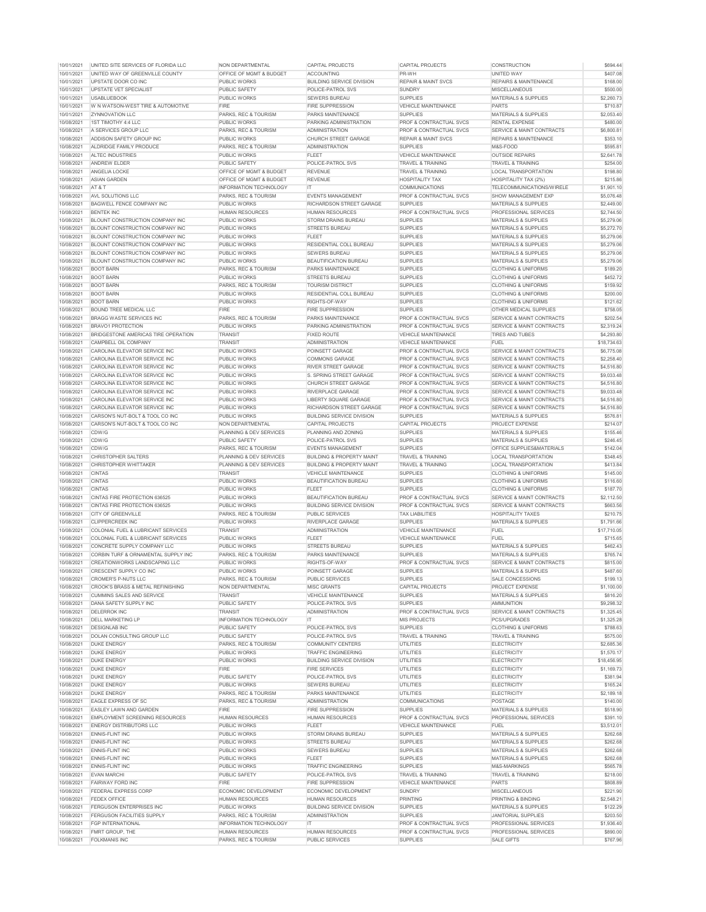| 10/01/2021 | UNITED SITE SERVICES OF FLORIDA LLC | NON DEPARTMENTAL | CAPITAL PROJECTS | CAPITAL PROJECTS | CONSTRUCTION | $694.44 |
|---|---|---|---|---|---|---|
| 10/01/2021 | UNITED WAY OF GREENVILLE COUNTY | OFFICE OF MGMT & BUDGET | ACCOUNTING | PR-WH | UNITED WAY | $407.08 |
| 10/01/2021 | UPSTATE DOOR CO INC | PUBLIC WORKS | BUILDING SERVICE DIVISION | REPAIR & MAINT SVCS | REPAIRS & MAINTENANCE | $168.00 |
| 10/01/2021 | UPSTATE VET SPECIALIST | PUBLIC SAFETY | POLICE-PATROL SVS | SUNDRY | MISCELLANEOUS | $500.00 |
| 10/01/2021 | USABLUEBOOK | PUBLIC WORKS | SEWERS BUREAU | SUPPLIES | MATERIALS & SUPPLIES | $2,260.73 |
| 10/01/2021 | W N WATSON-WEST TIRE & AUTOMOTIVE | FIRE | FIRE SUPPRESSION | VEHICLE MAINTENANCE | PARTS | $710.87 |
| 10/01/2021 | ZYNNOVATION LLC | PARKS, REC & TOURISM | PARKS MAINTENANCE | SUPPLIES | MATERIALS & SUPPLIES | $2,053.40 |
| 10/08/2021 | 1ST TIMOTHY 4:4 LLC | PUBLIC WORKS | PARKING ADMINISTRATION | PROF & CONTRACTUAL SVCS | RENTAL EXPENSE | $480.00 |
| 10/08/2021 | A SERVICES GROUP LLC | PARKS, REC & TOURISM | ADMINISTRATION | PROF & CONTRACTUAL SVCS | SERVICE & MAINT CONTRACTS | $6,800.81 |
| 10/08/2021 | ADDISON SAFETY GROUP INC | PUBLIC WORKS | CHURCH STREET GARAGE | REPAIR & MAINT SVCS | REPAIRS & MAINTENANCE | $353.10 |
| 10/08/2021 | ALDRIDGE FAMILY PRODUCE | PARKS, REC & TOURISM | ADMINISTRATION | SUPPLIES | M&S-FOOD | $595.81 |
| 10/08/2021 | ALTEC INDUSTRIES | PUBLIC WORKS | FLEET | VEHICLE MAINTENANCE | OUTSIDE REPAIRS | $2,641.78 |
| 10/08/2021 | ANDREW ELDER | PUBLIC SAFETY | POLICE-PATROL SVS | TRAVEL & TRAINING | TRAVEL & TRAINING | $254.00 |
| 10/08/2021 | ANGELIA LOCKE | OFFICE OF MGMT & BUDGET | REVENUE | TRAVEL & TRAINING | LOCAL TRANSPORTATION | $198.80 |
| 10/08/2021 | ASIAN GARDEN | OFFICE OF MGMT & BUDGET | REVENUE | HOSPITALITY TAX | HOSPITALITY TAX (2%) | $215.86 |
| 10/08/2021 | AT & T | INFORMATION TECHNOLOGY | IT | COMMUNICATIONS | TELECOMMUNICATIONS/WIRELE | $1,901.10 |
| 10/08/2021 | AVL SOLUTIONS LLC | PARKS, REC & TOURISM | EVENTS MANAGEMENT | PROF & CONTRACTUAL SVCS | SHOW MANAGEMENT EXP | $5,076.48 |
| 10/08/2021 | BAGWELL FENCE COMPANY INC | PUBLIC WORKS | RICHARDSON STREET GARAGE | SUPPLIES | MATERIALS & SUPPLIES | $2,449.00 |
| 10/08/2021 | BENTEK INC | HUMAN RESOURCES | HUMAN RESOURCES | PROF & CONTRACTUAL SVCS | PROFESSIONAL SERVICES | $2,744.50 |
| 10/08/2021 | BLOUNT CONSTRUCTION COMPANY INC | PUBLIC WORKS | STORM DRAINS BUREAU | SUPPLIES | MATERIALS & SUPPLIES | $5,279.06 |
| 10/08/2021 | BLOUNT CONSTRUCTION COMPANY INC | PUBLIC WORKS | STREETS BUREAU | SUPPLIES | MATERIALS & SUPPLIES | $5,272.70 |
| 10/08/2021 | BLOUNT CONSTRUCTION COMPANY INC | PUBLIC WORKS | FLEET | SUPPLIES | MATERIALS & SUPPLIES | $5,279.06 |
| 10/08/2021 | BLOUNT CONSTRUCTION COMPANY INC | PUBLIC WORKS | RESIDENTIAL COLL BUREAU | SUPPLIES | MATERIALS & SUPPLIES | $5,279.06 |
| 10/08/2021 | BLOUNT CONSTRUCTION COMPANY INC | PUBLIC WORKS | SEWERS BUREAU | SUPPLIES | MATERIALS & SUPPLIES | $5,279.06 |
| 10/08/2021 | BLOUNT CONSTRUCTION COMPANY INC | PUBLIC WORKS | BEAUTIFICATION BUREAU | SUPPLIES | MATERIALS & SUPPLIES | $5,279.06 |
| 10/08/2021 | BOOT BARN | PARKS, REC & TOURISM | PARKS MAINTENANCE | SUPPLIES | CLOTHING & UNIFORMS | $189.20 |
| 10/08/2021 | BOOT BARN | PUBLIC WORKS | STREETS BUREAU | SUPPLIES | CLOTHING & UNIFORMS | $452.72 |
| 10/08/2021 | BOOT BARN | PARKS, REC & TOURISM | TOURISM DISTRICT | SUPPLIES | CLOTHING & UNIFORMS | $159.92 |
| 10/08/2021 | BOOT BARN | PUBLIC WORKS | RESIDENTIAL COLL BUREAU | SUPPLIES | CLOTHING & UNIFORMS | $200.00 |
| 10/08/2021 | BOOT BARN | PUBLIC WORKS | RIGHTS-OF-WAY | SUPPLIES | CLOTHING & UNIFORMS | $121.62 |
| 10/08/2021 | BOUND TREE MEDICAL LLC | FIRE | FIRE SUPPRESSION | SUPPLIES | OTHER MEDICAL SUPPLIES | $758.05 |
| 10/08/2021 | BRAGG WASTE SERVICES INC | PARKS, REC & TOURISM | PARKS MAINTENANCE | PROF & CONTRACTUAL SVCS | SERVICE & MAINT CONTRACTS | $202.54 |
| 10/08/2021 | BRAVO1 PROTECTION | PUBLIC WORKS | PARKING ADMINISTRATION | PROF & CONTRACTUAL SVCS | SERVICE & MAINT CONTRACTS | $2,319.24 |
| 10/08/2021 | BRIDGESTONE AMERICAS TIRE OPERATION | TRANSIT | FIXED ROUTE | VEHICLE MAINTENANCE | TIRES AND TUBES | $4,293.80 |
| 10/08/2021 | CAMPBELL OIL COMPANY | TRANSIT | ADMINISTRATION | VEHICLE MAINTENANCE | FUEL | $18,734.63 |
| 10/08/2021 | CAROLINA ELEVATOR SERVICE INC | PUBLIC WORKS | POINSETT GARAGE | PROF & CONTRACTUAL SVCS | SERVICE & MAINT CONTRACTS | $6,775.08 |
| 10/08/2021 | CAROLINA ELEVATOR SERVICE INC | PUBLIC WORKS | COMMONS GARAGE | PROF & CONTRACTUAL SVCS | SERVICE & MAINT CONTRACTS | $2,258.40 |
| 10/08/2021 | CAROLINA ELEVATOR SERVICE INC | PUBLIC WORKS | RIVER STREET GARAGE | PROF & CONTRACTUAL SVCS | SERVICE & MAINT CONTRACTS | $4,516.80 |
| 10/08/2021 | CAROLINA ELEVATOR SERVICE INC | PUBLIC WORKS | S. SPRING STREET GARAGE | PROF & CONTRACTUAL SVCS | SERVICE & MAINT CONTRACTS | $9,033.48 |
| 10/08/2021 | CAROLINA ELEVATOR SERVICE INC | PUBLIC WORKS | CHURCH STREET GARAGE | PROF & CONTRACTUAL SVCS | SERVICE & MAINT CONTRACTS | $4,516.80 |
| 10/08/2021 | CAROLINA ELEVATOR SERVICE INC | PUBLIC WORKS | RIVERPLACE GARAGE | PROF & CONTRACTUAL SVCS | SERVICE & MAINT CONTRACTS | $9,033.48 |
| 10/08/2021 | CAROLINA ELEVATOR SERVICE INC | PUBLIC WORKS | LIBERTY SQUARE GARAGE | PROF & CONTRACTUAL SVCS | SERVICE & MAINT CONTRACTS | $4,516.80 |
| 10/08/2021 | CAROLINA ELEVATOR SERVICE INC | PUBLIC WORKS | RICHARDSON STREET GARAGE | PROF & CONTRACTUAL SVCS | SERVICE & MAINT CONTRACTS | $4,516.80 |
| 10/08/2021 | CARSON'S NUT-BOLT & TOOL CO INC | PUBLIC WORKS | BUILDING SERVICE DIVISION | SUPPLIES | MATERIALS & SUPPLIES | $576.81 |
| 10/08/2021 | CARSON'S NUT-BOLT & TOOL CO INC | NON DEPARTMENTAL | CAPITAL PROJECTS | CAPITAL PROJECTS | PROJECT EXPENSE | $214.07 |
| 10/08/2021 | CDW/G | PLANNING & DEV SERVICES | PLANNING AND ZONING | SUPPLIES | MATERIALS & SUPPLIES | $155.46 |
| 10/08/2021 | CDW/G | PUBLIC SAFETY | POLICE-PATROL SVS | SUPPLIES | MATERIALS & SUPPLIES | $246.45 |
| 10/08/2021 | CDW/G | PARKS, REC & TOURISM | EVENTS MANAGEMENT | SUPPLIES | OFFICE SUPPLIES&MATERIALS | $142.04 |
| 10/08/2021 | CHRISTOPHER SALTERS | PLANNING & DEV SERVICES | BUILDING & PROPERTY MAINT | TRAVEL & TRAINING | LOCAL TRANSPORTATION | $348.45 |
| 10/08/2021 | CHRISTOPHER WHITTAKER | PLANNING & DEV SERVICES | BUILDING & PROPERTY MAINT | TRAVEL & TRAINING | LOCAL TRANSPORTATION | $413.84 |
| 10/08/2021 | CINTAS | TRANSIT | VEHICLE MAINTENANCE | SUPPLIES | CLOTHING & UNIFORMS | $145.00 |
| 10/08/2021 | CINTAS | PUBLIC WORKS | BEAUTIFICATION BUREAU | SUPPLIES | CLOTHING & UNIFORMS | $116.60 |
| 10/08/2021 | CINTAS | PUBLIC WORKS | FLEET | SUPPLIES | CLOTHING & UNIFORMS | $187.70 |
| 10/08/2021 | CINTAS FIRE PROTECTION 636525 | PUBLIC WORKS | BEAUTIFICATION BUREAU | PROF & CONTRACTUAL SVCS | SERVICE & MAINT CONTRACTS | $2,112.50 |
| 10/08/2021 | CINTAS FIRE PROTECTION 636525 | PUBLIC WORKS | BUILDING SERVICE DIVISION | PROF & CONTRACTUAL SVCS | SERVICE & MAINT CONTRACTS | $663.56 |
| 10/08/2021 | CITY OF GREENVILLE | PARKS, REC & TOURISM | PUBLIC SERVICES | TAX LIABILITIES | HOSPITALITY TAXES | $210.75 |
| 10/08/2021 | CLIPPERCREEK INC | PUBLIC WORKS | RIVERPLACE GARAGE | SUPPLIES | MATERIALS & SUPPLIES | $1,791.66 |
| 10/08/2021 | COLONIAL FUEL & LUBRICANT SERVICES | TRANSIT | ADMINISTRATION | VEHICLE MAINTENANCE | FUEL | $17,710.05 |
| 10/08/2021 | COLONIAL FUEL & LUBRICANT SERVICES | PUBLIC WORKS | FLEET | VEHICLE MAINTENANCE | FUEL | $715.65 |
| 10/08/2021 | CONCRETE SUPPLY COMPANY LLC | PUBLIC WORKS | STREETS BUREAU | SUPPLIES | MATERIALS & SUPPLIES | $462.43 |
| 10/08/2021 | CORBIN TURF & ORNAMENTAL SUPPLY INC | PARKS, REC & TOURISM | PARKS MAINTENANCE | SUPPLIES | MATERIALS & SUPPLIES | $765.74 |
| 10/08/2021 | CREATIONWORKS LANDSCAPING LLC | PUBLIC WORKS | RIGHTS-OF-WAY | PROF & CONTRACTUAL SVCS | SERVICE & MAINT CONTRACTS | $815.00 |
| 10/08/2021 | CRESCENT SUPPLY CO INC | PUBLIC WORKS | POINSETT GARAGE | SUPPLIES | MATERIALS & SUPPLIES | $487.60 |
| 10/08/2021 | CROMER'S P-NUTS LLC | PARKS, REC & TOURISM | PUBLIC SERVICES | SUPPLIES | SALE CONCESSIONS | $199.13 |
| 10/08/2021 | CROOK'S BRASS & METAL REFINISHING | NON DEPARTMENTAL | MISC GRANTS | CAPITAL PROJECTS | PROJECT EXPENSE | $1,100.00 |
| 10/08/2021 | CUMMINS SALES AND SERVICE | TRANSIT | VEHICLE MAINTENANCE | SUPPLIES | MATERIALS & SUPPLIES | $816.20 |
| 10/08/2021 | DANA SAFETY SUPPLY INC | PUBLIC SAFETY | POLICE-PATROL SVS | SUPPLIES | AMMUNITION | $9,298.32 |
| 10/08/2021 | DELERROK INC | TRANSIT | ADMINISTRATION | PROF & CONTRACTUAL SVCS | SERVICE & MAINT CONTRACTS | $1,325.45 |
| 10/08/2021 | DELL MARKETING LP | INFORMATION TECHNOLOGY | IT | MIS PROJECTS | PCS/UPGRADES | $1,325.28 |
| 10/08/2021 | DESIGNLAB INC | PUBLIC SAFETY | POLICE-PATROL SVS | SUPPLIES | CLOTHING & UNIFORMS | $788.63 |
| 10/08/2021 | DOLAN CONSULTING GROUP LLC | PUBLIC SAFETY | POLICE-PATROL SVS | TRAVEL & TRAINING | TRAVEL & TRAINING | $575.00 |
| 10/08/2021 | DUKE ENERGY | PARKS, REC & TOURISM | COMMUNITY CENTERS | UTILITIES | ELECTRICITY | $2,685.36 |
| 10/08/2021 | DUKE ENERGY | PUBLIC WORKS | TRAFFIC ENGINEERING | UTILITIES | ELECTRICITY | $1,570.17 |
| 10/08/2021 | DUKE ENERGY | PUBLIC WORKS | BUILDING SERVICE DIVISION | UTILITIES | ELECTRICITY | $18,456.95 |
| 10/08/2021 | DUKE ENERGY | FIRE | FIRE SERVICES | UTILITIES | ELECTRICITY | $1,169.73 |
| 10/08/2021 | DUKE ENERGY | PUBLIC SAFETY | POLICE-PATROL SVS | UTILITIES | ELECTRICITY | $381.94 |
| 10/08/2021 | DUKE ENERGY | PUBLIC WORKS | SEWERS BUREAU | UTILITIES | ELECTRICITY | $165.24 |
| 10/08/2021 | DUKE ENERGY | PARKS, REC & TOURISM | PARKS MAINTENANCE | UTILITIES | ELECTRICITY | $2,189.18 |
| 10/08/2021 | EAGLE EXPRESS OF SC | PARKS, REC & TOURISM | ADMINISTRATION | COMMUNICATIONS | POSTAGE | $140.00 |
| 10/08/2021 | EASLEY LAWN AND GARDEN | FIRE | FIRE SUPPRESSION | SUPPLIES | MATERIALS & SUPPLIES | $518.90 |
| 10/08/2021 | EMPLOYMENT SCREENING RESOURCES | HUMAN RESOURCES | HUMAN RESOURCES | PROF & CONTRACTUAL SVCS | PROFESSIONAL SERVICES | $391.10 |
| 10/08/2021 | ENERGY DISTRIBUTORS LLC | PUBLIC WORKS | FLEET | VEHICLE MAINTENANCE | FUEL | $3,512.01 |
| 10/08/2021 | ENNIS-FLINT INC | PUBLIC WORKS | STORM DRAINS BUREAU | SUPPLIES | MATERIALS & SUPPLIES | $262.68 |
| 10/08/2021 | ENNIS-FLINT INC | PUBLIC WORKS | STREETS BUREAU | SUPPLIES | MATERIALS & SUPPLIES | $262.68 |
| 10/08/2021 | ENNIS-FLINT INC | PUBLIC WORKS | SEWERS BUREAU | SUPPLIES | MATERIALS & SUPPLIES | $262.68 |
| 10/08/2021 | ENNIS-FLINT INC | PUBLIC WORKS | FLEET | SUPPLIES | MATERIALS & SUPPLIES | $262.68 |
| 10/08/2021 | ENNIS-FLINT INC | PUBLIC WORKS | TRAFFIC ENGINEERING | SUPPLIES | M&S-MARKINGS | $565.78 |
| 10/08/2021 | EVAN MARCHI | PUBLIC SAFETY | POLICE-PATROL SVS | TRAVEL & TRAINING | TRAVEL & TRAINING | $218.00 |
| 10/08/2021 | FAIRWAY FORD INC | FIRE | FIRE SUPPRESSION | VEHICLE MAINTENANCE | PARTS | $808.89 |
| 10/08/2021 | FEDERAL EXPRESS CORP | ECONOMIC DEVELOPMENT | ECONOMIC DEVELOPMENT | SUNDRY | MISCELLANEOUS | $221.90 |
| 10/08/2021 | FEDEX OFFICE | HUMAN RESOURCES | HUMAN RESOURCES | PRINTING | PRINTING & BINDING | $2,548.21 |
| 10/08/2021 | FERGUSON ENTERPRISES INC | PUBLIC WORKS | BUILDING SERVICE DIVISION | SUPPLIES | MATERIALS & SUPPLIES | $122.29 |
| 10/08/2021 | FERGUSON FACILITIES SUPPLY | PARKS, REC & TOURISM | ADMINISTRATION | SUPPLIES | JANITORIAL SUPPLIES | $203.50 |
| 10/08/2021 | FGP INTERNATIONAL | INFORMATION TECHNOLOGY | IT | PROF & CONTRACTUAL SVCS | PROFESSIONAL SERVICES | $1,936.40 |
| 10/08/2021 | FMRT GROUP, THE | HUMAN RESOURCES | HUMAN RESOURCES | PROF & CONTRACTUAL SVCS | PROFESSIONAL SERVICES | $890.00 |
| 10/08/2021 | FOLKMANIS INC | PARKS, REC & TOURISM | PUBLIC SERVICES | SUPPLIES | SALE GIFTS | $767.96 |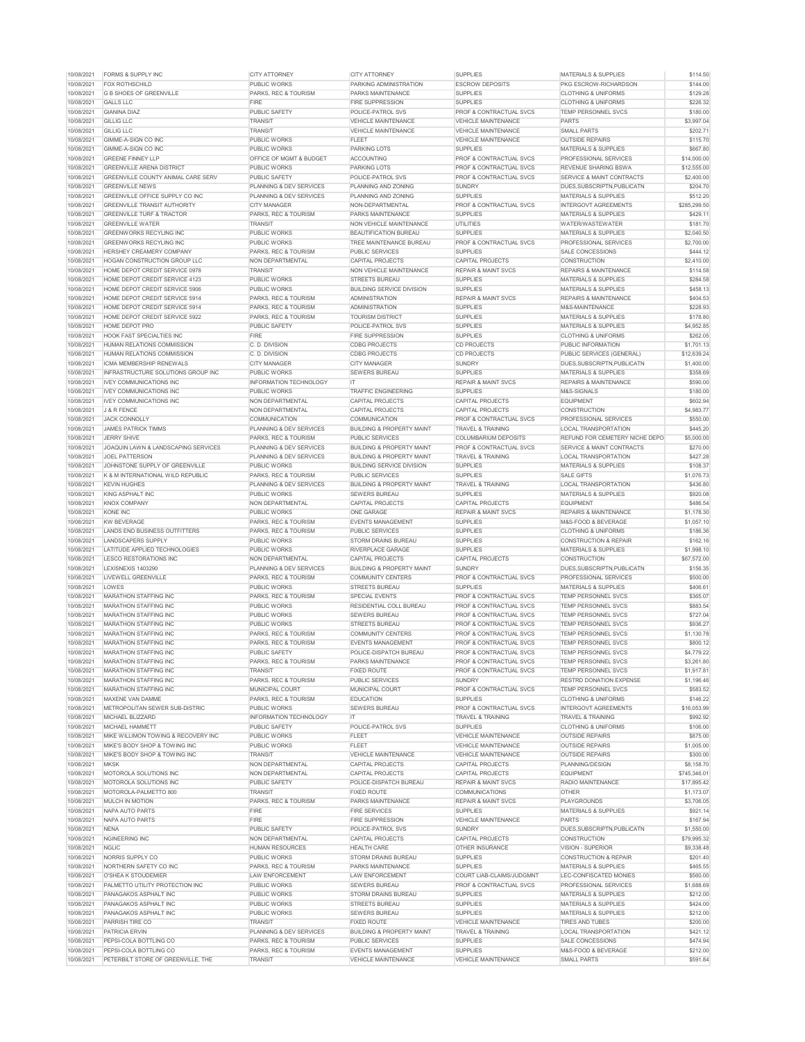| | | | | | | |
|---|---|---|---|---|---|---|
| 10/08/2021 | FORMS & SUPPLY INC | CITY ATTORNEY | CITY ATTORNEY | SUPPLIES | MATERIALS & SUPPLIES | $114.50 |
| 10/08/2021 | FOX ROTHSCHILD | PUBLIC WORKS | PARKING ADMINISTRATION | ESCROW DEPOSITS | PKG ESCROW-RICHARDSON | $144.00 |
| 10/08/2021 | G B SHOES OF GREENVILLE | PARKS, REC & TOURISM | PARKS MAINTENANCE | SUPPLIES | CLOTHING & UNIFORMS | $129.28 |
| 10/08/2021 | GALLS LLC | FIRE | FIRE SUPPRESSION | SUPPLIES | CLOTHING & UNIFORMS | $226.32 |
| 10/08/2021 | GIANINA DIAZ | PUBLIC SAFETY | POLICE-PATROL SVS | PROF & CONTRACTUAL SVCS | TEMP PERSONNEL SVCS | $180.00 |
| 10/08/2021 | GILLIG LLC | TRANSIT | VEHICLE MAINTENANCE | VEHICLE MAINTENANCE | PARTS | $3,997.04 |
| 10/08/2021 | GILLIG LLC | TRANSIT | VEHICLE MAINTENANCE | VEHICLE MAINTENANCE | SMALL PARTS | $202.71 |
| 10/08/2021 | GIMME-A-SIGN CO INC | PUBLIC WORKS | FLEET | VEHICLE MAINTENANCE | OUTSIDE REPAIRS | $115.70 |
| 10/08/2021 | GIMME-A-SIGN CO INC | PUBLIC WORKS | PARKING LOTS | SUPPLIES | MATERIALS & SUPPLIES | $667.80 |
| 10/08/2021 | GREENE FINNEY LLP | OFFICE OF MGMT & BUDGET | ACCOUNTING | PROF & CONTRACTUAL SVCS | PROFESSIONAL SERVICES | $14,000.00 |
| 10/08/2021 | GREENVILLE ARENA DISTRICT | PUBLIC WORKS | PARKING LOTS | PROF & CONTRACTUAL SVCS | REVENUE SHARING BSWA | $12,555.00 |
| 10/08/2021 | GREENVILLE COUNTY ANIMAL CARE SERV | PUBLIC SAFETY | POLICE-PATROL SVS | PROF & CONTRACTUAL SVCS | SERVICE & MAINT CONTRACTS | $2,400.00 |
| 10/08/2021 | GREENVILLE NEWS | PLANNING & DEV SERVICES | PLANNING AND ZONING | SUNDRY | DUES,SUBSCRIPTN,PUBLICATN | $204.70 |
| 10/08/2021 | GREENVILLE OFFICE SUPPLY CO INC | PLANNING & DEV SERVICES | PLANNING AND ZONING | SUPPLIES | MATERIALS & SUPPLIES | $512.20 |
| 10/08/2021 | GREENVILLE TRANSIT AUTHORITY | CITY MANAGER | NON-DEPARTMENTAL | PROF & CONTRACTUAL SVCS | INTERGOVT AGREEMENTS | $285,299.50 |
| 10/08/2021 | GREENVILLE TURF & TRACTOR | PARKS, REC & TOURISM | PARKS MAINTENANCE | SUPPLIES | MATERIALS & SUPPLIES | $429.11 |
| 10/08/2021 | GREENVILLE WATER | TRANSIT | NON VEHICLE MAINTENANCE | UTILITIES | WATER/WASTEWATER | $181.70 |
| 10/08/2021 | GREENWORKS RECYLING INC | PUBLIC WORKS | BEAUTIFICATION BUREAU | SUPPLIES | MATERIALS & SUPPLIES | $2,040.50 |
| 10/08/2021 | GREENWORKS RECYLING INC | PUBLIC WORKS | TREE MAINTENANCE BUREAU | PROF & CONTRACTUAL SVCS | PROFESSIONAL SERVICES | $2,700.00 |
| 10/08/2021 | HERSHEY CREAMERY COMPANY | PARKS, REC & TOURISM | PUBLIC SERVICES | SUPPLIES | SALE CONCESSIONS | $444.12 |
| 10/08/2021 | HOGAN CONSTRUCTION GROUP LLC | NON DEPARTMENTAL | CAPITAL PROJECTS | CAPITAL PROJECTS | CONSTRUCTION | $2,410.00 |
| 10/08/2021 | HOME DEPOT CREDIT SERVICE 0978 | TRANSIT | NON VEHICLE MAINTENANCE | REPAIR & MAINT SVCS | REPAIRS & MAINTENANCE | $114.58 |
| 10/08/2021 | HOME DEPOT CREDIT SERVICE 4123 | PUBLIC WORKS | STREETS BUREAU | SUPPLIES | MATERIALS & SUPPLIES | $284.58 |
| 10/08/2021 | HOME DEPOT CREDIT SERVICE 5906 | PUBLIC WORKS | BUILDING SERVICE DIVISION | SUPPLIES | MATERIALS & SUPPLIES | $458.13 |
| 10/08/2021 | HOME DEPOT CREDIT SERVICE 5914 | PARKS, REC & TOURISM | ADMINISTRATION | REPAIR & MAINT SVCS | REPAIRS & MAINTENANCE | $404.53 |
| 10/08/2021 | HOME DEPOT CREDIT SERVICE 5914 | PARKS, REC & TOURISM | ADMINISTRATION | SUPPLIES | M&S-MAINTENANCE | $228.93 |
| 10/08/2021 | HOME DEPOT CREDIT SERVICE 5922 | PARKS, REC & TOURISM | TOURISM DISTRICT | SUPPLIES | MATERIALS & SUPPLIES | $178.80 |
| 10/08/2021 | HOME DEPOT PRO | PUBLIC SAFETY | POLICE-PATROL SVS | SUPPLIES | MATERIALS & SUPPLIES | $4,952.85 |
| 10/08/2021 | HOOK FAST SPECIALTIES INC | FIRE | FIRE SUPPRESSION | SUPPLIES | CLOTHING & UNIFORMS | $262.05 |
| 10/08/2021 | HUMAN RELATIONS COMMISSION | C. D. DIVISION | CDBG PROJECTS | CD PROJECTS | PUBLIC INFORMATION | $1,701.13 |
| 10/08/2021 | HUMAN RELATIONS COMMISSION | C. D. DIVISION | CDBG PROJECTS | CD PROJECTS | PUBLIC SERVICES (GENERAL) | $12,639.24 |
| 10/08/2021 | ICMA MEMBERSHIP RENEWALS | CITY MANAGER | CITY MANAGER | SUNDRY | DUES,SUBSCRIPTN,PUBLICATN | $1,400.00 |
| 10/08/2021 | INFRASTRUCTURE SOLUTIONS GROUP INC | PUBLIC WORKS | SEWERS BUREAU | SUPPLIES | MATERIALS & SUPPLIES | $358.69 |
| 10/08/2021 | IVEY COMMUNICATIONS INC | INFORMATION TECHNOLOGY | IT | REPAIR & MAINT SVCS | REPAIRS & MAINTENANCE | $590.00 |
| 10/08/2021 | IVEY COMMUNICATIONS INC | PUBLIC WORKS | TRAFFIC ENGINEERING | SUPPLIES | M&S-SIGNALS | $180.00 |
| 10/08/2021 | IVEY COMMUNICATIONS INC | NON DEPARTMENTAL | CAPITAL PROJECTS | CAPITAL PROJECTS | EQUIPMENT | $602.94 |
| 10/08/2021 | J & R FENCE | NON DEPARTMENTAL | CAPITAL PROJECTS | CAPITAL PROJECTS | CONSTRUCTION | $4,983.77 |
| 10/08/2021 | JACK CONNOLLY | COMMUNICATION | COMMUNICATION | PROF & CONTRACTUAL SVCS | PROFESSIONAL SERVICES | $550.00 |
| 10/08/2021 | JAMES PATRICK TIMMS | PLANNING & DEV SERVICES | BUILDING & PROPERTY MAINT | TRAVEL & TRAINING | LOCAL TRANSPORTATION | $445.20 |
| 10/08/2021 | JERRY SHIVE | PARKS, REC & TOURISM | PUBLIC SERVICES | COLUMBARIUM DEPOSITS | REFUND FOR CEMETERY NICHE DEPO | $5,000.00 |
| 10/08/2021 | JOAQUIN LAWN & LANDSCAPING SERVICES | PLANNING & DEV SERVICES | BUILDING & PROPERTY MAINT | PROF & CONTRACTUAL SVCS | SERVICE & MAINT CONTRACTS | $270.00 |
| 10/08/2021 | JOEL PATTERSON | PLANNING & DEV SERVICES | BUILDING & PROPERTY MAINT | TRAVEL & TRAINING | LOCAL TRANSPORTATION | $427.28 |
| 10/08/2021 | JOHNSTONE SUPPLY OF GREENVILLE | PUBLIC WORKS | BUILDING SERVICE DIVISION | SUPPLIES | MATERIALS & SUPPLIES | $108.37 |
| 10/08/2021 | K & M INTERNATIONAL WILD REPUBLIC | PARKS, REC & TOURISM | PUBLIC SERVICES | SUPPLIES | SALE GIFTS | $1,076.73 |
| 10/08/2021 | KEVIN HUGHES | PLANNING & DEV SERVICES | BUILDING & PROPERTY MAINT | TRAVEL & TRAINING | LOCAL TRANSPORTATION | $436.80 |
| 10/08/2021 | KING ASPHALT INC | PUBLIC WORKS | SEWERS BUREAU | SUPPLIES | MATERIALS & SUPPLIES | $920.08 |
| 10/08/2021 | KNOX COMPANY | NON DEPARTMENTAL | CAPITAL PROJECTS | CAPITAL PROJECTS | EQUIPMENT | $486.54 |
| 10/08/2021 | KONE INC | PUBLIC WORKS | ONE GARAGE | REPAIR & MAINT SVCS | REPAIRS & MAINTENANCE | $1,178.30 |
| 10/08/2021 | KW BEVERAGE | PARKS, REC & TOURISM | EVENTS MANAGEMENT | SUPPLIES | M&S-FOOD & BEVERAGE | $1,057.10 |
| 10/08/2021 | LANDS END BUSINESS OUTFITTERS | PARKS, REC & TOURISM | PUBLIC SERVICES | SUPPLIES | CLOTHING & UNIFORMS | $186.36 |
| 10/08/2021 | LANDSCAPERS SUPPLY | PUBLIC WORKS | STORM DRAINS BUREAU | SUPPLIES | CONSTRUCTION & REPAIR | $162.16 |
| 10/08/2021 | LATITUDE APPLIED TECHNOLOGIES | PUBLIC WORKS | RIVERPLACE GARAGE | SUPPLIES | MATERIALS & SUPPLIES | $1,998.10 |
| 10/08/2021 | LESCO RESTORATIONS INC | NON DEPARTMENTAL | CAPITAL PROJECTS | CAPITAL PROJECTS | CONSTRUCTION | $67,572.00 |
| 10/08/2021 | LEXISNEXIS 1403290 | PLANNING & DEV SERVICES | BUILDING & PROPERTY MAINT | SUNDRY | DUES,SUBSCRIPTN,PUBLICATN | $156.35 |
| 10/08/2021 | LIVEWELL GREENVILLE | PARKS, REC & TOURISM | COMMUNITY CENTERS | PROF & CONTRACTUAL SVCS | PROFESSIONAL SERVICES | $500.00 |
| 10/08/2021 | LOWES | PUBLIC WORKS | STREETS BUREAU | SUPPLIES | MATERIALS & SUPPLIES | $406.61 |
| 10/08/2021 | MARATHON STAFFING INC | PARKS, REC & TOURISM | SPECIAL EVENTS | PROF & CONTRACTUAL SVCS | TEMP PERSONNEL SVCS | $365.07 |
| 10/08/2021 | MARATHON STAFFING INC | PUBLIC WORKS | RESIDENTIAL COLL BUREAU | PROF & CONTRACTUAL SVCS | TEMP PERSONNEL SVCS | $883.54 |
| 10/08/2021 | MARATHON STAFFING INC | PUBLIC WORKS | SEWERS BUREAU | PROF & CONTRACTUAL SVCS | TEMP PERSONNEL SVCS | $727.04 |
| 10/08/2021 | MARATHON STAFFING INC | PUBLIC WORKS | STREETS BUREAU | PROF & CONTRACTUAL SVCS | TEMP PERSONNEL SVCS | $936.27 |
| 10/08/2021 | MARATHON STAFFING INC | PARKS, REC & TOURISM | COMMUNITY CENTERS | PROF & CONTRACTUAL SVCS | TEMP PERSONNEL SVCS | $1,130.78 |
| 10/08/2021 | MARATHON STAFFING INC | PARKS, REC & TOURISM | EVENTS MANAGEMENT | PROF & CONTRACTUAL SVCS | TEMP PERSONNEL SVCS | $800.12 |
| 10/08/2021 | MARATHON STAFFING INC | PUBLIC SAFETY | POLICE-DISPATCH BUREAU | PROF & CONTRACTUAL SVCS | TEMP PERSONNEL SVCS | $4,779.22 |
| 10/08/2021 | MARATHON STAFFING INC | PARKS, REC & TOURISM | PARKS MAINTENANCE | PROF & CONTRACTUAL SVCS | TEMP PERSONNEL SVCS | $3,261.80 |
| 10/08/2021 | MARATHON STAFFING INC | TRANSIT | FIXED ROUTE | PROF & CONTRACTUAL SVCS | TEMP PERSONNEL SVCS | $1,917.81 |
| 10/08/2021 | MARATHON STAFFING INC | PARKS, REC & TOURISM | PUBLIC SERVICES | SUNDRY | RESTRD DONATION EXPENSE | $1,196.46 |
| 10/08/2021 | MARATHON STAFFING INC | MUNICIPAL COURT | MUNICIPAL COURT | PROF & CONTRACTUAL SVCS | TEMP PERSONNEL SVCS | $583.52 |
| 10/08/2021 | MAXENE VAN DAMME | PARKS, REC & TOURISM | EDUCATION | SUPPLIES | CLOTHING & UNIFORMS | $146.22 |
| 10/08/2021 | METROPOLITAN SEWER SUB-DISTRIC | PUBLIC WORKS | SEWERS BUREAU | PROF & CONTRACTUAL SVCS | INTERGOVT AGREEMENTS | $16,053.99 |
| 10/08/2021 | MICHAEL BLIZZARD | INFORMATION TECHNOLOGY | IT | TRAVEL & TRAINING | TRAVEL & TRAINING | $992.92 |
| 10/08/2021 | MICHAEL HAMMETT | PUBLIC SAFETY | POLICE-PATROL SVS | SUPPLIES | CLOTHING & UNIFORMS | $106.00 |
| 10/08/2021 | MIKE WILLIMON TOWING & RECOVERY INC | PUBLIC WORKS | FLEET | VEHICLE MAINTENANCE | OUTSIDE REPAIRS | $875.00 |
| 10/08/2021 | MIKE'S BODY SHOP & TOWING INC | PUBLIC WORKS | FLEET | VEHICLE MAINTENANCE | OUTSIDE REPAIRS | $1,005.00 |
| 10/08/2021 | MIKE'S BODY SHOP & TOWING INC | TRANSIT | VEHICLE MAINTENANCE | VEHICLE MAINTENANCE | OUTSIDE REPAIRS | $300.00 |
| 10/08/2021 | MKSK | NON DEPARTMENTAL | CAPITAL PROJECTS | CAPITAL PROJECTS | PLANNING/DESIGN | $8,158.70 |
| 10/08/2021 | MOTOROLA SOLUTIONS INC | NON DEPARTMENTAL | CAPITAL PROJECTS | CAPITAL PROJECTS | EQUIPMENT | $745,346.01 |
| 10/08/2021 | MOTOROLA SOLUTIONS INC | PUBLIC SAFETY | POLICE-DISPATCH BUREAU | REPAIR & MAINT SVCS | RADIO MAINTENANCE | $17,895.42 |
| 10/08/2021 | MOTOROLA-PALMETTO 800 | TRANSIT | FIXED ROUTE | COMMUNICATIONS | OTHER | $1,173.07 |
| 10/08/2021 | MULCH IN MOTION | PARKS, REC & TOURISM | PARKS MAINTENANCE | REPAIR & MAINT SVCS | PLAYGROUNDS | $3,706.05 |
| 10/08/2021 | NAPA AUTO PARTS | FIRE | FIRE SERVICES | SUPPLIES | MATERIALS & SUPPLIES | $921.14 |
| 10/08/2021 | NAPA AUTO PARTS | FIRE | FIRE SUPPRESSION | VEHICLE MAINTENANCE | PARTS | $167.94 |
| 10/08/2021 | NENA | PUBLIC SAFETY | POLICE-PATROL SVS | SUNDRY | DUES,SUBSCRIPTN,PUBLICATN | $1,550.00 |
| 10/08/2021 | NGINEERING INC | NON DEPARTMENTAL | CAPITAL PROJECTS | CAPITAL PROJECTS | CONSTRUCTION | $79,995.32 |
| 10/08/2021 | NGLIC | HUMAN RESOURCES | HEALTH CARE | OTHER INSURANCE | VISION - SUPERIOR | $9,338.48 |
| 10/08/2021 | NORRIS SUPPLY CO | PUBLIC WORKS | STORM DRAINS BUREAU | SUPPLIES | CONSTRUCTION & REPAIR | $201.40 |
| 10/08/2021 | NORTHERN SAFETY CO INC | PARKS, REC & TOURISM | PARKS MAINTENANCE | SUPPLIES | MATERIALS & SUPPLIES | $465.55 |
| 10/08/2021 | O'SHEA K STOUDEMIER | LAW ENFORCEMENT | LAW ENFORCEMENT | COURT LIAB-CLAIMS/JUDGMNT | LEC-CONFISCATED MONIES | $560.00 |
| 10/08/2021 | PALMETTO UTILITY PROTECTION INC | PUBLIC WORKS | SEWERS BUREAU | PROF & CONTRACTUAL SVCS | PROFESSIONAL SERVICES | $1,688.69 |
| 10/08/2021 | PANAGAKOS ASPHALT INC | PUBLIC WORKS | STORM DRAINS BUREAU | SUPPLIES | MATERIALS & SUPPLIES | $212.00 |
| 10/08/2021 | PANAGAKOS ASPHALT INC | PUBLIC WORKS | STREETS BUREAU | SUPPLIES | MATERIALS & SUPPLIES | $424.00 |
| 10/08/2021 | PANAGAKOS ASPHALT INC | PUBLIC WORKS | SEWERS BUREAU | SUPPLIES | MATERIALS & SUPPLIES | $212.00 |
| 10/08/2021 | PARRISH TIRE CO | TRANSIT | FIXED ROUTE | VEHICLE MAINTENANCE | TIRES AND TUBES | $200.00 |
| 10/08/2021 | PATRICIA ERVIN | PLANNING & DEV SERVICES | BUILDING & PROPERTY MAINT | TRAVEL & TRAINING | LOCAL TRANSPORTATION | $421.12 |
| 10/08/2021 | PEPSI-COLA BOTTLING CO | PARKS, REC & TOURISM | PUBLIC SERVICES | SUPPLIES | SALE CONCESSIONS | $474.94 |
| 10/08/2021 | PEPSI-COLA BOTTLING CO | PARKS, REC & TOURISM | EVENTS MANAGEMENT | SUPPLIES | M&S-FOOD & BEVERAGE | $212.00 |
| 10/08/2021 | PETERBILT STORE OF GREENVILLE, THE | TRANSIT | VEHICLE MAINTENANCE | VEHICLE MAINTENANCE | SMALL PARTS | $591.84 |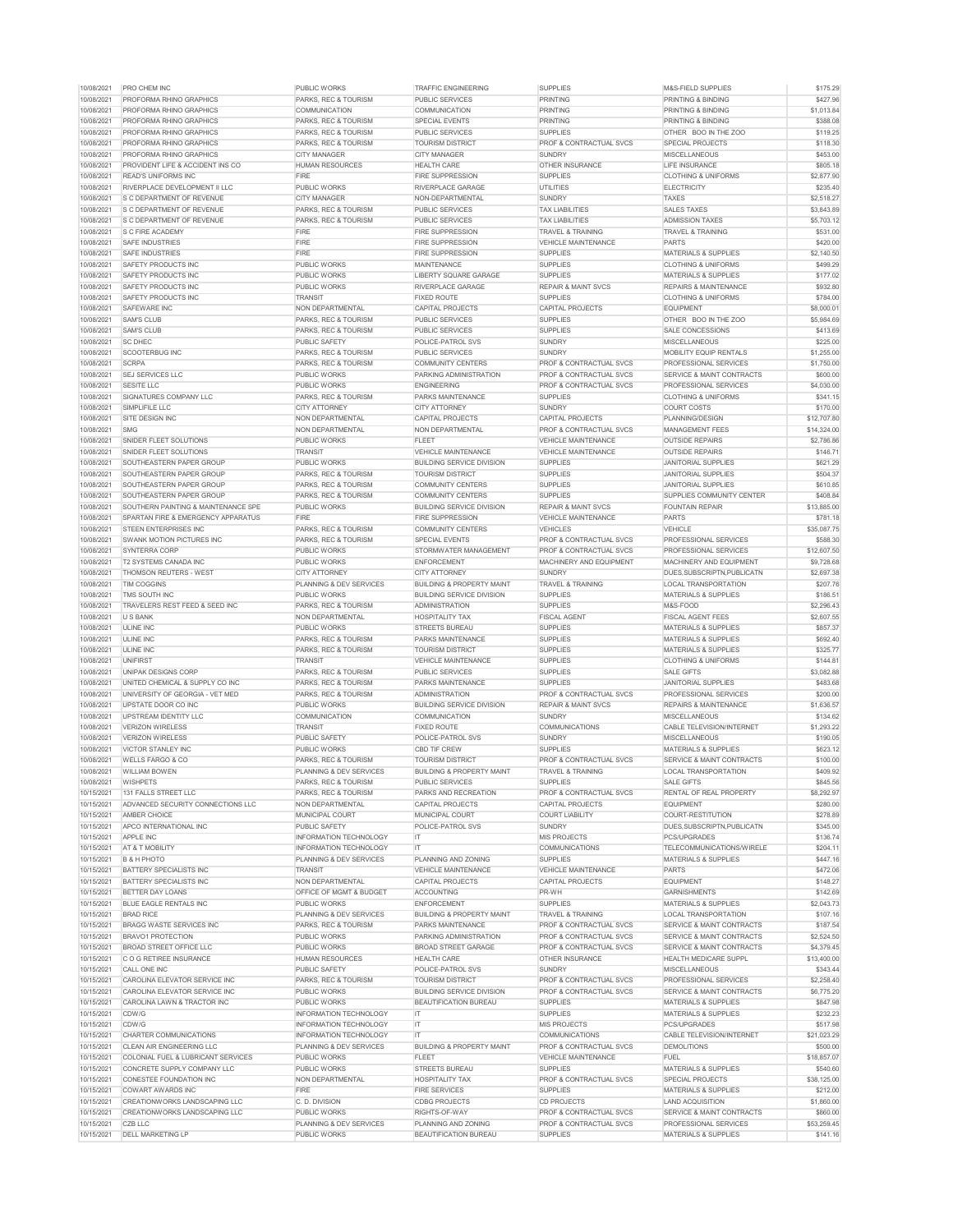| | | | | | | |
|---|---|---|---|---|---|---|
| 10/08/2021 | PRO CHEM INC | PUBLIC WORKS | TRAFFIC ENGINEERING | SUPPLIES | M&S-FIELD SUPPLIES | $175.29 |
| 10/08/2021 | PROFORMA RHINO GRAPHICS | PARKS, REC & TOURISM | PUBLIC SERVICES | PRINTING | PRINTING & BINDING | $427.96 |
| 10/08/2021 | PROFORMA RHINO GRAPHICS | COMMUNICATION | COMMUNICATION | PRINTING | PRINTING & BINDING | $1,013.84 |
| 10/08/2021 | PROFORMA RHINO GRAPHICS | PARKS, REC & TOURISM | SPECIAL EVENTS | PRINTING | PRINTING & BINDING | $388.08 |
| 10/08/2021 | PROFORMA RHINO GRAPHICS | PARKS, REC & TOURISM | PUBLIC SERVICES | SUPPLIES | OTHER BOO IN THE ZOO | $119.25 |
| 10/08/2021 | PROFORMA RHINO GRAPHICS | PARKS, REC & TOURISM | TOURISM DISTRICT | PROF & CONTRACTUAL SVCS | SPECIAL PROJECTS | $118.30 |
| 10/08/2021 | PROFORMA RHINO GRAPHICS | CITY MANAGER | CITY MANAGER | SUNDRY | MISCELLANEOUS | $453.00 |
| 10/08/2021 | PROVIDENT LIFE & ACCIDENT INS CO | HUMAN RESOURCES | HEALTH CARE | OTHER INSURANCE | LIFE INSURANCE | $805.18 |
| 10/08/2021 | READ'S UNIFORMS INC | FIRE | FIRE SUPPRESSION | SUPPLIES | CLOTHING & UNIFORMS | $2,877.90 |
| 10/08/2021 | RIVERPLACE DEVELOPMENT II LLC | PUBLIC WORKS | RIVERPLACE GARAGE | UTILITIES | ELECTRICITY | $235.40 |
| 10/08/2021 | S C DEPARTMENT OF REVENUE | CITY MANAGER | NON-DEPARTMENTAL | SUNDRY | TAXES | $2,518.27 |
| 10/08/2021 | S C DEPARTMENT OF REVENUE | PARKS, REC & TOURISM | PUBLIC SERVICES | TAX LIABILITIES | SALES TAXES | $3,843.89 |
| 10/08/2021 | S C DEPARTMENT OF REVENUE | PARKS, REC & TOURISM | PUBLIC SERVICES | TAX LIABILITIES | ADMISSION TAXES | $5,703.12 |
| 10/08/2021 | S C FIRE ACADEMY | FIRE | FIRE SUPPRESSION | TRAVEL & TRAINING | TRAVEL & TRAINING | $531.00 |
| 10/08/2021 | SAFE INDUSTRIES | FIRE | FIRE SUPPRESSION | VEHICLE MAINTENANCE | PARTS | $420.00 |
| 10/08/2021 | SAFE INDUSTRIES | FIRE | FIRE SUPPRESSION | SUPPLIES | MATERIALS & SUPPLIES | $2,140.50 |
| 10/08/2021 | SAFETY PRODUCTS INC | PUBLIC WORKS | MAINTENANCE | SUPPLIES | CLOTHING & UNIFORMS | $499.29 |
| 10/08/2021 | SAFETY PRODUCTS INC | PUBLIC WORKS | LIBERTY SQUARE GARAGE | SUPPLIES | MATERIALS & SUPPLIES | $177.02 |
| 10/08/2021 | SAFETY PRODUCTS INC | PUBLIC WORKS | RIVERPLACE GARAGE | REPAIR & MAINT SVCS | REPAIRS & MAINTENANCE | $932.80 |
| 10/08/2021 | SAFETY PRODUCTS INC | TRANSIT | FIXED ROUTE | SUPPLIES | CLOTHING & UNIFORMS | $784.00 |
| 10/08/2021 | SAFEWARE INC | NON DEPARTMENTAL | CAPITAL PROJECTS | CAPITAL PROJECTS | EQUIPMENT | $8,000.01 |
| 10/08/2021 | SAM'S CLUB | PARKS, REC & TOURISM | PUBLIC SERVICES | SUPPLIES | OTHER BOO IN THE ZOO | $5,984.69 |
| 10/08/2021 | SAM'S CLUB | PARKS, REC & TOURISM | PUBLIC SERVICES | SUPPLIES | SALE CONCESSIONS | $413.69 |
| 10/08/2021 | SC DHEC | PUBLIC SAFETY | POLICE-PATROL SVS | SUNDRY | MISCELLANEOUS | $225.00 |
| 10/08/2021 | SCOOTERBUG INC | PARKS, REC & TOURISM | PUBLIC SERVICES | SUNDRY | MOBILITY EQUIP RENTALS | $1,255.00 |
| 10/08/2021 | SCRPA | PARKS, REC & TOURISM | COMMUNITY CENTERS | PROF & CONTRACTUAL SVCS | PROFESSIONAL SERVICES | $1,750.00 |
| 10/08/2021 | SEJ SERVICES LLC | PUBLIC WORKS | PARKING ADMINISTRATION | PROF & CONTRACTUAL SVCS | SERVICE & MAINT CONTRACTS | $600.00 |
| 10/08/2021 | SESITE LLC | PUBLIC WORKS | ENGINEERING | PROF & CONTRACTUAL SVCS | PROFESSIONAL SERVICES | $4,030.00 |
| 10/08/2021 | SIGNATURES COMPANY LLC | PARKS, REC & TOURISM | PARKS MAINTENANCE | SUPPLIES | CLOTHING & UNIFORMS | $341.15 |
| 10/08/2021 | SIMPLIFILE LLC | CITY ATTORNEY | CITY ATTORNEY | SUNDRY | COURT COSTS | $170.00 |
| 10/08/2021 | SITE DESIGN INC | NON DEPARTMENTAL | CAPITAL PROJECTS | CAPITAL PROJECTS | PLANNING/DESIGN | $12,707.80 |
| 10/08/2021 | SMG | NON DEPARTMENTAL | NON DEPARTMENTAL | PROF & CONTRACTUAL SVCS | MANAGEMENT FEES | $14,324.00 |
| 10/08/2021 | SNIDER FLEET SOLUTIONS | PUBLIC WORKS | FLEET | VEHICLE MAINTENANCE | OUTSIDE REPAIRS | $2,786.86 |
| 10/08/2021 | SNIDER FLEET SOLUTIONS | TRANSIT | VEHICLE MAINTENANCE | VEHICLE MAINTENANCE | OUTSIDE REPAIRS | $146.71 |
| 10/08/2021 | SOUTHEASTERN PAPER GROUP | PUBLIC WORKS | BUILDING SERVICE DIVISION | SUPPLIES | JANITORIAL SUPPLIES | $621.29 |
| 10/08/2021 | SOUTHEASTERN PAPER GROUP | PARKS, REC & TOURISM | TOURISM DISTRICT | SUPPLIES | JANITORIAL SUPPLIES | $504.37 |
| 10/08/2021 | SOUTHEASTERN PAPER GROUP | PARKS, REC & TOURISM | COMMUNITY CENTERS | SUPPLIES | JANITORIAL SUPPLIES | $610.85 |
| 10/08/2021 | SOUTHEASTERN PAPER GROUP | PARKS, REC & TOURISM | COMMUNITY CENTERS | SUPPLIES | SUPPLIES COMMUNITY CENTER | $408.84 |
| 10/08/2021 | SOUTHERN PAINTING & MAINTENANCE SPE | PUBLIC WORKS | BUILDING SERVICE DIVISION | REPAIR & MAINT SVCS | FOUNTAIN REPAIR | $13,885.00 |
| 10/08/2021 | SPARTAN FIRE & EMERGENCY APPARATUS | FIRE | FIRE SUPPRESSION | VEHICLE MAINTENANCE | PARTS | $781.18 |
| 10/08/2021 | STEEN ENTERPRISES INC | PARKS, REC & TOURISM | COMMUNITY CENTERS | VEHICLES | VEHICLE | $35,087.75 |
| 10/08/2021 | SWANK MOTION PICTURES INC | PARKS, REC & TOURISM | SPECIAL EVENTS | PROF & CONTRACTUAL SVCS | PROFESSIONAL SERVICES | $588.30 |
| 10/08/2021 | SYNTERRA CORP | PUBLIC WORKS | STORMWATER MANAGEMENT | PROF & CONTRACTUAL SVCS | PROFESSIONAL SERVICES | $12,607.50 |
| 10/08/2021 | T2 SYSTEMS CANADA INC | PUBLIC WORKS | ENFORCEMENT | MACHINERY AND EQUIPMENT | MACHINERY AND EQUIPMENT | $9,728.68 |
| 10/08/2021 | THOMSON REUTERS - WEST | CITY ATTORNEY | CITY ATTORNEY | SUNDRY | DUES,SUBSCRIPTN,PUBLICATN | $2,697.38 |
| 10/08/2021 | TIM COGGINS | PLANNING & DEV SERVICES | BUILDING & PROPERTY MAINT | TRAVEL & TRAINING | LOCAL TRANSPORTATION | $207.76 |
| 10/08/2021 | TMS SOUTH INC | PUBLIC WORKS | BUILDING SERVICE DIVISION | SUPPLIES | MATERIALS & SUPPLIES | $186.51 |
| 10/08/2021 | TRAVELERS REST FEED & SEED INC | PARKS, REC & TOURISM | ADMINISTRATION | SUPPLIES | M&S-FOOD | $2,296.43 |
| 10/08/2021 | U S BANK | NON DEPARTMENTAL | HOSPITALITY TAX | FISCAL AGENT | FISCAL AGENT FEES | $2,607.55 |
| 10/08/2021 | ULINE INC | PUBLIC WORKS | STREETS BUREAU | SUPPLIES | MATERIALS & SUPPLIES | $857.37 |
| 10/08/2021 | ULINE INC | PARKS, REC & TOURISM | PARKS MAINTENANCE | SUPPLIES | MATERIALS & SUPPLIES | $692.40 |
| 10/08/2021 | ULINE INC | PARKS, REC & TOURISM | TOURISM DISTRICT | SUPPLIES | MATERIALS & SUPPLIES | $325.77 |
| 10/08/2021 | UNIFIRST | TRANSIT | VEHICLE MAINTENANCE | SUPPLIES | CLOTHING & UNIFORMS | $144.81 |
| 10/08/2021 | UNIPAK DESIGNS CORP | PARKS, REC & TOURISM | PUBLIC SERVICES | SUPPLIES | SALE GIFTS | $3,082.88 |
| 10/08/2021 | UNITED CHEMICAL & SUPPLY CO INC | PARKS, REC & TOURISM | PARKS MAINTENANCE | SUPPLIES | JANITORIAL SUPPLIES | $483.68 |
| 10/08/2021 | UNIVERSITY OF GEORGIA - VET MED | PARKS, REC & TOURISM | ADMINISTRATION | PROF & CONTRACTUAL SVCS | PROFESSIONAL SERVICES | $200.00 |
| 10/08/2021 | UPSTATE DOOR CO INC | PUBLIC WORKS | BUILDING SERVICE DIVISION | REPAIR & MAINT SVCS | REPAIRS & MAINTENANCE | $1,636.57 |
| 10/08/2021 | UPSTREAM IDENTITY LLC | COMMUNICATION | COMMUNICATION | SUNDRY | MISCELLANEOUS | $134.62 |
| 10/08/2021 | VERIZON WIRELESS | TRANSIT | FIXED ROUTE | COMMUNICATIONS | CABLE TELEVISION/INTERNET | $1,293.22 |
| 10/08/2021 | VERIZON WIRELESS | PUBLIC SAFETY | POLICE-PATROL SVS | SUNDRY | MISCELLANEOUS | $190.05 |
| 10/08/2021 | VICTOR STANLEY INC | PUBLIC WORKS | CBD TIF CREW | SUPPLIES | MATERIALS & SUPPLIES | $623.12 |
| 10/08/2021 | WELLS FARGO & CO | PARKS, REC & TOURISM | TOURISM DISTRICT | PROF & CONTRACTUAL SVCS | SERVICE & MAINT CONTRACTS | $100.00 |
| 10/08/2021 | WILLIAM BOWEN | PLANNING & DEV SERVICES | BUILDING & PROPERTY MAINT | TRAVEL & TRAINING | LOCAL TRANSPORTATION | $409.92 |
| 10/08/2021 | WISHPETS | PARKS, REC & TOURISM | PUBLIC SERVICES | SUPPLIES | SALE GIFTS | $845.56 |
| 10/15/2021 | 131 FALLS STREET LLC | PARKS, REC & TOURISM | PARKS AND RECREATION | PROF & CONTRACTUAL SVCS | RENTAL OF REAL PROPERTY | $8,292.97 |
| 10/15/2021 | ADVANCED SECURITY CONNECTIONS LLC | NON DEPARTMENTAL | CAPITAL PROJECTS | CAPITAL PROJECTS | EQUIPMENT | $280.00 |
| 10/15/2021 | AMBER CHOICE | MUNICIPAL COURT | MUNICIPAL COURT | COURT LIABILITY | COURT-RESTITUTION | $278.89 |
| 10/15/2021 | APCO INTERNATIONAL INC | PUBLIC SAFETY | POLICE-PATROL SVS | SUNDRY | DUES,SUBSCRIPTN,PUBLICATN | $345.00 |
| 10/15/2021 | APPLE INC | INFORMATION TECHNOLOGY | IT | MIS PROJECTS | PCS/UPGRADES | $136.74 |
| 10/15/2021 | AT & T MOBILITY | INFORMATION TECHNOLOGY | IT | COMMUNICATIONS | TELECOMMUNICATIONS/WIRELE | $204.11 |
| 10/15/2021 | B & H PHOTO | PLANNING & DEV SERVICES | PLANNING AND ZONING | SUPPLIES | MATERIALS & SUPPLIES | $447.16 |
| 10/15/2021 | BATTERY SPECIALISTS INC | TRANSIT | VEHICLE MAINTENANCE | VEHICLE MAINTENANCE | PARTS | $472.06 |
| 10/15/2021 | BATTERY SPECIALISTS INC | NON DEPARTMENTAL | CAPITAL PROJECTS | CAPITAL PROJECTS | EQUIPMENT | $148.27 |
| 10/15/2021 | BETTER DAY LOANS | OFFICE OF MGMT & BUDGET | ACCOUNTING | PR-WH | GARNISHMENTS | $142.69 |
| 10/15/2021 | BLUE EAGLE RENTALS INC | PUBLIC WORKS | ENFORCEMENT | SUPPLIES | MATERIALS & SUPPLIES | $2,043.73 |
| 10/15/2021 | BRAD RICE | PLANNING & DEV SERVICES | BUILDING & PROPERTY MAINT | TRAVEL & TRAINING | LOCAL TRANSPORTATION | $107.16 |
| 10/15/2021 | BRAGG WASTE SERVICES INC | PARKS, REC & TOURISM | PARKS MAINTENANCE | PROF & CONTRACTUAL SVCS | SERVICE & MAINT CONTRACTS | $187.54 |
| 10/15/2021 | BRAVO1 PROTECTION | PUBLIC WORKS | PARKING ADMINISTRATION | PROF & CONTRACTUAL SVCS | SERVICE & MAINT CONTRACTS | $2,524.50 |
| 10/15/2021 | BROAD STREET OFFICE LLC | PUBLIC WORKS | BROAD STREET GARAGE | PROF & CONTRACTUAL SVCS | SERVICE & MAINT CONTRACTS | $4,379.45 |
| 10/15/2021 | C O G RETIREE INSURANCE | HUMAN RESOURCES | HEALTH CARE | OTHER INSURANCE | HEALTH MEDICARE SUPPL | $13,400.00 |
| 10/15/2021 | CALL ONE INC | PUBLIC SAFETY | POLICE-PATROL SVS | SUNDRY | MISCELLANEOUS | $343.44 |
| 10/15/2021 | CAROLINA ELEVATOR SERVICE INC | PARKS, REC & TOURISM | TOURISM DISTRICT | PROF & CONTRACTUAL SVCS | PROFESSIONAL SERVICES | $2,258.40 |
| 10/15/2021 | CAROLINA ELEVATOR SERVICE INC | PUBLIC WORKS | BUILDING SERVICE DIVISION | PROF & CONTRACTUAL SVCS | SERVICE & MAINT CONTRACTS | $6,775.20 |
| 10/15/2021 | CAROLINA LAWN & TRACTOR INC | PUBLIC WORKS | BEAUTIFICATION BUREAU | SUPPLIES | MATERIALS & SUPPLIES | $847.98 |
| 10/15/2021 | CDW/G | INFORMATION TECHNOLOGY | IT | SUPPLIES | MATERIALS & SUPPLIES | $232.23 |
| 10/15/2021 | CDW/G | INFORMATION TECHNOLOGY | IT | MIS PROJECTS | PCS/UPGRADES | $517.98 |
| 10/15/2021 | CHARTER COMMUNICATIONS | INFORMATION TECHNOLOGY | IT | COMMUNICATIONS | CABLE TELEVISION/INTERNET | $21,023.29 |
| 10/15/2021 | CLEAN AIR ENGINEERING LLC | PLANNING & DEV SERVICES | BUILDING & PROPERTY MAINT | PROF & CONTRACTUAL SVCS | DEMOLITIONS | $500.00 |
| 10/15/2021 | COLONIAL FUEL & LUBRICANT SERVICES | PUBLIC WORKS | FLEET | VEHICLE MAINTENANCE | FUEL | $18,857.07 |
| 10/15/2021 | CONCRETE SUPPLY COMPANY LLC | PUBLIC WORKS | STREETS BUREAU | SUPPLIES | MATERIALS & SUPPLIES | $540.60 |
| 10/15/2021 | CONESTEE FOUNDATION INC | NON DEPARTMENTAL | HOSPITALITY TAX | PROF & CONTRACTUAL SVCS | SPECIAL PROJECTS | $38,125.00 |
| 10/15/2021 | COWART AWARDS INC | FIRE | FIRE SERVICES | SUPPLIES | MATERIALS & SUPPLIES | $212.00 |
| 10/15/2021 | CREATIONWORKS LANDSCAPING LLC | C. D. DIVISION | CDBG PROJECTS | CD PROJECTS | LAND ACQUISITION | $1,860.00 |
| 10/15/2021 | CREATIONWORKS LANDSCAPING LLC | PUBLIC WORKS | RIGHTS-OF-WAY | PROF & CONTRACTUAL SVCS | SERVICE & MAINT CONTRACTS | $860.00 |
| 10/15/2021 | CZB LLC | PLANNING & DEV SERVICES | PLANNING AND ZONING | PROF & CONTRACTUAL SVCS | PROFESSIONAL SERVICES | $53,259.45 |
| 10/15/2021 | DELL MARKETING LP | PUBLIC WORKS | BEAUTIFICATION BUREAU | SUPPLIES | MATERIALS & SUPPLIES | $141.16 |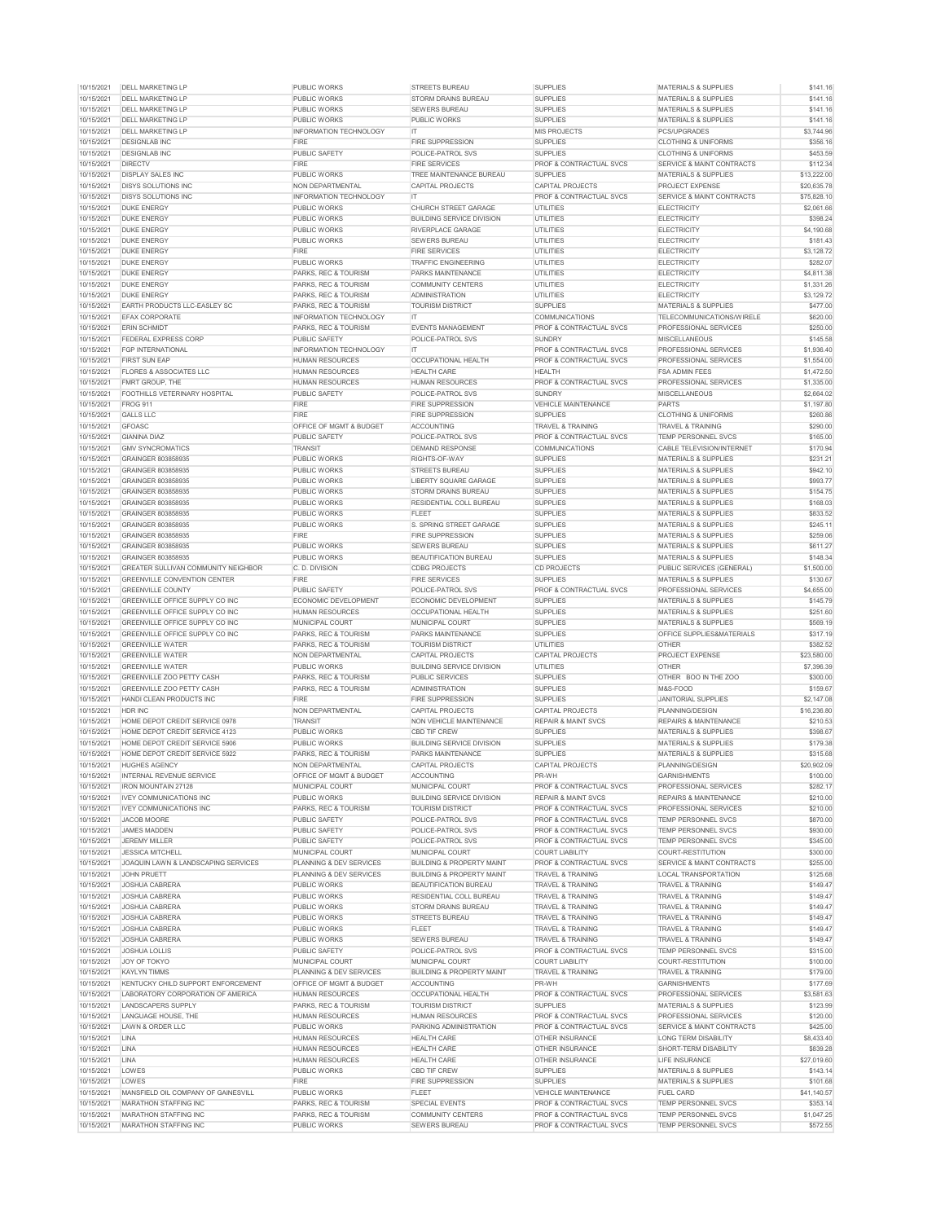| | | | | | | |
|---|---|---|---|---|---|---|
| 10/15/2021 | DELL MARKETING LP | PUBLIC WORKS | STREETS BUREAU | SUPPLIES | MATERIALS & SUPPLIES | $141.16 |
| 10/15/2021 | DELL MARKETING LP | PUBLIC WORKS | STORM DRAINS BUREAU | SUPPLIES | MATERIALS & SUPPLIES | $141.16 |
| 10/15/2021 | DELL MARKETING LP | PUBLIC WORKS | SEWERS BUREAU | SUPPLIES | MATERIALS & SUPPLIES | $141.16 |
| 10/15/2021 | DELL MARKETING LP | PUBLIC WORKS | PUBLIC WORKS | SUPPLIES | MATERIALS & SUPPLIES | $141.16 |
| 10/15/2021 | DELL MARKETING LP | INFORMATION TECHNOLOGY | IT | MIS PROJECTS | PCS/UPGRADES | $3,744.96 |
| 10/15/2021 | DESIGNLAB INC | FIRE | FIRE SUPPRESSION | SUPPLIES | CLOTHING & UNIFORMS | $356.16 |
| 10/15/2021 | DESIGNLAB INC | PUBLIC SAFETY | POLICE-PATROL SVS | SUPPLIES | CLOTHING & UNIFORMS | $453.59 |
| 10/15/2021 | DIRECTV | FIRE | FIRE SERVICES | PROF & CONTRACTUAL SVCS | SERVICE & MAINT CONTRACTS | $112.34 |
| 10/15/2021 | DISPLAY SALES INC | PUBLIC WORKS | TREE MAINTENANCE BUREAU | SUPPLIES | MATERIALS & SUPPLIES | $13,222.00 |
| 10/15/2021 | DISYS SOLUTIONS INC | NON DEPARTMENTAL | CAPITAL PROJECTS | CAPITAL PROJECTS | PROJECT EXPENSE | $20,635.78 |
| 10/15/2021 | DISYS SOLUTIONS INC | INFORMATION TECHNOLOGY | IT | PROF & CONTRACTUAL SVCS | SERVICE & MAINT CONTRACTS | $75,828.10 |
| 10/15/2021 | DUKE ENERGY | PUBLIC WORKS | CHURCH STREET GARAGE | UTILITIES | ELECTRICITY | $2,061.66 |
| 10/15/2021 | DUKE ENERGY | PUBLIC WORKS | BUILDING SERVICE DIVISION | UTILITIES | ELECTRICITY | $398.24 |
| 10/15/2021 | DUKE ENERGY | PUBLIC WORKS | RIVERPLACE GARAGE | UTILITIES | ELECTRICITY | $4,190.68 |
| 10/15/2021 | DUKE ENERGY | PUBLIC WORKS | SEWERS BUREAU | UTILITIES | ELECTRICITY | $181.43 |
| 10/15/2021 | DUKE ENERGY | FIRE | FIRE SERVICES | UTILITIES | ELECTRICITY | $3,128.72 |
| 10/15/2021 | DUKE ENERGY | PUBLIC WORKS | TRAFFIC ENGINEERING | UTILITIES | ELECTRICITY | $282.07 |
| 10/15/2021 | DUKE ENERGY | PARKS, REC & TOURISM | PARKS MAINTENANCE | UTILITIES | ELECTRICITY | $4,811.38 |
| 10/15/2021 | DUKE ENERGY | PARKS, REC & TOURISM | COMMUNITY CENTERS | UTILITIES | ELECTRICITY | $1,331.26 |
| 10/15/2021 | DUKE ENERGY | PARKS, REC & TOURISM | ADMINISTRATION | UTILITIES | ELECTRICITY | $3,129.72 |
| 10/15/2021 | EARTH PRODUCTS LLC-EASLEY SC | PARKS, REC & TOURISM | TOURISM DISTRICT | SUPPLIES | MATERIALS & SUPPLIES | $477.00 |
| 10/15/2021 | EFAX CORPORATE | INFORMATION TECHNOLOGY | IT | COMMUNICATIONS | TELECOMMUNICATIONS/WIRELE | $620.00 |
| 10/15/2021 | ERIN SCHMIDT | PARKS, REC & TOURISM | EVENTS MANAGEMENT | PROF & CONTRACTUAL SVCS | PROFESSIONAL SERVICES | $250.00 |
| 10/15/2021 | FEDERAL EXPRESS CORP | PUBLIC SAFETY | POLICE-PATROL SVS | SUNDRY | MISCELLANEOUS | $145.58 |
| 10/15/2021 | FGP INTERNATIONAL | INFORMATION TECHNOLOGY | IT | PROF & CONTRACTUAL SVCS | PROFESSIONAL SERVICES | $1,936.40 |
| 10/15/2021 | FIRST SUN EAP | HUMAN RESOURCES | OCCUPATIONAL HEALTH | PROF & CONTRACTUAL SVCS | PROFESSIONAL SERVICES | $1,554.00 |
| 10/15/2021 | FLORES & ASSOCIATES LLC | HUMAN RESOURCES | HEALTH CARE | HEALTH | FSA ADMIN FEES | $1,472.50 |
| 10/15/2021 | FMRT GROUP, THE | HUMAN RESOURCES | HUMAN RESOURCES | PROF & CONTRACTUAL SVCS | PROFESSIONAL SERVICES | $1,335.00 |
| 10/15/2021 | FOOTHILLS VETERINARY HOSPITAL | PUBLIC SAFETY | POLICE-PATROL SVS | SUNDRY | MISCELLANEOUS | $2,664.02 |
| 10/15/2021 | FROG 911 | FIRE | FIRE SUPPRESSION | VEHICLE MAINTENANCE | PARTS | $1,197.80 |
| 10/15/2021 | GALLS LLC | FIRE | FIRE SUPPRESSION | SUPPLIES | CLOTHING & UNIFORMS | $260.86 |
| 10/15/2021 | GFOASC | OFFICE OF MGMT & BUDGET | ACCOUNTING | TRAVEL & TRAINING | TRAVEL & TRAINING | $290.00 |
| 10/15/2021 | GIANINA DIAZ | PUBLIC SAFETY | POLICE-PATROL SVS | PROF & CONTRACTUAL SVCS | TEMP PERSONNEL SVCS | $165.00 |
| 10/15/2021 | GMV SYNCROMATICS | TRANSIT | DEMAND RESPONSE | COMMUNICATIONS | CABLE TELEVISION/INTERNET | $170.94 |
| 10/15/2021 | GRAINGER 803858935 | PUBLIC WORKS | RIGHTS-OF-WAY | SUPPLIES | MATERIALS & SUPPLIES | $231.21 |
| 10/15/2021 | GRAINGER 803858935 | PUBLIC WORKS | STREETS BUREAU | SUPPLIES | MATERIALS & SUPPLIES | $942.10 |
| 10/15/2021 | GRAINGER 803858935 | PUBLIC WORKS | LIBERTY SQUARE GARAGE | SUPPLIES | MATERIALS & SUPPLIES | $993.77 |
| 10/15/2021 | GRAINGER 803858935 | PUBLIC WORKS | STORM DRAINS BUREAU | SUPPLIES | MATERIALS & SUPPLIES | $154.75 |
| 10/15/2021 | GRAINGER 803858935 | PUBLIC WORKS | RESIDENTIAL COLL BUREAU | SUPPLIES | MATERIALS & SUPPLIES | $168.03 |
| 10/15/2021 | GRAINGER 803858935 | PUBLIC WORKS | FLEET | SUPPLIES | MATERIALS & SUPPLIES | $833.52 |
| 10/15/2021 | GRAINGER 803858935 | PUBLIC WORKS | S. SPRING STREET GARAGE | SUPPLIES | MATERIALS & SUPPLIES | $245.11 |
| 10/15/2021 | GRAINGER 803858935 | FIRE | FIRE SUPPRESSION | SUPPLIES | MATERIALS & SUPPLIES | $259.06 |
| 10/15/2021 | GRAINGER 803858935 | PUBLIC WORKS | SEWERS BUREAU | SUPPLIES | MATERIALS & SUPPLIES | $611.27 |
| 10/15/2021 | GRAINGER 803858935 | PUBLIC WORKS | BEAUTIFICATION BUREAU | SUPPLIES | MATERIALS & SUPPLIES | $148.34 |
| 10/15/2021 | GREATER SULLIVAN COMMUNITY NEIGHBOR | C. D. DIVISION | CDBG PROJECTS | CD PROJECTS | PUBLIC SERVICES (GENERAL) | $1,500.00 |
| 10/15/2021 | GREENVILLE CONVENTION CENTER | FIRE | FIRE SERVICES | SUPPLIES | MATERIALS & SUPPLIES | $130.67 |
| 10/15/2021 | GREENVILLE COUNTY | PUBLIC SAFETY | POLICE-PATROL SVS | PROF & CONTRACTUAL SVCS | PROFESSIONAL SERVICES | $4,655.00 |
| 10/15/2021 | GREENVILLE OFFICE SUPPLY CO INC | ECONOMIC DEVELOPMENT | ECONOMIC DEVELOPMENT | SUPPLIES | MATERIALS & SUPPLIES | $145.79 |
| 10/15/2021 | GREENVILLE OFFICE SUPPLY CO INC | HUMAN RESOURCES | OCCUPATIONAL HEALTH | SUPPLIES | MATERIALS & SUPPLIES | $251.60 |
| 10/15/2021 | GREENVILLE OFFICE SUPPLY CO INC | MUNICIPAL COURT | MUNICIPAL COURT | SUPPLIES | MATERIALS & SUPPLIES | $569.19 |
| 10/15/2021 | GREENVILLE OFFICE SUPPLY CO INC | PARKS, REC & TOURISM | PARKS MAINTENANCE | SUPPLIES | OFFICE SUPPLIES&MATERIALS | $317.19 |
| 10/15/2021 | GREENVILLE WATER | PARKS, REC & TOURISM | TOURISM DISTRICT | UTILITIES | OTHER | $382.52 |
| 10/15/2021 | GREENVILLE WATER | NON DEPARTMENTAL | CAPITAL PROJECTS | CAPITAL PROJECTS | PROJECT EXPENSE | $23,580.00 |
| 10/15/2021 | GREENVILLE WATER | PUBLIC WORKS | BUILDING SERVICE DIVISION | UTILITIES | OTHER | $7,396.39 |
| 10/15/2021 | GREENVILLE ZOO PETTY CASH | PARKS, REC & TOURISM | PUBLIC SERVICES | SUPPLIES | OTHER BOO IN THE ZOO | $300.00 |
| 10/15/2021 | GREENVILLE ZOO PETTY CASH | PARKS, REC & TOURISM | ADMINISTRATION | SUPPLIES | M&S-FOOD | $159.67 |
| 10/15/2021 | HANDI CLEAN PRODUCTS INC | FIRE | FIRE SUPPRESSION | SUPPLIES | JANITORIAL SUPPLIES | $2,147.08 |
| 10/15/2021 | HDR INC | NON DEPARTMENTAL | CAPITAL PROJECTS | CAPITAL PROJECTS | PLANNING/DESIGN | $16,236.80 |
| 10/15/2021 | HOME DEPOT CREDIT SERVICE 0978 | TRANSIT | NON VEHICLE MAINTENANCE | REPAIR & MAINT SVCS | REPAIRS & MAINTENANCE | $210.53 |
| 10/15/2021 | HOME DEPOT CREDIT SERVICE 4123 | PUBLIC WORKS | CBD TIF CREW | SUPPLIES | MATERIALS & SUPPLIES | $398.67 |
| 10/15/2021 | HOME DEPOT CREDIT SERVICE 5906 | PUBLIC WORKS | BUILDING SERVICE DIVISION | SUPPLIES | MATERIALS & SUPPLIES | $179.38 |
| 10/15/2021 | HOME DEPOT CREDIT SERVICE 5922 | PARKS, REC & TOURISM | PARKS MAINTENANCE | SUPPLIES | MATERIALS & SUPPLIES | $315.68 |
| 10/15/2021 | HUGHES AGENCY | NON DEPARTMENTAL | CAPITAL PROJECTS | CAPITAL PROJECTS | PLANNING/DESIGN | $20,902.09 |
| 10/15/2021 | INTERNAL REVENUE SERVICE | OFFICE OF MGMT & BUDGET | ACCOUNTING | PR-WH | GARNISHMENTS | $100.00 |
| 10/15/2021 | IRON MOUNTAIN 27128 | MUNICIPAL COURT | MUNICIPAL COURT | PROF & CONTRACTUAL SVCS | PROFESSIONAL SERVICES | $282.17 |
| 10/15/2021 | IVEY COMMUNICATIONS INC | PUBLIC WORKS | BUILDING SERVICE DIVISION | REPAIR & MAINT SVCS | REPAIRS & MAINTENANCE | $210.00 |
| 10/15/2021 | IVEY COMMUNICATIONS INC | PARKS, REC & TOURISM | TOURISM DISTRICT | PROF & CONTRACTUAL SVCS | PROFESSIONAL SERVICES | $210.00 |
| 10/15/2021 | JACOB MOORE | PUBLIC SAFETY | POLICE-PATROL SVS | PROF & CONTRACTUAL SVCS | TEMP PERSONNEL SVCS | $870.00 |
| 10/15/2021 | JAMES MADDEN | PUBLIC SAFETY | POLICE-PATROL SVS | PROF & CONTRACTUAL SVCS | TEMP PERSONNEL SVCS | $930.00 |
| 10/15/2021 | JEREMY MILLER | PUBLIC SAFETY | POLICE-PATROL SVS | PROF & CONTRACTUAL SVCS | TEMP PERSONNEL SVCS | $345.00 |
| 10/15/2021 | JESSICA MITCHELL | MUNICIPAL COURT | MUNICIPAL COURT | COURT LIABILITY | COURT-RESTITUTION | $300.00 |
| 10/15/2021 | JOAQUIN LAWN & LANDSCAPING SERVICES | PLANNING & DEV SERVICES | BUILDING & PROPERTY MAINT | PROF & CONTRACTUAL SVCS | SERVICE & MAINT CONTRACTS | $255.00 |
| 10/15/2021 | JOHN PRUETT | PLANNING & DEV SERVICES | BUILDING & PROPERTY MAINT | TRAVEL & TRAINING | LOCAL TRANSPORTATION | $125.68 |
| 10/15/2021 | JOSHUA CABRERA | PUBLIC WORKS | BEAUTIFICATION BUREAU | TRAVEL & TRAINING | TRAVEL & TRAINING | $149.47 |
| 10/15/2021 | JOSHUA CABRERA | PUBLIC WORKS | RESIDENTIAL COLL BUREAU | TRAVEL & TRAINING | TRAVEL & TRAINING | $149.47 |
| 10/15/2021 | JOSHUA CABRERA | PUBLIC WORKS | STORM DRAINS BUREAU | TRAVEL & TRAINING | TRAVEL & TRAINING | $149.47 |
| 10/15/2021 | JOSHUA CABRERA | PUBLIC WORKS | STREETS BUREAU | TRAVEL & TRAINING | TRAVEL & TRAINING | $149.47 |
| 10/15/2021 | JOSHUA CABRERA | PUBLIC WORKS | FLEET | TRAVEL & TRAINING | TRAVEL & TRAINING | $149.47 |
| 10/15/2021 | JOSHUA CABRERA | PUBLIC WORKS | SEWERS BUREAU | TRAVEL & TRAINING | TRAVEL & TRAINING | $149.47 |
| 10/15/2021 | JOSHUA LOLLIS | PUBLIC SAFETY | POLICE-PATROL SVS | PROF & CONTRACTUAL SVCS | TEMP PERSONNEL SVCS | $315.00 |
| 10/15/2021 | JOY OF TOKYO | MUNICIPAL COURT | MUNICIPAL COURT | COURT LIABILITY | COURT-RESTITUTION | $100.00 |
| 10/15/2021 | KAYLYN TIMMS | PLANNING & DEV SERVICES | BUILDING & PROPERTY MAINT | TRAVEL & TRAINING | TRAVEL & TRAINING | $179.00 |
| 10/15/2021 | KENTUCKY CHILD SUPPORT ENFORCEMENT | OFFICE OF MGMT & BUDGET | ACCOUNTING | PR-WH | GARNISHMENTS | $177.69 |
| 10/15/2021 | LABORATORY CORPORATION OF AMERICA | HUMAN RESOURCES | OCCUPATIONAL HEALTH | PROF & CONTRACTUAL SVCS | PROFESSIONAL SERVICES | $3,581.63 |
| 10/15/2021 | LANDSCAPERS SUPPLY | PARKS, REC & TOURISM | TOURISM DISTRICT | SUPPLIES | MATERIALS & SUPPLIES | $123.99 |
| 10/15/2021 | LANGUAGE HOUSE, THE | HUMAN RESOURCES | HUMAN RESOURCES | PROF & CONTRACTUAL SVCS | PROFESSIONAL SERVICES | $120.00 |
| 10/15/2021 | LAWN & ORDER LLC | PUBLIC WORKS | PARKING ADMINISTRATION | PROF & CONTRACTUAL SVCS | SERVICE & MAINT CONTRACTS | $425.00 |
| 10/15/2021 | LINA | HUMAN RESOURCES | HEALTH CARE | OTHER INSURANCE | LONG TERM DISABILITY | $8,433.40 |
| 10/15/2021 | LINA | HUMAN RESOURCES | HEALTH CARE | OTHER INSURANCE | SHORT-TERM DISABILITY | $839.28 |
| 10/15/2021 | LINA | HUMAN RESOURCES | HEALTH CARE | OTHER INSURANCE | LIFE INSURANCE | $27,019.60 |
| 10/15/2021 | LOWES | PUBLIC WORKS | CBD TIF CREW | SUPPLIES | MATERIALS & SUPPLIES | $143.14 |
| 10/15/2021 | LOWES | FIRE | FIRE SUPPRESSION | SUPPLIES | MATERIALS & SUPPLIES | $101.68 |
| 10/15/2021 | MANSFIELD OIL COMPANY OF GAINESVILL | PUBLIC WORKS | FLEET | VEHICLE MAINTENANCE | FUEL CARD | $41,140.57 |
| 10/15/2021 | MARATHON STAFFING INC | PARKS, REC & TOURISM | SPECIAL EVENTS | PROF & CONTRACTUAL SVCS | TEMP PERSONNEL SVCS | $353.14 |
| 10/15/2021 | MARATHON STAFFING INC | PARKS, REC & TOURISM | COMMUNITY CENTERS | PROF & CONTRACTUAL SVCS | TEMP PERSONNEL SVCS | $1,047.25 |
| 10/15/2021 | MARATHON STAFFING INC | PUBLIC WORKS | SEWERS BUREAU | PROF & CONTRACTUAL SVCS | TEMP PERSONNEL SVCS | $572.55 |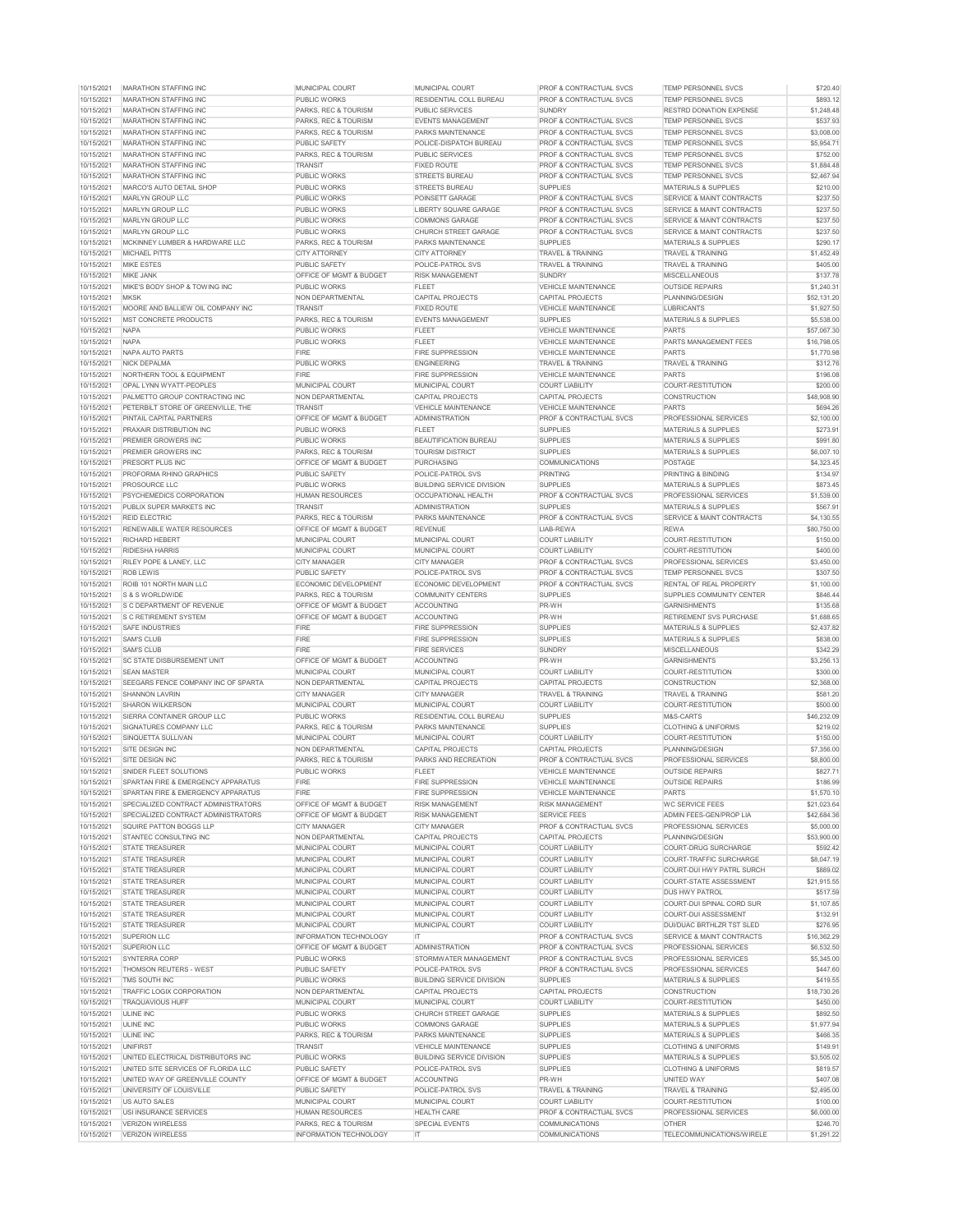| | | | | | | |
|---|---|---|---|---|---|---|
| 10/15/2021 | MARATHON STAFFING INC | MUNICIPAL COURT | MUNICIPAL COURT | PROF & CONTRACTUAL SVCS | TEMP PERSONNEL SVCS | $720.40 |
| 10/15/2021 | MARATHON STAFFING INC | PUBLIC WORKS | RESIDENTIAL COLL BUREAU | PROF & CONTRACTUAL SVCS | TEMP PERSONNEL SVCS | $893.12 |
| 10/15/2021 | MARATHON STAFFING INC | PARKS, REC & TOURISM | PUBLIC SERVICES | SUNDRY | RESTRD DONATION EXPENSE | $1,248.48 |
| 10/15/2021 | MARATHON STAFFING INC | PARKS, REC & TOURISM | EVENTS MANAGEMENT | PROF & CONTRACTUAL SVCS | TEMP PERSONNEL SVCS | $537.93 |
| 10/15/2021 | MARATHON STAFFING INC | PARKS, REC & TOURISM | PARKS MAINTENANCE | PROF & CONTRACTUAL SVCS | TEMP PERSONNEL SVCS | $3,008.00 |
| 10/15/2021 | MARATHON STAFFING INC | PUBLIC SAFETY | POLICE-DISPATCH BUREAU | PROF & CONTRACTUAL SVCS | TEMP PERSONNEL SVCS | $5,954.71 |
| 10/15/2021 | MARATHON STAFFING INC | PARKS, REC & TOURISM | PUBLIC SERVICES | PROF & CONTRACTUAL SVCS | TEMP PERSONNEL SVCS | $752.00 |
| 10/15/2021 | MARATHON STAFFING INC | TRANSIT | FIXED ROUTE | PROF & CONTRACTUAL SVCS | TEMP PERSONNEL SVCS | $1,884.48 |
| 10/15/2021 | MARATHON STAFFING INC | PUBLIC WORKS | STREETS BUREAU | PROF & CONTRACTUAL SVCS | TEMP PERSONNEL SVCS | $2,467.94 |
| 10/15/2021 | MARCO'S AUTO DETAIL SHOP | PUBLIC WORKS | STREETS BUREAU | SUPPLIES | MATERIALS & SUPPLIES | $210.00 |
| 10/15/2021 | MARLYN GROUP LLC | PUBLIC WORKS | POINSETT GARAGE | PROF & CONTRACTUAL SVCS | SERVICE & MAINT CONTRACTS | $237.50 |
| 10/15/2021 | MARLYN GROUP LLC | PUBLIC WORKS | LIBERTY SQUARE GARAGE | PROF & CONTRACTUAL SVCS | SERVICE & MAINT CONTRACTS | $237.50 |
| 10/15/2021 | MARLYN GROUP LLC | PUBLIC WORKS | COMMONS GARAGE | PROF & CONTRACTUAL SVCS | SERVICE & MAINT CONTRACTS | $237.50 |
| 10/15/2021 | MARLYN GROUP LLC | PUBLIC WORKS | CHURCH STREET GARAGE | PROF & CONTRACTUAL SVCS | SERVICE & MAINT CONTRACTS | $237.50 |
| 10/15/2021 | MCKINNEY LUMBER & HARDWARE LLC | PARKS, REC & TOURISM | PARKS MAINTENANCE | SUPPLIES | MATERIALS & SUPPLIES | $290.17 |
| 10/15/2021 | MICHAEL PITTS | CITY ATTORNEY | CITY ATTORNEY | TRAVEL & TRAINING | TRAVEL & TRAINING | $1,452.49 |
| 10/15/2021 | MIKE ESTES | PUBLIC SAFETY | POLICE-PATROL SVS | TRAVEL & TRAINING | TRAVEL & TRAINING | $405.00 |
| 10/15/2021 | MIKE JANK | OFFICE OF MGMT & BUDGET | RISK MANAGEMENT | SUNDRY | MISCELLANEOUS | $137.78 |
| 10/15/2021 | MIKE'S BODY SHOP & TOWING INC | PUBLIC WORKS | FLEET | VEHICLE MAINTENANCE | OUTSIDE REPAIRS | $1,240.31 |
| 10/15/2021 | MKSK | NON DEPARTMENTAL | CAPITAL PROJECTS | CAPITAL PROJECTS | PLANNING/DESIGN | $52,131.20 |
| 10/15/2021 | MOORE AND BALLIEW OIL COMPANY INC | TRANSIT | FIXED ROUTE | VEHICLE MAINTENANCE | LUBRICANTS | $1,927.50 |
| 10/15/2021 | MST CONCRETE PRODUCTS | PARKS, REC & TOURISM | EVENTS MANAGEMENT | SUPPLIES | MATERIALS & SUPPLIES | $5,538.00 |
| 10/15/2021 | NAPA | PUBLIC WORKS | FLEET | VEHICLE MAINTENANCE | PARTS | $57,067.30 |
| 10/15/2021 | NAPA | PUBLIC WORKS | FLEET | VEHICLE MAINTENANCE | PARTS MANAGEMENT FEES | $16,798.05 |
| 10/15/2021 | NAPA AUTO PARTS | FIRE | FIRE SUPPRESSION | VEHICLE MAINTENANCE | PARTS | $1,770.98 |
| 10/15/2021 | NICK DEPALMA | PUBLIC WORKS | ENGINEERING | TRAVEL & TRAINING | TRAVEL & TRAINING | $312.78 |
| 10/15/2021 | NORTHERN TOOL & EQUIPMENT | FIRE | FIRE SUPPRESSION | VEHICLE MAINTENANCE | PARTS | $196.08 |
| 10/15/2021 | OPAL LYNN WYATT-PEOPLES | MUNICIPAL COURT | MUNICIPAL COURT | COURT LIABILITY | COURT-RESTITUTION | $200.00 |
| 10/15/2021 | PALMETTO GROUP CONTRACTING INC | NON DEPARTMENTAL | CAPITAL PROJECTS | CAPITAL PROJECTS | CONSTRUCTION | $48,908.90 |
| 10/15/2021 | PETERBILT STORE OF GREENVILLE, THE | TRANSIT | VEHICLE MAINTENANCE | VEHICLE MAINTENANCE | PARTS | $694.26 |
| 10/15/2021 | PINTAIL CAPITAL PARTNERS | OFFICE OF MGMT & BUDGET | ADMINISTRATION | PROF & CONTRACTUAL SVCS | PROFESSIONAL SERVICES | $2,100.00 |
| 10/15/2021 | PRAXAIR DISTRIBUTION INC | PUBLIC WORKS | FLEET | SUPPLIES | MATERIALS & SUPPLIES | $273.91 |
| 10/15/2021 | PREMIER GROWERS INC | PUBLIC WORKS | BEAUTIFICATION BUREAU | SUPPLIES | MATERIALS & SUPPLIES | $991.80 |
| 10/15/2021 | PREMIER GROWERS INC | PARKS, REC & TOURISM | TOURISM DISTRICT | SUPPLIES | MATERIALS & SUPPLIES | $6,007.10 |
| 10/15/2021 | PRESORT PLUS INC | OFFICE OF MGMT & BUDGET | PURCHASING | COMMUNICATIONS | POSTAGE | $4,323.45 |
| 10/15/2021 | PROFORMA RHINO GRAPHICS | PUBLIC SAFETY | POLICE-PATROL SVS | PRINTING | PRINTING & BINDING | $134.97 |
| 10/15/2021 | PROSOURCE LLC | PUBLIC WORKS | BUILDING SERVICE DIVISION | SUPPLIES | MATERIALS & SUPPLIES | $873.45 |
| 10/15/2021 | PSYCHEMEDICS CORPORATION | HUMAN RESOURCES | OCCUPATIONAL HEALTH | PROF & CONTRACTUAL SVCS | PROFESSIONAL SERVICES | $1,539.00 |
| 10/15/2021 | PUBLIX SUPER MARKETS INC | TRANSIT | ADMINISTRATION | SUPPLIES | MATERIALS & SUPPLIES | $567.91 |
| 10/15/2021 | REID ELECTRIC | PARKS, REC & TOURISM | PARKS MAINTENANCE | PROF & CONTRACTUAL SVCS | SERVICE & MAINT CONTRACTS | $4,130.55 |
| 10/15/2021 | RENEWABLE WATER RESOURCES | OFFICE OF MGMT & BUDGET | REVENUE | LIAB-REWA | REWA | $80,750.00 |
| 10/15/2021 | RICHARD HEBERT | MUNICIPAL COURT | MUNICIPAL COURT | COURT LIABILITY | COURT-RESTITUTION | $150.00 |
| 10/15/2021 | RIDIESHA HARRIS | MUNICIPAL COURT | MUNICIPAL COURT | COURT LIABILITY | COURT-RESTITUTION | $400.00 |
| 10/15/2021 | RILEY POPE & LANEY, LLC | CITY MANAGER | CITY MANAGER | PROF & CONTRACTUAL SVCS | PROFESSIONAL SERVICES | $3,450.00 |
| 10/15/2021 | ROB LEWIS | PUBLIC SAFETY | POLICE-PATROL SVS | PROF & CONTRACTUAL SVCS | TEMP PERSONNEL SVCS | $307.50 |
| 10/15/2021 | ROIB 101 NORTH MAIN LLC | ECONOMIC DEVELOPMENT | ECONOMIC DEVELOPMENT | PROF & CONTRACTUAL SVCS | RENTAL OF REAL PROPERTY | $1,100.00 |
| 10/15/2021 | S & S WORLDWIDE | PARKS, REC & TOURISM | COMMUNITY CENTERS | SUPPLIES | SUPPLIES COMMUNITY CENTER | $846.44 |
| 10/15/2021 | S C DEPARTMENT OF REVENUE | OFFICE OF MGMT & BUDGET | ACCOUNTING | PR-WH | GARNISHMENTS | $135.68 |
| 10/15/2021 | S C RETIREMENT SYSTEM | OFFICE OF MGMT & BUDGET | ACCOUNTING | PR-WH | RETIREMENT SVS PURCHASE | $1,688.65 |
| 10/15/2021 | SAFE INDUSTRIES | FIRE | FIRE SUPPRESSION | SUPPLIES | MATERIALS & SUPPLIES | $2,437.82 |
| 10/15/2021 | SAM'S CLUB | FIRE | FIRE SUPPRESSION | SUPPLIES | MATERIALS & SUPPLIES | $838.00 |
| 10/15/2021 | SAM'S CLUB | FIRE | FIRE SERVICES | SUNDRY | MISCELLANEOUS | $342.29 |
| 10/15/2021 | SC STATE DISBURSEMENT UNIT | OFFICE OF MGMT & BUDGET | ACCOUNTING | PR-WH | GARNISHMENTS | $3,256.13 |
| 10/15/2021 | SEAN MASTER | MUNICIPAL COURT | MUNICIPAL COURT | COURT LIABILITY | COURT-RESTITUTION | $300.00 |
| 10/15/2021 | SEEGARS FENCE COMPANY INC OF SPARTA | NON DEPARTMENTAL | CAPITAL PROJECTS | CAPITAL PROJECTS | CONSTRUCTION | $2,368.00 |
| 10/15/2021 | SHANNON LAVRIN | CITY MANAGER | CITY MANAGER | TRAVEL & TRAINING | TRAVEL & TRAINING | $581.20 |
| 10/15/2021 | SHARON WILKERSON | MUNICIPAL COURT | MUNICIPAL COURT | COURT LIABILITY | COURT-RESTITUTION | $500.00 |
| 10/15/2021 | SIERRA CONTAINER GROUP LLC | PUBLIC WORKS | RESIDENTIAL COLL BUREAU | SUPPLIES | M&S-CARTS | $46,232.09 |
| 10/15/2021 | SIGNATURES COMPANY LLC | PARKS, REC & TOURISM | PARKS MAINTENANCE | SUPPLIES | CLOTHING & UNIFORMS | $219.02 |
| 10/15/2021 | SINQUETTA SULLIVAN | MUNICIPAL COURT | MUNICIPAL COURT | COURT LIABILITY | COURT-RESTITUTION | $150.00 |
| 10/15/2021 | SITE DESIGN INC | NON DEPARTMENTAL | CAPITAL PROJECTS | CAPITAL PROJECTS | PLANNING/DESIGN | $7,356.00 |
| 10/15/2021 | SITE DESIGN INC | PARKS, REC & TOURISM | PARKS AND RECREATION | PROF & CONTRACTUAL SVCS | PROFESSIONAL SERVICES | $8,800.00 |
| 10/15/2021 | SNIDER FLEET SOLUTIONS | PUBLIC WORKS | FLEET | VEHICLE MAINTENANCE | OUTSIDE REPAIRS | $827.71 |
| 10/15/2021 | SPARTAN FIRE & EMERGENCY APPARATUS | FIRE | FIRE SUPPRESSION | VEHICLE MAINTENANCE | OUTSIDE REPAIRS | $186.99 |
| 10/15/2021 | SPARTAN FIRE & EMERGENCY APPARATUS | FIRE | FIRE SUPPRESSION | VEHICLE MAINTENANCE | PARTS | $1,570.10 |
| 10/15/2021 | SPECIALIZED CONTRACT ADMINISTRATORS | OFFICE OF MGMT & BUDGET | RISK MANAGEMENT | RISK MANAGEMENT | WC SERVICE FEES | $21,023.64 |
| 10/15/2021 | SPECIALIZED CONTRACT ADMINISTRATORS | OFFICE OF MGMT & BUDGET | RISK MANAGEMENT | SERVICE FEES | ADMIN FEES-GEN/PROP LIA | $42,684.36 |
| 10/15/2021 | SQUIRE PATTON BOGGS LLP | CITY MANAGER | CITY MANAGER | PROF & CONTRACTUAL SVCS | PROFESSIONAL SERVICES | $5,000.00 |
| 10/15/2021 | STANTEC CONSULTING INC | NON DEPARTMENTAL | CAPITAL PROJECTS | CAPITAL PROJECTS | PLANNING/DESIGN | $53,900.00 |
| 10/15/2021 | STATE TREASURER | MUNICIPAL COURT | MUNICIPAL COURT | COURT LIABILITY | COURT-DRUG SURCHARGE | $592.42 |
| 10/15/2021 | STATE TREASURER | MUNICIPAL COURT | MUNICIPAL COURT | COURT LIABILITY | COURT-TRAFFIC SURCHARGE | $8,047.19 |
| 10/15/2021 | STATE TREASURER | MUNICIPAL COURT | MUNICIPAL COURT | COURT LIABILITY | COURT-DUI HWY PATRL SURCH | $889.02 |
| 10/15/2021 | STATE TREASURER | MUNICIPAL COURT | MUNICIPAL COURT | COURT LIABILITY | COURT-STATE ASSESSMENT | $21,915.55 |
| 10/15/2021 | STATE TREASURER | MUNICIPAL COURT | MUNICIPAL COURT | COURT LIABILITY | DUS HWY PATROL | $517.59 |
| 10/15/2021 | STATE TREASURER | MUNICIPAL COURT | MUNICIPAL COURT | COURT LIABILITY | COURT-DUI SPINAL CORD SUR | $1,107.85 |
| 10/15/2021 | STATE TREASURER | MUNICIPAL COURT | MUNICIPAL COURT | COURT LIABILITY | COURT-DUI ASSESSMENT | $132.91 |
| 10/15/2021 | STATE TREASURER | MUNICIPAL COURT | MUNICIPAL COURT | COURT LIABILITY | DUI/DUAC BRTHLZR TST SLED | $276.95 |
| 10/15/2021 | SUPERION LLC | INFORMATION TECHNOLOGY | IT | PROF & CONTRACTUAL SVCS | SERVICE & MAINT CONTRACTS | $16,362.29 |
| 10/15/2021 | SUPERION LLC | OFFICE OF MGMT & BUDGET | ADMINISTRATION | PROF & CONTRACTUAL SVCS | PROFESSIONAL SERVICES | $6,532.50 |
| 10/15/2021 | SYNTERRA CORP | PUBLIC WORKS | STORMWATER MANAGEMENT | PROF & CONTRACTUAL SVCS | PROFESSIONAL SERVICES | $5,345.00 |
| 10/15/2021 | THOMSON REUTERS - WEST | PUBLIC SAFETY | POLICE-PATROL SVS | PROF & CONTRACTUAL SVCS | PROFESSIONAL SERVICES | $447.60 |
| 10/15/2021 | TMS SOUTH INC | PUBLIC WORKS | BUILDING SERVICE DIVISION | SUPPLIES | MATERIALS & SUPPLIES | $419.55 |
| 10/15/2021 | TRAFFIC LOGIX CORPORATION | NON DEPARTMENTAL | CAPITAL PROJECTS | CAPITAL PROJECTS | CONSTRUCTION | $18,730.26 |
| 10/15/2021 | TRAQUAVIOUS HUFF | MUNICIPAL COURT | MUNICIPAL COURT | COURT LIABILITY | COURT-RESTITUTION | $450.00 |
| 10/15/2021 | ULINE INC | PUBLIC WORKS | CHURCH STREET GARAGE | SUPPLIES | MATERIALS & SUPPLIES | $892.50 |
| 10/15/2021 | ULINE INC | PUBLIC WORKS | COMMONS GARAGE | SUPPLIES | MATERIALS & SUPPLIES | $1,977.94 |
| 10/15/2021 | ULINE INC | PARKS, REC & TOURISM | PARKS MAINTENANCE | SUPPLIES | MATERIALS & SUPPLIES | $466.35 |
| 10/15/2021 | UNIFIRST | TRANSIT | VEHICLE MAINTENANCE | SUPPLIES | CLOTHING & UNIFORMS | $149.91 |
| 10/15/2021 | UNITED ELECTRICAL DISTRIBUTORS INC | PUBLIC WORKS | BUILDING SERVICE DIVISION | SUPPLIES | MATERIALS & SUPPLIES | $3,505.02 |
| 10/15/2021 | UNITED SITE SERVICES OF FLORIDA LLC | PUBLIC SAFETY | POLICE-PATROL SVS | SUPPLIES | CLOTHING & UNIFORMS | $819.57 |
| 10/15/2021 | UNITED WAY OF GREENVILLE COUNTY | OFFICE OF MGMT & BUDGET | ACCOUNTING | PR-WH | UNITED WAY | $407.08 |
| 10/15/2021 | UNIVERSITY OF LOUISVILLE | PUBLIC SAFETY | POLICE-PATROL SVS | TRAVEL & TRAINING | TRAVEL & TRAINING | $2,495.00 |
| 10/15/2021 | US AUTO SALES | MUNICIPAL COURT | MUNICIPAL COURT | COURT LIABILITY | COURT-RESTITUTION | $100.00 |
| 10/15/2021 | USI INSURANCE SERVICES | HUMAN RESOURCES | HEALTH CARE | PROF & CONTRACTUAL SVCS | PROFESSIONAL SERVICES | $6,000.00 |
| 10/15/2021 | VERIZON WIRELESS | PARKS, REC & TOURISM | SPECIAL EVENTS | COMMUNICATIONS | OTHER | $246.70 |
| 10/15/2021 | VERIZON WIRELESS | INFORMATION TECHNOLOGY | IT | COMMUNICATIONS | TELECOMMUNICATIONS/WIRELE | $1,291.22 |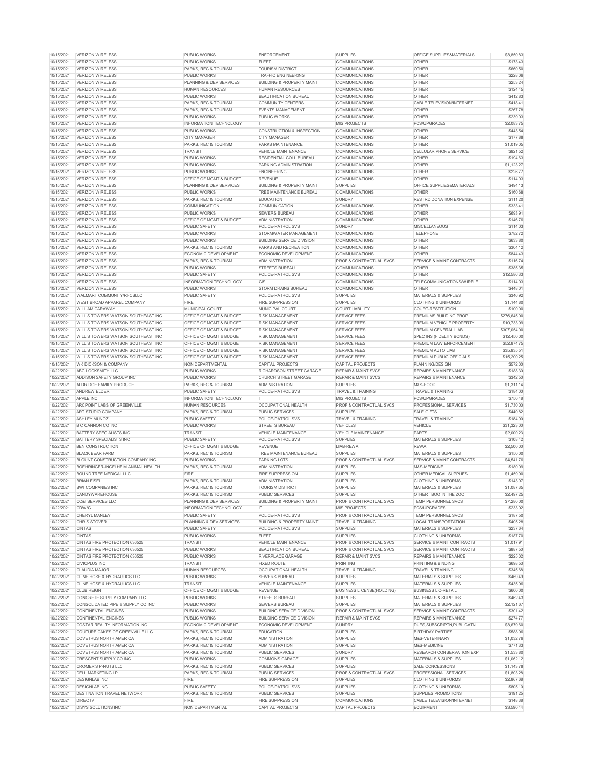| 10/15/2021 | VERIZON WIRELESS | PUBLIC WORKS | ENFORCEMENT | SUPPLIES | OFFICE SUPPLIES&MATERIALS | $3,850.83 |
|---|---|---|---|---|---|---|
| 10/15/2021 | VERIZON WIRELESS | PUBLIC WORKS | FLEET | COMMUNICATIONS | OTHER | $173.43 |
| 10/15/2021 | VERIZON WIRELESS | PARKS, REC & TOURISM | TOURISM DISTRICT | COMMUNICATIONS | OTHER | $660.50 |
| 10/15/2021 | VERIZON WIRELESS | PUBLIC WORKS | TRAFFIC ENGINEERING | COMMUNICATIONS | OTHER | $228.06 |
| 10/15/2021 | VERIZON WIRELESS | PLANNING & DEV SERVICES | BUILDING & PROPERTY MAINT | COMMUNICATIONS | OTHER | $253.24 |
| 10/15/2021 | VERIZON WIRELESS | HUMAN RESOURCES | HUMAN RESOURCES | COMMUNICATIONS | OTHER | $124.45 |
| 10/15/2021 | VERIZON WIRELESS | PUBLIC WORKS | BEAUTIFICATION BUREAU | COMMUNICATIONS | OTHER | $412.83 |
| 10/15/2021 | VERIZON WIRELESS | PARKS, REC & TOURISM | COMMUNITY CENTERS | COMMUNICATIONS | CABLE TELEVISION/INTERNET | $418.41 |
| 10/15/2021 | VERIZON WIRELESS | PARKS, REC & TOURISM | EVENTS MANAGEMENT | COMMUNICATIONS | OTHER | $267.78 |
| 10/15/2021 | VERIZON WIRELESS | PUBLIC WORKS | PUBLIC WORKS | COMMUNICATIONS | OTHER | $239.03 |
| 10/15/2021 | VERIZON WIRELESS | INFORMATION TECHNOLOGY | IT | MIS PROJECTS | PCS/UPGRADES | $2,083.75 |
| 10/15/2021 | VERIZON WIRELESS | PUBLIC WORKS | CONSTRUCTION & INSPECTION | COMMUNICATIONS | OTHER | $443.54 |
| 10/15/2021 | VERIZON WIRELESS | CITY MANAGER | CITY MANAGER | COMMUNICATIONS | OTHER | $177.88 |
| 10/15/2021 | VERIZON WIRELESS | PARKS, REC & TOURISM | PARKS MAINTENANCE | COMMUNICATIONS | OTHER | $1,019.05 |
| 10/15/2021 | VERIZON WIRELESS | TRANSIT | VEHICLE MAINTENANCE | COMMUNICATIONS | CELLULAR PHONE SERVICE | $921.52 |
| 10/15/2021 | VERIZON WIRELESS | PUBLIC WORKS | RESIDENTIAL COLL BUREAU | COMMUNICATIONS | OTHER | $194.63 |
| 10/15/2021 | VERIZON WIRELESS | PUBLIC WORKS | PARKING ADMINISTRATION | COMMUNICATIONS | OTHER | $1,123.27 |
| 10/15/2021 | VERIZON WIRELESS | PUBLIC WORKS | ENGINEERING | COMMUNICATIONS | OTHER | $226.77 |
| 10/15/2021 | VERIZON WIRELESS | OFFICE OF MGMT & BUDGET | REVENUE | COMMUNICATIONS | OTHER | $114.03 |
| 10/15/2021 | VERIZON WIRELESS | PLANNING & DEV SERVICES | BUILDING & PROPERTY MAINT | SUPPLIES | OFFICE SUPPLIES&MATERIALS | $494.13 |
| 10/15/2021 | VERIZON WIRELESS | PUBLIC WORKS | TREE MAINTENANCE BUREAU | COMMUNICATIONS | OTHER | $160.68 |
| 10/15/2021 | VERIZON WIRELESS | PARKS, REC & TOURISM | EDUCATION | SUNDRY | RESTRD DONATION EXPENSE | $111.20 |
| 10/15/2021 | VERIZON WIRELESS | COMMUNICATION | COMMUNICATION | COMMUNICATIONS | OTHER | $333.41 |
| 10/15/2021 | VERIZON WIRELESS | PUBLIC WORKS | SEWERS BUREAU | COMMUNICATIONS | OTHER | $693.91 |
| 10/15/2021 | VERIZON WIRELESS | OFFICE OF MGMT & BUDGET | ADMINISTRATION | COMMUNICATIONS | OTHER | $146.76 |
| 10/15/2021 | VERIZON WIRELESS | PUBLIC SAFETY | POLICE-PATROL SVS | SUNDRY | MISCELLANEOUS | $114.03 |
| 10/15/2021 | VERIZON WIRELESS | PUBLIC WORKS | STORMWATER MANAGEMENT | COMMUNICATIONS | TELEPHONE | $782.72 |
| 10/15/2021 | VERIZON WIRELESS | PUBLIC WORKS | BUILDING SERVICE DIVISION | COMMUNICATIONS | OTHER | $633.80 |
| 10/15/2021 | VERIZON WIRELESS | PARKS, REC & TOURISM | PARKS AND RECREATION | COMMUNICATIONS | OTHER | $304.12 |
| 10/15/2021 | VERIZON WIRELESS | ECONOMIC DEVELOPMENT | ECONOMIC DEVELOPMENT | COMMUNICATIONS | OTHER | $844.43 |
| 10/15/2021 | VERIZON WIRELESS | PARKS, REC & TOURISM | ADMINISTRATION | PROF & CONTRACTUAL SVCS | SERVICE & MAINT CONTRACTS | $116.74 |
| 10/15/2021 | VERIZON WIRELESS | PUBLIC WORKS | STREETS BUREAU | COMMUNICATIONS | OTHER | $385.35 |
| 10/15/2021 | VERIZON WIRELESS | PUBLIC SAFETY | POLICE-PATROL SVS | COMMUNICATIONS | OTHER | $12,586.33 |
| 10/15/2021 | VERIZON WIRELESS | INFORMATION TECHNOLOGY | GIS | COMMUNICATIONS | TELECOMMUNICATIONS/WIRELE | $114.03 |
| 10/15/2021 | VERIZON WIRELESS | PUBLIC WORKS | STORM DRAINS BUREAU | COMMUNICATIONS | OTHER | $448.01 |
| 10/15/2021 | WALMART COMMUNITY/RFCSLLC | PUBLIC SAFETY | POLICE-PATROL SVS | SUPPLIES | MATERIALS & SUPPLIES | $346.92 |
| 10/15/2021 | WEST BROAD APPAREL COMPANY | FIRE | FIRE SUPPRESSION | SUPPLIES | CLOTHING & UNIFORMS | $1,144.80 |
| 10/15/2021 | WILLIAM CARAWAY | MUNICIPAL COURT | MUNICIPAL COURT | COURT LIABILITY | COURT-RESTITUTION | $100.00 |
| 10/15/2021 | WILLIS TOWERS WATSON SOUTHEAST INC | OFFICE OF MGMT & BUDGET | RISK MANAGEMENT | SERVICE FEES | PREMIUMS BUILDING PROP | $276,645.00 |
| 10/15/2021 | WILLIS TOWERS WATSON SOUTHEAST INC | OFFICE OF MGMT & BUDGET | RISK MANAGEMENT | SERVICE FEES | PREMIUM VEHICLE PROPERTY | $10,733.99 |
| 10/15/2021 | WILLIS TOWERS WATSON SOUTHEAST INC | OFFICE OF MGMT & BUDGET | RISK MANAGEMENT | SERVICE FEES | PREMIUM GENERAL LIAB | $307,054.00 |
| 10/15/2021 | WILLIS TOWERS WATSON SOUTHEAST INC | OFFICE OF MGMT & BUDGET | RISK MANAGEMENT | SERVICE FEES | SPEC INS (FIDELITY BONDS) | $12,450.00 |
| 10/15/2021 | WILLIS TOWERS WATSON SOUTHEAST INC | OFFICE OF MGMT & BUDGET | RISK MANAGEMENT | SERVICE FEES | PREMIUM LAW ENFORCEMENT | $52,874.75 |
| 10/15/2021 | WILLIS TOWERS WATSON SOUTHEAST INC | OFFICE OF MGMT & BUDGET | RISK MANAGEMENT | SERVICE FEES | PREMIUM AUTO LIAB | $35,935.51 |
| 10/15/2021 | WILLIS TOWERS WATSON SOUTHEAST INC | OFFICE OF MGMT & BUDGET | RISK MANAGEMENT | SERVICE FEES | PREMIUM PUBLIC OFFICIALS | $15,200.25 |
| 10/15/2021 | WK DICKSON & COMPANY | NON DEPARTMENTAL | CAPITAL PROJECTS | CAPITAL PROJECTS | PLANNING/DESIGN | $572.00 |
| 10/22/2021 | ABC LOCKSMITH LLC | PUBLIC WORKS | RICHARDSON STREET GARAGE | REPAIR & MAINT SVCS | REPAIRS & MAINTENANCE | $188.30 |
| 10/22/2021 | ADDISON SAFETY GROUP INC | PUBLIC WORKS | CHURCH STREET GARAGE | REPAIR & MAINT SVCS | REPAIRS & MAINTENANCE | $342.50 |
| 10/22/2021 | ALDRIDGE FAMILY PRODUCE | PARKS, REC & TOURISM | ADMINISTRATION | SUPPLIES | M&S-FOOD | $1,311.14 |
| 10/22/2021 | ANDREW ELDER | PUBLIC SAFETY | POLICE-PATROL SVS | TRAVEL & TRAINING | TRAVEL & TRAINING | $184.00 |
| 10/22/2021 | APPLE INC | INFORMATION TECHNOLOGY | IT | MIS PROJECTS | PCS/UPGRADES | $750.48 |
| 10/22/2021 | ARCPOINT LABS OF GREENVILLE | HUMAN RESOURCES | OCCUPATIONAL HEALTH | PROF & CONTRACTUAL SVCS | PROFESSIONAL SERVICES | $1,730.00 |
| 10/22/2021 | ART STUDIO COMPANY | PARKS, REC & TOURISM | PUBLIC SERVICES | SUPPLIES | SALE GIFTS | $440.82 |
| 10/22/2021 | ASHLEY MUNOZ | PUBLIC SAFETY | POLICE-PATROL SVS | TRAVEL & TRAINING | TRAVEL & TRAINING | $184.00 |
| 10/22/2021 | B C CANNON CO INC | PUBLIC WORKS | STREETS BUREAU | VEHICLES | VEHICLE | $31,323.00 |
| 10/22/2021 | BATTERY SPECIALISTS INC | TRANSIT | VEHICLE MAINTENANCE | VEHICLE MAINTENANCE | PARTS | $2,000.23 |
| 10/22/2021 | BATTERY SPECIALISTS INC | PUBLIC SAFETY | POLICE-PATROL SVS | SUPPLIES | MATERIALS & SUPPLIES | $108.42 |
| 10/22/2021 | BEN CONSTRUCTION | OFFICE OF MGMT & BUDGET | REVENUE | LIAB-REWA | REWA | $2,500.00 |
| 10/22/2021 | BLACK BEAR FARM | PARKS, REC & TOURISM | TREE MAINTENANCE BUREAU | SUPPLIES | MATERIALS & SUPPLIES | $150.00 |
| 10/22/2021 | BLOUNT CONSTRUCTION COMPANY INC | PUBLIC WORKS | PARKING LOTS | PROF & CONTRACTUAL SVCS | SERVICE & MAINT CONTRACTS | $4,541.76 |
| 10/22/2021 | BOEHRINGER-INGELHEIM ANIMAL HEALTH | PARKS, REC & TOURISM | ADMINISTRATION | SUPPLIES | M&S-MEDICINE | $180.09 |
| 10/22/2021 | BOUND TREE MEDICAL LLC | FIRE | FIRE SUPPRESSION | SUPPLIES | OTHER MEDICAL SUPPLIES | $1,459.90 |
| 10/22/2021 | BRIAN EISEL | PARKS, REC & TOURISM | ADMINISTRATION | SUPPLIES | CLOTHING & UNIFORMS | $143.07 |
| 10/22/2021 | BWI COMPANIES INC | PARKS, REC & TOURISM | TOURISM DISTRICT | SUPPLIES | MATERIALS & SUPPLIES | $1,087.35 |
| 10/22/2021 | CANDYWAREHOUSE | PARKS, REC & TOURISM | PUBLIC SERVICES | SUPPLIES | OTHER BOO IN THE ZOO | $2,497.25 |
| 10/22/2021 | CC&I SERVICES LLC | PLANNING & DEV SERVICES | BUILDING & PROPERTY MAINT | PROF & CONTRACTUAL SVCS | TEMP PERSONNEL SVCS | $7,280.00 |
| 10/22/2021 | CDW/G | INFORMATION TECHNOLOGY | IT | MIS PROJECTS | PCS/UPGRADES | $233.92 |
| 10/22/2021 | CHERYL MANLEY | PUBLIC SAFETY | POLICE-PATROL SVS | PROF & CONTRACTUAL SVCS | TEMP PERSONNEL SVCS | $187.50 |
| 10/22/2021 | CHRIS STOVER | PLANNING & DEV SERVICES | BUILDING & PROPERTY MAINT | TRAVEL & TRAINING | LOCAL TRANSPORTATION | $405.28 |
| 10/22/2021 | CINTAS | PUBLIC SAFETY | POLICE-PATROL SVS | SUPPLIES | MATERIALS & SUPPLIES | $237.64 |
| 10/22/2021 | CINTAS | PUBLIC WORKS | FLEET | SUPPLIES | CLOTHING & UNIFORMS | $187.70 |
| 10/22/2021 | CINTAS FIRE PROTECTION 636525 | TRANSIT | VEHICLE MAINTENANCE | PROF & CONTRACTUAL SVCS | SERVICE & MAINT CONTRACTS | $1,017.91 |
| 10/22/2021 | CINTAS FIRE PROTECTION 636525 | PUBLIC WORKS | BEAUTIFICATION BUREAU | PROF & CONTRACTUAL SVCS | SERVICE & MAINT CONTRACTS | $887.50 |
| 10/22/2021 | CINTAS FIRE PROTECTION 636525 | PUBLIC WORKS | RIVERPLACE GARAGE | REPAIR & MAINT SVCS | REPAIRS & MAINTENANCE | $225.02 |
| 10/22/2021 | CIVICPLUS INC | TRANSIT | FIXED ROUTE | PRINTING | PRINTING & BINDING | $698.53 |
| 10/22/2021 | CLAUDIA MAJOR | HUMAN RESOURCES | OCCUPATIONAL HEALTH | TRAVEL & TRAINING | TRAVEL & TRAINING | $345.68 |
| 10/22/2021 | CLINE HOSE & HYDRAULICS LLC | PUBLIC WORKS | SEWERS BUREAU | SUPPLIES | MATERIALS & SUPPLIES | $469.49 |
| 10/22/2021 | CLINE HOSE & HYDRAULICS LLC | TRANSIT | VEHICLE MAINTENANCE | SUPPLIES | MATERIALS & SUPPLIES | $435.96 |
| 10/22/2021 | CLUB REIGN | OFFICE OF MGMT & BUDGET | REVENUE | BUSINESS LICENSE(HOLDING) | BUSINESS LIC-RETAIL | $600.00 |
| 10/22/2021 | CONCRETE SUPPLY COMPANY LLC | PUBLIC WORKS | STREETS BUREAU | SUPPLIES | MATERIALS & SUPPLIES | $462.43 |
| 10/22/2021 | CONSOLIDATED PIPE & SUPPLY CO INC | PUBLIC WORKS | SEWERS BUREAU | SUPPLIES | MATERIALS & SUPPLIES | $2,121.67 |
| 10/22/2021 | CONTINENTAL ENGINES | PUBLIC WORKS | BUILDING SERVICE DIVISION | PROF & CONTRACTUAL SVCS | SERVICE & MAINT CONTRACTS | $301.42 |
| 10/22/2021 | CONTINENTAL ENGINES | PUBLIC WORKS | BUILDING SERVICE DIVISION | REPAIR & MAINT SVCS | REPAIRS & MAINTENANCE | $274.77 |
| 10/22/2021 | COSTAR REALTY INFORMATION INC | ECONOMIC DEVELOPMENT | ECONOMIC DEVELOPMENT | SUNDRY | DUES,SUBSCRIPTN,PUBLICATN | $3,679.60 |
| 10/22/2021 | COUTURE CAKES OF GREENVILLE LLC | PARKS, REC & TOURISM | EDUCATION | SUPPLIES | BIRTHDAY PARTIES | $588.06 |
| 10/22/2021 | COVETRUS NORTH AMERICA | PARKS, REC & TOURISM | ADMINISTRATION | SUPPLIES | M&S-VETERINARY | $1,032.76 |
| 10/22/2021 | COVETRUS NORTH AMERICA | PARKS, REC & TOURISM | ADMINISTRATION | SUPPLIES | M&S-MEDICINE | $771.33 |
| 10/22/2021 | COVETRUS NORTH AMERICA | PARKS, REC & TOURISM | PUBLIC SERVICES | SUNDRY | RESEARCH CONSERVATION EXP | $1,533.80 |
| 10/22/2021 | CRESCENT SUPPLY CO INC | PUBLIC WORKS | COMMONS GARAGE | SUPPLIES | MATERIALS & SUPPLIES | $1,062.12 |
| 10/22/2021 | CROMER'S P-NUTS LLC | PARKS, REC & TOURISM | PUBLIC SERVICES | SUPPLIES | SALE CONCESSIONS | $1,143.78 |
| 10/22/2021 | DELL MARKETING LP | PARKS, REC & TOURISM | PUBLIC SERVICES | PROF & CONTRACTUAL SVCS | PROFESSIONAL SERVICES | $1,803.28 |
| 10/22/2021 | DESIGNLAB INC | FIRE | FIRE SUPPRESSION | SUPPLIES | CLOTHING & UNIFORMS | $2,867.68 |
| 10/22/2021 | DESIGNLAB INC | PUBLIC SAFETY | POLICE-PATROL SVS | SUPPLIES | CLOTHING & UNIFORMS | $805.10 |
| 10/22/2021 | DESTINATION TRAVEL NETWORK | PARKS, REC & TOURISM | PUBLIC SERVICES | SUPPLIES | SUPPLIES PROMOTIONS | $191.25 |
| 10/22/2021 | DIRECTV | FIRE | FIRE SUPPRESSION | COMMUNICATIONS | CABLE TELEVISION/INTERNET | $148.38 |
| 10/22/2021 | DISYS SOLUTIONS INC | NON DEPARTMENTAL | CAPITAL PROJECTS | CAPITAL PROJECTS | EQUIPMENT | $3,590.44 |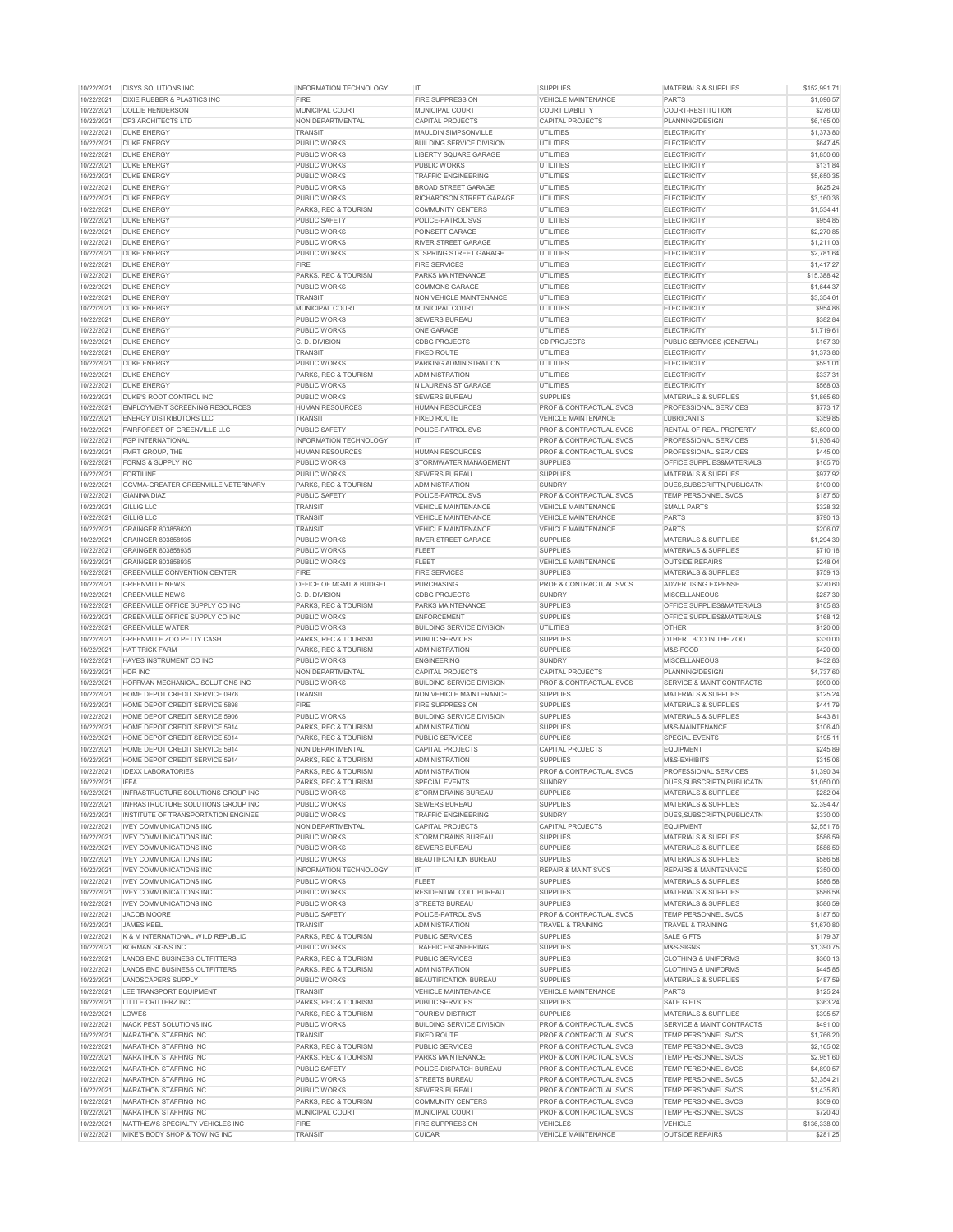| | | | | | | |
|---|---|---|---|---|---|---|
| 10/22/2021 | DISYS SOLUTIONS INC | INFORMATION TECHNOLOGY | IT | SUPPLIES | MATERIALS & SUPPLIES | $152,991.71 |
| 10/22/2021 | DIXIE RUBBER & PLASTICS INC | FIRE | FIRE SUPPRESSION | VEHICLE MAINTENANCE | PARTS | $1,096.57 |
| 10/22/2021 | DOLLIE HENDERSON | MUNICIPAL COURT | MUNICIPAL COURT | COURT LIABILITY | COURT-RESTITUTION | $276.00 |
| 10/22/2021 | DP3 ARCHITECTS LTD | NON DEPARTMENTAL | CAPITAL PROJECTS | CAPITAL PROJECTS | PLANNING/DESIGN | $6,165.00 |
| 10/22/2021 | DUKE ENERGY | TRANSIT | MAULDIN SIMPSONVILLE | UTILITIES | ELECTRICITY | $1,373.80 |
| 10/22/2021 | DUKE ENERGY | PUBLIC WORKS | BUILDING SERVICE DIVISION | UTILITIES | ELECTRICITY | $647.45 |
| 10/22/2021 | DUKE ENERGY | PUBLIC WORKS | LIBERTY SQUARE GARAGE | UTILITIES | ELECTRICITY | $1,850.66 |
| 10/22/2021 | DUKE ENERGY | PUBLIC WORKS | PUBLIC WORKS | UTILITIES | ELECTRICITY | $131.84 |
| 10/22/2021 | DUKE ENERGY | PUBLIC WORKS | TRAFFIC ENGINEERING | UTILITIES | ELECTRICITY | $5,650.35 |
| 10/22/2021 | DUKE ENERGY | PUBLIC WORKS | BROAD STREET GARAGE | UTILITIES | ELECTRICITY | $625.24 |
| 10/22/2021 | DUKE ENERGY | PUBLIC WORKS | RICHARDSON STREET GARAGE | UTILITIES | ELECTRICITY | $3,160.36 |
| 10/22/2021 | DUKE ENERGY | PARKS, REC & TOURISM | COMMUNITY CENTERS | UTILITIES | ELECTRICITY | $1,534.41 |
| 10/22/2021 | DUKE ENERGY | PUBLIC SAFETY | POLICE-PATROL SVS | UTILITIES | ELECTRICITY | $954.85 |
| 10/22/2021 | DUKE ENERGY | PUBLIC WORKS | POINSETT GARAGE | UTILITIES | ELECTRICITY | $2,270.85 |
| 10/22/2021 | DUKE ENERGY | PUBLIC WORKS | RIVER STREET GARAGE | UTILITIES | ELECTRICITY | $1,211.03 |
| 10/22/2021 | DUKE ENERGY | PUBLIC WORKS | S. SPRING STREET GARAGE | UTILITIES | ELECTRICITY | $2,781.64 |
| 10/22/2021 | DUKE ENERGY | FIRE | FIRE SERVICES | UTILITIES | ELECTRICITY | $1,417.27 |
| 10/22/2021 | DUKE ENERGY | PARKS, REC & TOURISM | PARKS MAINTENANCE | UTILITIES | ELECTRICITY | $15,388.42 |
| 10/22/2021 | DUKE ENERGY | PUBLIC WORKS | COMMONS GARAGE | UTILITIES | ELECTRICITY | $1,644.37 |
| 10/22/2021 | DUKE ENERGY | TRANSIT | NON VEHICLE MAINTENANCE | UTILITIES | ELECTRICITY | $3,354.61 |
| 10/22/2021 | DUKE ENERGY | MUNICIPAL COURT | MUNICIPAL COURT | UTILITIES | ELECTRICITY | $954.86 |
| 10/22/2021 | DUKE ENERGY | PUBLIC WORKS | SEWERS BUREAU | UTILITIES | ELECTRICITY | $382.84 |
| 10/22/2021 | DUKE ENERGY | PUBLIC WORKS | ONE GARAGE | UTILITIES | ELECTRICITY | $1,719.61 |
| 10/22/2021 | DUKE ENERGY | C. D. DIVISION | CDBG PROJECTS | CD PROJECTS | PUBLIC SERVICES (GENERAL) | $167.39 |
| 10/22/2021 | DUKE ENERGY | TRANSIT | FIXED ROUTE | UTILITIES | ELECTRICITY | $1,373.80 |
| 10/22/2021 | DUKE ENERGY | PUBLIC WORKS | PARKING ADMINISTRATION | UTILITIES | ELECTRICITY | $591.01 |
| 10/22/2021 | DUKE ENERGY | PARKS, REC & TOURISM | ADMINISTRATION | UTILITIES | ELECTRICITY | $337.31 |
| 10/22/2021 | DUKE ENERGY | PUBLIC WORKS | N LAURENS ST GARAGE | UTILITIES | ELECTRICITY | $568.03 |
| 10/22/2021 | DUKE'S ROOT CONTROL INC | PUBLIC WORKS | SEWERS BUREAU | SUPPLIES | MATERIALS & SUPPLIES | $1,865.60 |
| 10/22/2021 | EMPLOYMENT SCREENING RESOURCES | HUMAN RESOURCES | HUMAN RESOURCES | PROF & CONTRACTUAL SVCS | PROFESSIONAL SERVICES | $773.17 |
| 10/22/2021 | ENERGY DISTRIBUTORS LLC | TRANSIT | FIXED ROUTE | VEHICLE MAINTENANCE | LUBRICANTS | $359.85 |
| 10/22/2021 | FAIRFOREST OF GREENVILLE LLC | PUBLIC SAFETY | POLICE-PATROL SVS | PROF & CONTRACTUAL SVCS | RENTAL OF REAL PROPERTY | $3,600.00 |
| 10/22/2021 | FGP INTERNATIONAL | INFORMATION TECHNOLOGY | IT | PROF & CONTRACTUAL SVCS | PROFESSIONAL SERVICES | $1,936.40 |
| 10/22/2021 | FMRT GROUP, THE | HUMAN RESOURCES | HUMAN RESOURCES | PROF & CONTRACTUAL SVCS | PROFESSIONAL SERVICES | $445.00 |
| 10/22/2021 | FORMS & SUPPLY INC | PUBLIC WORKS | STORMWATER MANAGEMENT | SUPPLIES | OFFICE SUPPLIES&MATERIALS | $165.70 |
| 10/22/2021 | FORTILINE | PUBLIC WORKS | SEWERS BUREAU | SUPPLIES | MATERIALS & SUPPLIES | $977.92 |
| 10/22/2021 | GGVMA-GREATER GREENVILLE VETERINARY | PARKS, REC & TOURISM | ADMINISTRATION | SUNDRY | DUES,SUBSCRIPTN,PUBLICATN | $100.00 |
| 10/22/2021 | GIANINA DIAZ | PUBLIC SAFETY | POLICE-PATROL SVS | PROF & CONTRACTUAL SVCS | TEMP PERSONNEL SVCS | $187.50 |
| 10/22/2021 | GILLIG LLC | TRANSIT | VEHICLE MAINTENANCE | VEHICLE MAINTENANCE | SMALL PARTS | $328.32 |
| 10/22/2021 | GILLIG LLC | TRANSIT | VEHICLE MAINTENANCE | VEHICLE MAINTENANCE | PARTS | $790.13 |
| 10/22/2021 | GRAINGER 803858620 | TRANSIT | VEHICLE MAINTENANCE | VEHICLE MAINTENANCE | PARTS | $206.07 |
| 10/22/2021 | GRAINGER 803858935 | PUBLIC WORKS | RIVER STREET GARAGE | SUPPLIES | MATERIALS & SUPPLIES | $1,294.39 |
| 10/22/2021 | GRAINGER 803858935 | PUBLIC WORKS | FLEET | SUPPLIES | MATERIALS & SUPPLIES | $710.18 |
| 10/22/2021 | GRAINGER 803858935 | PUBLIC WORKS | FLEET | VEHICLE MAINTENANCE | OUTSIDE REPAIRS | $248.04 |
| 10/22/2021 | GREENVILLE CONVENTION CENTER | FIRE | FIRE SERVICES | SUPPLIES | MATERIALS & SUPPLIES | $759.13 |
| 10/22/2021 | GREENVILLE NEWS | OFFICE OF MGMT & BUDGET | PURCHASING | PROF & CONTRACTUAL SVCS | ADVERTISING EXPENSE | $270.60 |
| 10/22/2021 | GREENVILLE NEWS | C. D. DIVISION | CDBG PROJECTS | SUNDRY | MISCELLANEOUS | $287.30 |
| 10/22/2021 | GREENVILLE OFFICE SUPPLY CO INC | PARKS, REC & TOURISM | PARKS MAINTENANCE | SUPPLIES | OFFICE SUPPLIES&MATERIALS | $165.83 |
| 10/22/2021 | GREENVILLE OFFICE SUPPLY CO INC | PUBLIC WORKS | ENFORCEMENT | SUPPLIES | OFFICE SUPPLIES&MATERIALS | $168.12 |
| 10/22/2021 | GREENVILLE WATER | PUBLIC WORKS | BUILDING SERVICE DIVISION | UTILITIES | OTHER | $120.06 |
| 10/22/2021 | GREENVILLE ZOO PETTY CASH | PARKS, REC & TOURISM | PUBLIC SERVICES | SUPPLIES | OTHER BOO IN THE ZOO | $330.00 |
| 10/22/2021 | HAT TRICK FARM | PARKS, REC & TOURISM | ADMINISTRATION | SUPPLIES | M&S-FOOD | $420.00 |
| 10/22/2021 | HAYES INSTRUMENT CO INC | PUBLIC WORKS | ENGINEERING | SUNDRY | MISCELLANEOUS | $432.83 |
| 10/22/2021 | HDR INC | NON DEPARTMENTAL | CAPITAL PROJECTS | CAPITAL PROJECTS | PLANNING/DESIGN | $4,737.60 |
| 10/22/2021 | HOFFMAN MECHANICAL SOLUTIONS INC | PUBLIC WORKS | BUILDING SERVICE DIVISION | PROF & CONTRACTUAL SVCS | SERVICE & MAINT CONTRACTS | $990.00 |
| 10/22/2021 | HOME DEPOT CREDIT SERVICE 0978 | TRANSIT | NON VEHICLE MAINTENANCE | SUPPLIES | MATERIALS & SUPPLIES | $125.24 |
| 10/22/2021 | HOME DEPOT CREDIT SERVICE 5898 | FIRE | FIRE SUPPRESSION | SUPPLIES | MATERIALS & SUPPLIES | $441.79 |
| 10/22/2021 | HOME DEPOT CREDIT SERVICE 5906 | PUBLIC WORKS | BUILDING SERVICE DIVISION | SUPPLIES | MATERIALS & SUPPLIES | $443.81 |
| 10/22/2021 | HOME DEPOT CREDIT SERVICE 5914 | PARKS, REC & TOURISM | ADMINISTRATION | SUPPLIES | M&S-MAINTENANCE | $106.40 |
| 10/22/2021 | HOME DEPOT CREDIT SERVICE 5914 | PARKS, REC & TOURISM | PUBLIC SERVICES | SUPPLIES | SPECIAL EVENTS | $195.11 |
| 10/22/2021 | HOME DEPOT CREDIT SERVICE 5914 | NON DEPARTMENTAL | CAPITAL PROJECTS | CAPITAL PROJECTS | EQUIPMENT | $245.89 |
| 10/22/2021 | HOME DEPOT CREDIT SERVICE 5914 | PARKS, REC & TOURISM | ADMINISTRATION | SUPPLIES | M&S-EXHIBITS | $315.06 |
| 10/22/2021 | IDEXX LABORATORIES | PARKS, REC & TOURISM | ADMINISTRATION | PROF & CONTRACTUAL SVCS | PROFESSIONAL SERVICES | $1,390.34 |
| 10/22/2021 | IFEA | PARKS, REC & TOURISM | SPECIAL EVENTS | SUNDRY | DUES,SUBSCRIPTN,PUBLICATN | $1,050.00 |
| 10/22/2021 | INFRASTRUCTURE SOLUTIONS GROUP INC | PUBLIC WORKS | STORM DRAINS BUREAU | SUPPLIES | MATERIALS & SUPPLIES | $282.04 |
| 10/22/2021 | INFRASTRUCTURE SOLUTIONS GROUP INC | PUBLIC WORKS | SEWERS BUREAU | SUPPLIES | MATERIALS & SUPPLIES | $2,394.47 |
| 10/22/2021 | INSTITUTE OF TRANSPORTATION ENGINEE | PUBLIC WORKS | TRAFFIC ENGINEERING | SUNDRY | DUES,SUBSCRIPTN,PUBLICATN | $330.00 |
| 10/22/2021 | IVEY COMMUNICATIONS INC | NON DEPARTMENTAL | CAPITAL PROJECTS | CAPITAL PROJECTS | EQUIPMENT | $2,551.76 |
| 10/22/2021 | IVEY COMMUNICATIONS INC | PUBLIC WORKS | STORM DRAINS BUREAU | SUPPLIES | MATERIALS & SUPPLIES | $586.59 |
| 10/22/2021 | IVEY COMMUNICATIONS INC | PUBLIC WORKS | SEWERS BUREAU | SUPPLIES | MATERIALS & SUPPLIES | $586.59 |
| 10/22/2021 | IVEY COMMUNICATIONS INC | PUBLIC WORKS | BEAUTIFICATION BUREAU | SUPPLIES | MATERIALS & SUPPLIES | $586.58 |
| 10/22/2021 | IVEY COMMUNICATIONS INC | INFORMATION TECHNOLOGY | IT | REPAIR & MAINT SVCS | REPAIRS & MAINTENANCE | $350.00 |
| 10/22/2021 | IVEY COMMUNICATIONS INC | PUBLIC WORKS | FLEET | SUPPLIES | MATERIALS & SUPPLIES | $586.58 |
| 10/22/2021 | IVEY COMMUNICATIONS INC | PUBLIC WORKS | RESIDENTIAL COLL BUREAU | SUPPLIES | MATERIALS & SUPPLIES | $586.58 |
| 10/22/2021 | IVEY COMMUNICATIONS INC | PUBLIC WORKS | STREETS BUREAU | SUPPLIES | MATERIALS & SUPPLIES | $586.59 |
| 10/22/2021 | JACOB MOORE | PUBLIC SAFETY | POLICE-PATROL SVS | PROF & CONTRACTUAL SVCS | TEMP PERSONNEL SVCS | $187.50 |
| 10/22/2021 | JAMES KEEL | TRANSIT | ADMINISTRATION | TRAVEL & TRAINING | TRAVEL & TRAINING | $1,670.80 |
| 10/22/2021 | K & M INTERNATIONAL WILD REPUBLIC | PARKS, REC & TOURISM | PUBLIC SERVICES | SUPPLIES | SALE GIFTS | $179.37 |
| 10/22/2021 | KORMAN SIGNS INC | PUBLIC WORKS | TRAFFIC ENGINEERING | SUPPLIES | M&S-SIGNS | $1,390.75 |
| 10/22/2021 | LANDS END BUSINESS OUTFITTERS | PARKS, REC & TOURISM | PUBLIC SERVICES | SUPPLIES | CLOTHING & UNIFORMS | $360.13 |
| 10/22/2021 | LANDS END BUSINESS OUTFITTERS | PARKS, REC & TOURISM | ADMINISTRATION | SUPPLIES | CLOTHING & UNIFORMS | $445.85 |
| 10/22/2021 | LANDSCAPERS SUPPLY | PUBLIC WORKS | BEAUTIFICATION BUREAU | SUPPLIES | MATERIALS & SUPPLIES | $487.59 |
| 10/22/2021 | LEE TRANSPORT EQUIPMENT | TRANSIT | VEHICLE MAINTENANCE | VEHICLE MAINTENANCE | PARTS | $125.24 |
| 10/22/2021 | LITTLE CRITTERZ INC | PARKS, REC & TOURISM | PUBLIC SERVICES | SUPPLIES | SALE GIFTS | $363.24 |
| 10/22/2021 | LOWES | PARKS, REC & TOURISM | TOURISM DISTRICT | SUPPLIES | MATERIALS & SUPPLIES | $395.57 |
| 10/22/2021 | MACK PEST SOLUTIONS INC | PUBLIC WORKS | BUILDING SERVICE DIVISION | PROF & CONTRACTUAL SVCS | SERVICE & MAINT CONTRACTS | $491.00 |
| 10/22/2021 | MARATHON STAFFING INC | TRANSIT | FIXED ROUTE | PROF & CONTRACTUAL SVCS | TEMP PERSONNEL SVCS | $1,766.20 |
| 10/22/2021 | MARATHON STAFFING INC | PARKS, REC & TOURISM | PUBLIC SERVICES | PROF & CONTRACTUAL SVCS | TEMP PERSONNEL SVCS | $2,165.02 |
| 10/22/2021 | MARATHON STAFFING INC | PARKS, REC & TOURISM | PARKS MAINTENANCE | PROF & CONTRACTUAL SVCS | TEMP PERSONNEL SVCS | $2,951.60 |
| 10/22/2021 | MARATHON STAFFING INC | PUBLIC SAFETY | POLICE-DISPATCH BUREAU | PROF & CONTRACTUAL SVCS | TEMP PERSONNEL SVCS | $4,890.57 |
| 10/22/2021 | MARATHON STAFFING INC | PUBLIC WORKS | STREETS BUREAU | PROF & CONTRACTUAL SVCS | TEMP PERSONNEL SVCS | $3,354.21 |
| 10/22/2021 | MARATHON STAFFING INC | PUBLIC WORKS | SEWERS BUREAU | PROF & CONTRACTUAL SVCS | TEMP PERSONNEL SVCS | $1,435.80 |
| 10/22/2021 | MARATHON STAFFING INC | PARKS, REC & TOURISM | COMMUNITY CENTERS | PROF & CONTRACTUAL SVCS | TEMP PERSONNEL SVCS | $309.60 |
| 10/22/2021 | MARATHON STAFFING INC | MUNICIPAL COURT | MUNICIPAL COURT | PROF & CONTRACTUAL SVCS | TEMP PERSONNEL SVCS | $720.40 |
| 10/22/2021 | MATTHEWS SPECIALTY VEHICLES INC | FIRE | FIRE SUPPRESSION | VEHICLES | VEHICLE | $136,338.00 |
| 10/22/2021 | MIKE'S BODY SHOP & TOWING INC | TRANSIT | CUICAR | VEHICLE MAINTENANCE | OUTSIDE REPAIRS | $281.25 |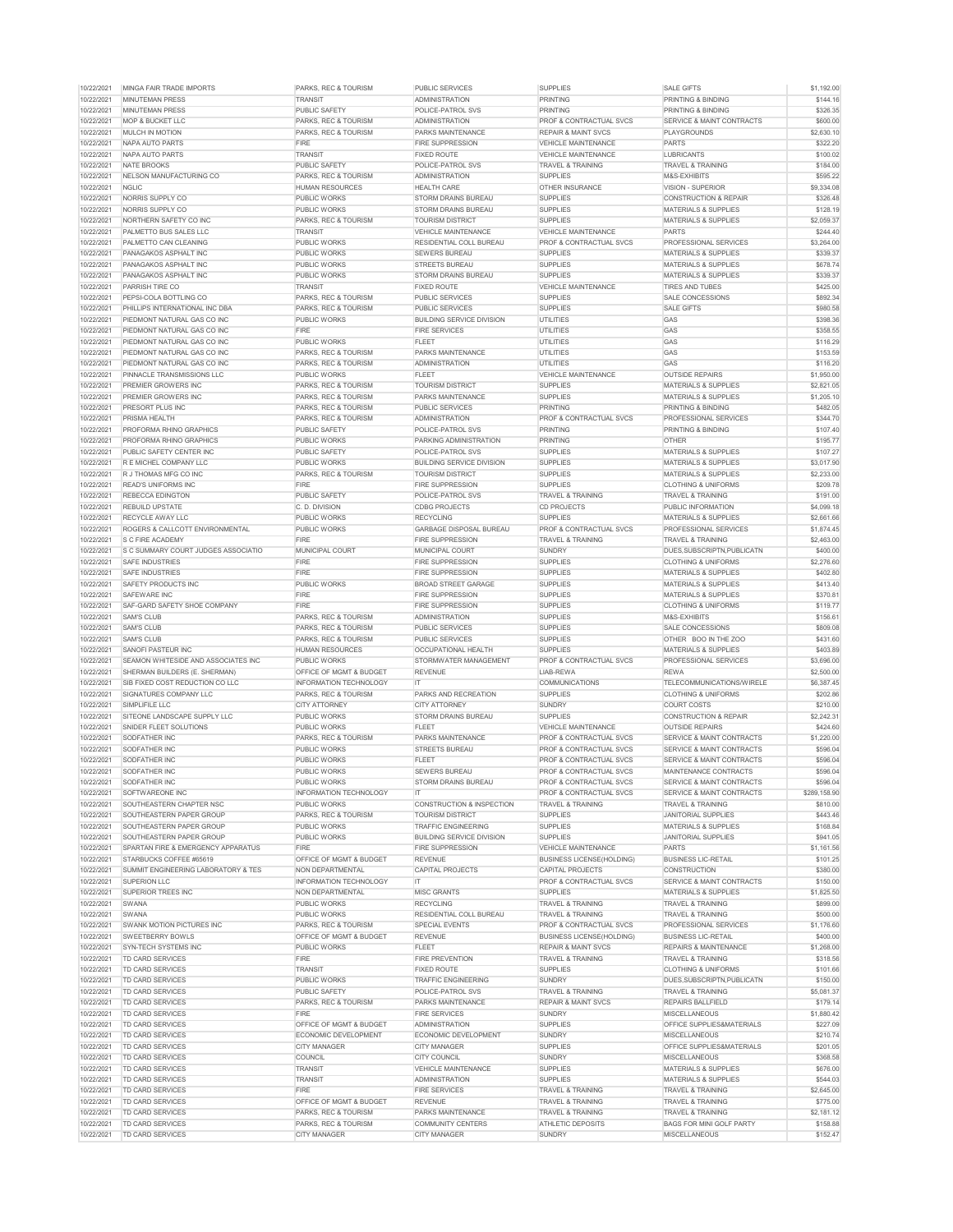| | | | | | | |
|---|---|---|---|---|---|---|
| 10/22/2021 | MINGA FAIR TRADE IMPORTS | PARKS, REC & TOURISM | PUBLIC SERVICES | SUPPLIES | SALE GIFTS | $1,192.00 |
| 10/22/2021 | MINUTEMAN PRESS | TRANSIT | ADMINISTRATION | PRINTING | PRINTING & BINDING | $144.16 |
| 10/22/2021 | MINUTEMAN PRESS | PUBLIC SAFETY | POLICE-PATROL SVS | PRINTING | PRINTING & BINDING | $326.35 |
| 10/22/2021 | MOP & BUCKET LLC | PARKS, REC & TOURISM | ADMINISTRATION | PROF & CONTRACTUAL SVCS | SERVICE & MAINT CONTRACTS | $600.00 |
| 10/22/2021 | MULCH IN MOTION | PARKS, REC & TOURISM | PARKS MAINTENANCE | REPAIR & MAINT SVCS | PLAYGROUNDS | $2,630.10 |
| 10/22/2021 | NAPA AUTO PARTS | FIRE | FIRE SUPPRESSION | VEHICLE MAINTENANCE | PARTS | $322.20 |
| 10/22/2021 | NAPA AUTO PARTS | TRANSIT | FIXED ROUTE | VEHICLE MAINTENANCE | LUBRICANTS | $100.02 |
| 10/22/2021 | NATE BROOKS | PUBLIC SAFETY | POLICE-PATROL SVS | TRAVEL & TRAINING | TRAVEL & TRAINING | $184.00 |
| 10/22/2021 | NELSON MANUFACTURING CO | PARKS, REC & TOURISM | ADMINISTRATION | SUPPLIES | M&S-EXHIBITS | $595.22 |
| 10/22/2021 | NGLIC | HUMAN RESOURCES | HEALTH CARE | OTHER INSURANCE | VISION - SUPERIOR | $9,334.08 |
| 10/22/2021 | NORRIS SUPPLY CO | PUBLIC WORKS | STORM DRAINS BUREAU | SUPPLIES | CONSTRUCTION & REPAIR | $326.48 |
| 10/22/2021 | NORRIS SUPPLY CO | PUBLIC WORKS | STORM DRAINS BUREAU | SUPPLIES | MATERIALS & SUPPLIES | $128.19 |
| 10/22/2021 | NORTHERN SAFETY CO INC | PARKS, REC & TOURISM | TOURISM DISTRICT | SUPPLIES | MATERIALS & SUPPLIES | $2,059.37 |
| 10/22/2021 | PALMETTO BUS SALES LLC | TRANSIT | VEHICLE MAINTENANCE | VEHICLE MAINTENANCE | PARTS | $244.40 |
| 10/22/2021 | PALMETTO CAN CLEANING | PUBLIC WORKS | RESIDENTIAL COLL BUREAU | PROF & CONTRACTUAL SVCS | PROFESSIONAL SERVICES | $3,264.00 |
| 10/22/2021 | PANAGAKOS ASPHALT INC | PUBLIC WORKS | SEWERS BUREAU | SUPPLIES | MATERIALS & SUPPLIES | $339.37 |
| 10/22/2021 | PANAGAKOS ASPHALT INC | PUBLIC WORKS | STREETS BUREAU | SUPPLIES | MATERIALS & SUPPLIES | $678.74 |
| 10/22/2021 | PANAGAKOS ASPHALT INC | PUBLIC WORKS | STORM DRAINS BUREAU | SUPPLIES | MATERIALS & SUPPLIES | $339.37 |
| 10/22/2021 | PARRISH TIRE CO | TRANSIT | FIXED ROUTE | VEHICLE MAINTENANCE | TIRES AND TUBES | $425.00 |
| 10/22/2021 | PEPSI-COLA BOTTLING CO | PARKS, REC & TOURISM | PUBLIC SERVICES | SUPPLIES | SALE CONCESSIONS | $892.34 |
| 10/22/2021 | PHILLIPS INTERNATIONAL INC DBA | PARKS, REC & TOURISM | PUBLIC SERVICES | SUPPLIES | SALE GIFTS | $980.58 |
| 10/22/2021 | PIEDMONT NATURAL GAS CO INC | PUBLIC WORKS | BUILDING SERVICE DIVISION | UTILITIES | GAS | $398.36 |
| 10/22/2021 | PIEDMONT NATURAL GAS CO INC | FIRE | FIRE SERVICES | UTILITIES | GAS | $358.55 |
| 10/22/2021 | PIEDMONT NATURAL GAS CO INC | PUBLIC WORKS | FLEET | UTILITIES | GAS | $116.29 |
| 10/22/2021 | PIEDMONT NATURAL GAS CO INC | PARKS, REC & TOURISM | PARKS MAINTENANCE | UTILITIES | GAS | $153.59 |
| 10/22/2021 | PIEDMONT NATURAL GAS CO INC | PARKS, REC & TOURISM | ADMINISTRATION | UTILITIES | GAS | $116.20 |
| 10/22/2021 | PINNACLE TRANSMISSIONS LLC | PUBLIC WORKS | FLEET | VEHICLE MAINTENANCE | OUTSIDE REPAIRS | $1,950.00 |
| 10/22/2021 | PREMIER GROWERS INC | PARKS, REC & TOURISM | TOURISM DISTRICT | SUPPLIES | MATERIALS & SUPPLIES | $2,821.05 |
| 10/22/2021 | PREMIER GROWERS INC | PARKS, REC & TOURISM | PARKS MAINTENANCE | SUPPLIES | MATERIALS & SUPPLIES | $1,205.10 |
| 10/22/2021 | PRESORT PLUS INC | PARKS, REC & TOURISM | PUBLIC SERVICES | PRINTING | PRINTING & BINDING | $482.05 |
| 10/22/2021 | PRISMA HEALTH | PARKS, REC & TOURISM | ADMINISTRATION | PROF & CONTRACTUAL SVCS | PROFESSIONAL SERVICES | $344.70 |
| 10/22/2021 | PROFORMA RHINO GRAPHICS | PUBLIC SAFETY | POLICE-PATROL SVS | PRINTING | PRINTING & BINDING | $107.40 |
| 10/22/2021 | PROFORMA RHINO GRAPHICS | PUBLIC WORKS | PARKING ADMINISTRATION | PRINTING | OTHER | $195.77 |
| 10/22/2021 | PUBLIC SAFETY CENTER INC | PUBLIC SAFETY | POLICE-PATROL SVS | SUPPLIES | MATERIALS & SUPPLIES | $107.27 |
| 10/22/2021 | R E MICHEL COMPANY LLC | PUBLIC WORKS | BUILDING SERVICE DIVISION | SUPPLIES | MATERIALS & SUPPLIES | $3,017.90 |
| 10/22/2021 | R J THOMAS MFG CO INC | PARKS, REC & TOURISM | TOURISM DISTRICT | SUPPLIES | MATERIALS & SUPPLIES | $2,233.00 |
| 10/22/2021 | READ'S UNIFORMS INC | FIRE | FIRE SUPPRESSION | SUPPLIES | CLOTHING & UNIFORMS | $209.78 |
| 10/22/2021 | REBECCA EDINGTON | PUBLIC SAFETY | POLICE-PATROL SVS | TRAVEL & TRAINING | TRAVEL & TRAINING | $191.00 |
| 10/22/2021 | REBUILD UPSTATE | C. D. DIVISION | CDBG PROJECTS | CD PROJECTS | PUBLIC INFORMATION | $4,099.18 |
| 10/22/2021 | RECYCLE AWAY LLC | PUBLIC WORKS | RECYCLING | SUPPLIES | MATERIALS & SUPPLIES | $2,661.66 |
| 10/22/2021 | ROGERS & CALLCOTT ENVIRONMENTAL | PUBLIC WORKS | GARBAGE DISPOSAL BUREAU | PROF & CONTRACTUAL SVCS | PROFESSIONAL SERVICES | $1,874.45 |
| 10/22/2021 | S C FIRE ACADEMY | FIRE | FIRE SUPPRESSION | TRAVEL & TRAINING | TRAVEL & TRAINING | $2,463.00 |
| 10/22/2021 | S C SUMMARY COURT JUDGES ASSOCIATIO | MUNICIPAL COURT | MUNICIPAL COURT | SUNDRY | DUES,SUBSCRIPTN,PUBLICATN | $400.00 |
| 10/22/2021 | SAFE INDUSTRIES | FIRE | FIRE SUPPRESSION | SUPPLIES | CLOTHING & UNIFORMS | $2,276.60 |
| 10/22/2021 | SAFE INDUSTRIES | FIRE | FIRE SUPPRESSION | SUPPLIES | MATERIALS & SUPPLIES | $402.80 |
| 10/22/2021 | SAFETY PRODUCTS INC | PUBLIC WORKS | BROAD STREET GARAGE | SUPPLIES | MATERIALS & SUPPLIES | $413.40 |
| 10/22/2021 | SAFEWARE INC | FIRE | FIRE SUPPRESSION | SUPPLIES | MATERIALS & SUPPLIES | $370.81 |
| 10/22/2021 | SAF-GARD SAFETY SHOE COMPANY | FIRE | FIRE SUPPRESSION | SUPPLIES | CLOTHING & UNIFORMS | $119.77 |
| 10/22/2021 | SAM'S CLUB | PARKS, REC & TOURISM | ADMINISTRATION | SUPPLIES | M&S-EXHIBITS | $156.61 |
| 10/22/2021 | SAM'S CLUB | PARKS, REC & TOURISM | PUBLIC SERVICES | SUPPLIES | SALE CONCESSIONS | $809.08 |
| 10/22/2021 | SAM'S CLUB | PARKS, REC & TOURISM | PUBLIC SERVICES | SUPPLIES | OTHER BOO IN THE ZOO | $431.60 |
| 10/22/2021 | SANOFI PASTEUR INC | HUMAN RESOURCES | OCCUPATIONAL HEALTH | SUPPLIES | MATERIALS & SUPPLIES | $403.89 |
| 10/22/2021 | SEAMON WHITESIDE AND ASSOCIATES INC | PUBLIC WORKS | STORMWATER MANAGEMENT | PROF & CONTRACTUAL SVCS | PROFESSIONAL SERVICES | $3,696.00 |
| 10/22/2021 | SHERMAN BUILDERS (E. SHERMAN) | OFFICE OF MGMT & BUDGET | REVENUE | LIAB-REWA | REWA | $2,500.00 |
| 10/22/2021 | SIB FIXED COST REDUCTION CO LLC | INFORMATION TECHNOLOGY | IT | COMMUNICATIONS | TELECOMMUNICATIONS/WIRELE | $6,387.45 |
| 10/22/2021 | SIGNATURES COMPANY LLC | PARKS, REC & TOURISM | PARKS AND RECREATION | SUPPLIES | CLOTHING & UNIFORMS | $202.86 |
| 10/22/2021 | SIMPLIFILE LLC | CITY ATTORNEY | CITY ATTORNEY | SUNDRY | COURT COSTS | $210.00 |
| 10/22/2021 | SITEONE LANDSCAPE SUPPLY LLC | PUBLIC WORKS | STORM DRAINS BUREAU | SUPPLIES | CONSTRUCTION & REPAIR | $2,242.31 |
| 10/22/2021 | SNIDER FLEET SOLUTIONS | PUBLIC WORKS | FLEET | VEHICLE MAINTENANCE | OUTSIDE REPAIRS | $424.60 |
| 10/22/2021 | SODFATHER INC | PARKS, REC & TOURISM | PARKS MAINTENANCE | PROF & CONTRACTUAL SVCS | SERVICE & MAINT CONTRACTS | $1,220.00 |
| 10/22/2021 | SODFATHER INC | PUBLIC WORKS | STREETS BUREAU | PROF & CONTRACTUAL SVCS | SERVICE & MAINT CONTRACTS | $596.04 |
| 10/22/2021 | SODFATHER INC | PUBLIC WORKS | FLEET | PROF & CONTRACTUAL SVCS | SERVICE & MAINT CONTRACTS | $596.04 |
| 10/22/2021 | SODFATHER INC | PUBLIC WORKS | SEWERS BUREAU | PROF & CONTRACTUAL SVCS | MAINTENANCE CONTRACTS | $596.04 |
| 10/22/2021 | SODFATHER INC | PUBLIC WORKS | STORM DRAINS BUREAU | PROF & CONTRACTUAL SVCS | SERVICE & MAINT CONTRACTS | $596.04 |
| 10/22/2021 | SOFTWAREONE INC | INFORMATION TECHNOLOGY | IT | PROF & CONTRACTUAL SVCS | SERVICE & MAINT CONTRACTS | $289,158.90 |
| 10/22/2021 | SOUTHEASTERN CHAPTER NSC | PUBLIC WORKS | CONSTRUCTION & INSPECTION | TRAVEL & TRAINING | TRAVEL & TRAINING | $810.00 |
| 10/22/2021 | SOUTHEASTERN PAPER GROUP | PARKS, REC & TOURISM | TOURISM DISTRICT | SUPPLIES | JANITORIAL SUPPLIES | $443.46 |
| 10/22/2021 | SOUTHEASTERN PAPER GROUP | PUBLIC WORKS | TRAFFIC ENGINEERING | SUPPLIES | MATERIALS & SUPPLIES | $168.84 |
| 10/22/2021 | SOUTHEASTERN PAPER GROUP | PUBLIC WORKS | BUILDING SERVICE DIVISION | SUPPLIES | JANITORIAL SUPPLIES | $941.05 |
| 10/22/2021 | SPARTAN FIRE & EMERGENCY APPARATUS | FIRE | FIRE SUPPRESSION | VEHICLE MAINTENANCE | PARTS | $1,161.56 |
| 10/22/2021 | STARBUCKS COFFEE #65619 | OFFICE OF MGMT & BUDGET | REVENUE | BUSINESS LICENSE(HOLDING) | BUSINESS LIC-RETAIL | $101.25 |
| 10/22/2021 | SUMMIT ENGINEERING LABORATORY & TES | NON DEPARTMENTAL | CAPITAL PROJECTS | CAPITAL PROJECTS | CONSTRUCTION | $380.00 |
| 10/22/2021 | SUPERION LLC | INFORMATION TECHNOLOGY | IT | PROF & CONTRACTUAL SVCS | SERVICE & MAINT CONTRACTS | $150.00 |
| 10/22/2021 | SUPERIOR TREES INC | NON DEPARTMENTAL | MISC GRANTS | SUPPLIES | MATERIALS & SUPPLIES | $1,825.50 |
| 10/22/2021 | SWANA | PUBLIC WORKS | RECYCLING | TRAVEL & TRAINING | TRAVEL & TRAINING | $899.00 |
| 10/22/2021 | SWANA | PUBLIC WORKS | RESIDENTIAL COLL BUREAU | TRAVEL & TRAINING | TRAVEL & TRAINING | $500.00 |
| 10/22/2021 | SWANK MOTION PICTURES INC | PARKS, REC & TOURISM | SPECIAL EVENTS | PROF & CONTRACTUAL SVCS | PROFESSIONAL SERVICES | $1,176.60 |
| 10/22/2021 | SWEETBERRY BOWLS | OFFICE OF MGMT & BUDGET | REVENUE | BUSINESS LICENSE(HOLDING) | BUSINESS LIC-RETAIL | $400.00 |
| 10/22/2021 | SYN-TECH SYSTEMS INC | PUBLIC WORKS | FLEET | REPAIR & MAINT SVCS | REPAIRS & MAINTENANCE | $1,268.00 |
| 10/22/2021 | TD CARD SERVICES | FIRE | FIRE PREVENTION | TRAVEL & TRAINING | TRAVEL & TRAINING | $318.56 |
| 10/22/2021 | TD CARD SERVICES | TRANSIT | FIXED ROUTE | SUPPLIES | CLOTHING & UNIFORMS | $101.66 |
| 10/22/2021 | TD CARD SERVICES | PUBLIC WORKS | TRAFFIC ENGINEERING | SUNDRY | DUES,SUBSCRIPTN,PUBLICATN | $150.00 |
| 10/22/2021 | TD CARD SERVICES | PUBLIC SAFETY | POLICE-PATROL SVS | TRAVEL & TRAINING | TRAVEL & TRAINING | $5,081.37 |
| 10/22/2021 | TD CARD SERVICES | PARKS, REC & TOURISM | PARKS MAINTENANCE | REPAIR & MAINT SVCS | REPAIRS BALLFIELD | $179.14 |
| 10/22/2021 | TD CARD SERVICES | FIRE | FIRE SERVICES | SUNDRY | MISCELLANEOUS | $1,880.42 |
| 10/22/2021 | TD CARD SERVICES | OFFICE OF MGMT & BUDGET | ADMINISTRATION | SUPPLIES | OFFICE SUPPLIES&MATERIALS | $227.09 |
| 10/22/2021 | TD CARD SERVICES | ECONOMIC DEVELOPMENT | ECONOMIC DEVELOPMENT | SUNDRY | MISCELLANEOUS | $210.74 |
| 10/22/2021 | TD CARD SERVICES | CITY MANAGER | CITY MANAGER | SUPPLIES | OFFICE SUPPLIES&MATERIALS | $201.05 |
| 10/22/2021 | TD CARD SERVICES | COUNCIL | CITY COUNCIL | SUNDRY | MISCELLANEOUS | $368.58 |
| 10/22/2021 | TD CARD SERVICES | TRANSIT | VEHICLE MAINTENANCE | SUPPLIES | MATERIALS & SUPPLIES | $676.00 |
| 10/22/2021 | TD CARD SERVICES | TRANSIT | ADMINISTRATION | SUPPLIES | MATERIALS & SUPPLIES | $544.03 |
| 10/22/2021 | TD CARD SERVICES | FIRE | FIRE SERVICES | TRAVEL & TRAINING | TRAVEL & TRAINING | $2,645.00 |
| 10/22/2021 | TD CARD SERVICES | OFFICE OF MGMT & BUDGET | REVENUE | TRAVEL & TRAINING | TRAVEL & TRAINING | $775.00 |
| 10/22/2021 | TD CARD SERVICES | PARKS, REC & TOURISM | PARKS MAINTENANCE | TRAVEL & TRAINING | TRAVEL & TRAINING | $2,181.12 |
| 10/22/2021 | TD CARD SERVICES | PARKS, REC & TOURISM | COMMUNITY CENTERS | ATHLETIC DEPOSITS | BAGS FOR MINI GOLF PARTY | $158.88 |
| 10/22/2021 | TD CARD SERVICES | CITY MANAGER | CITY MANAGER | SUNDRY | MISCELLANEOUS | $152.47 |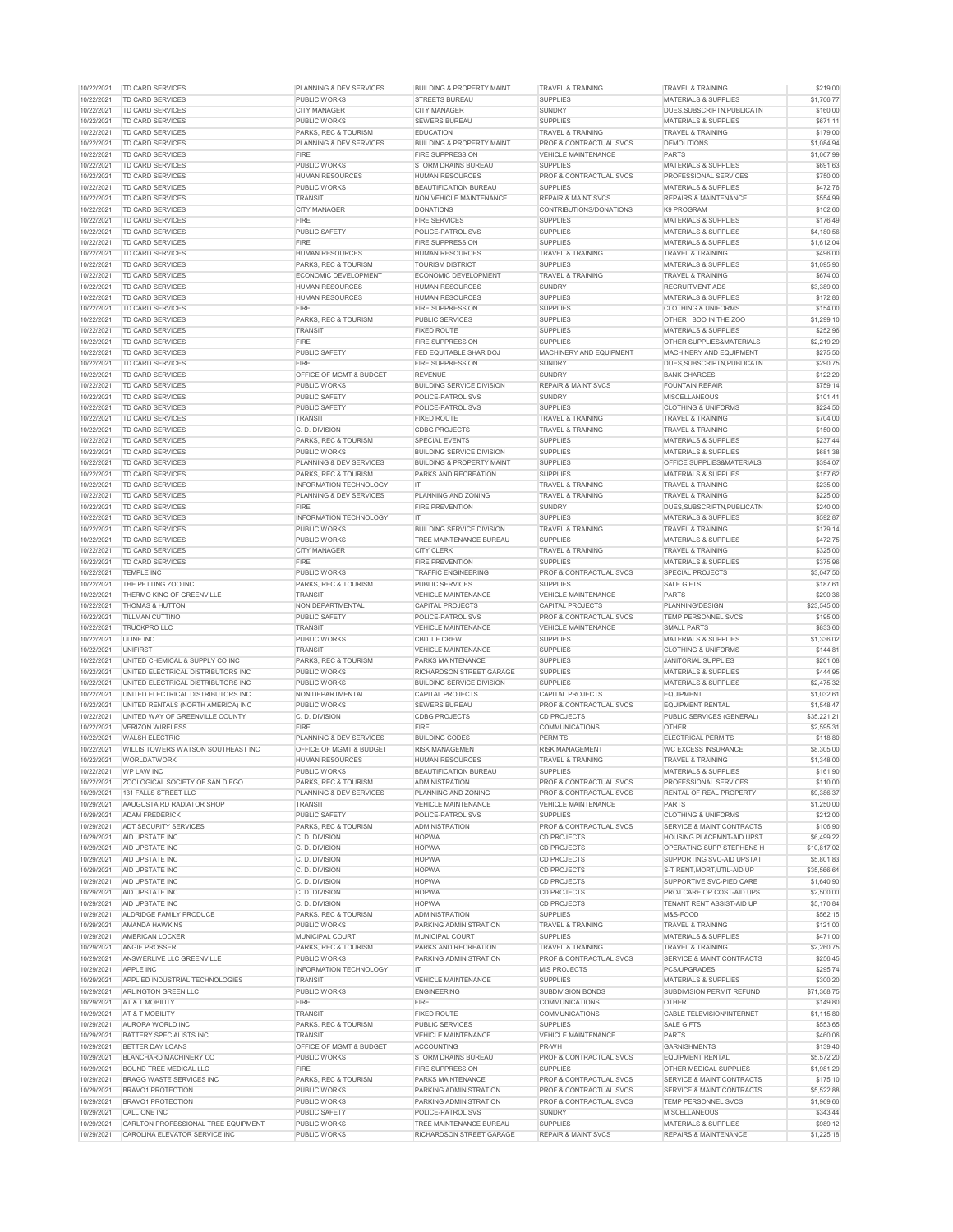| | | | | | | |
|---|---|---|---|---|---|---|
| 10/22/2021 | TD CARD SERVICES | PLANNING & DEV SERVICES | BUILDING & PROPERTY MAINT | TRAVEL & TRAINING | TRAVEL & TRAINING | $219.00 |
| 10/22/2021 | TD CARD SERVICES | PUBLIC WORKS | STREETS BUREAU | SUPPLIES | MATERIALS & SUPPLIES | $1,706.77 |
| 10/22/2021 | TD CARD SERVICES | CITY MANAGER | CITY MANAGER | SUNDRY | DUES,SUBSCRIPTN,PUBLICATN | $160.00 |
| 10/22/2021 | TD CARD SERVICES | PUBLIC WORKS | SEWERS BUREAU | SUPPLIES | MATERIALS & SUPPLIES | $671.11 |
| 10/22/2021 | TD CARD SERVICES | PARKS, REC & TOURISM | EDUCATION | TRAVEL & TRAINING | TRAVEL & TRAINING | $179.00 |
| 10/22/2021 | TD CARD SERVICES | PLANNING & DEV SERVICES | BUILDING & PROPERTY MAINT | PROF & CONTRACTUAL SVCS | DEMOLITIONS | $1,084.94 |
| 10/22/2021 | TD CARD SERVICES | FIRE | FIRE SUPPRESSION | VEHICLE MAINTENANCE | PARTS | $1,067.99 |
| 10/22/2021 | TD CARD SERVICES | PUBLIC WORKS | STORM DRAINS BUREAU | SUPPLIES | MATERIALS & SUPPLIES | $691.63 |
| 10/22/2021 | TD CARD SERVICES | HUMAN RESOURCES | HUMAN RESOURCES | PROF & CONTRACTUAL SVCS | PROFESSIONAL SERVICES | $750.00 |
| 10/22/2021 | TD CARD SERVICES | PUBLIC WORKS | BEAUTIFICATION BUREAU | SUPPLIES | MATERIALS & SUPPLIES | $472.76 |
| 10/22/2021 | TD CARD SERVICES | TRANSIT | NON VEHICLE MAINTENANCE | REPAIR & MAINT SVCS | REPAIRS & MAINTENANCE | $554.99 |
| 10/22/2021 | TD CARD SERVICES | CITY MANAGER | DONATIONS | CONTRIBUTIONS/DONATIONS | K9 PROGRAM | $102.60 |
| 10/22/2021 | TD CARD SERVICES | FIRE | FIRE SERVICES | SUPPLIES | MATERIALS & SUPPLIES | $176.49 |
| 10/22/2021 | TD CARD SERVICES | PUBLIC SAFETY | POLICE-PATROL SVS | SUPPLIES | MATERIALS & SUPPLIES | $4,180.56 |
| 10/22/2021 | TD CARD SERVICES | FIRE | FIRE SUPPRESSION | SUPPLIES | MATERIALS & SUPPLIES | $1,612.04 |
| 10/22/2021 | TD CARD SERVICES | HUMAN RESOURCES | HUMAN RESOURCES | TRAVEL & TRAINING | TRAVEL & TRAINING | $496.00 |
| 10/22/2021 | TD CARD SERVICES | PARKS, REC & TOURISM | TOURISM DISTRICT | SUPPLIES | MATERIALS & SUPPLIES | $1,095.90 |
| 10/22/2021 | TD CARD SERVICES | ECONOMIC DEVELOPMENT | ECONOMIC DEVELOPMENT | TRAVEL & TRAINING | TRAVEL & TRAINING | $674.00 |
| 10/22/2021 | TD CARD SERVICES | HUMAN RESOURCES | HUMAN RESOURCES | SUNDRY | RECRUITMENT ADS | $3,389.00 |
| 10/22/2021 | TD CARD SERVICES | HUMAN RESOURCES | HUMAN RESOURCES | SUPPLIES | MATERIALS & SUPPLIES | $172.86 |
| 10/22/2021 | TD CARD SERVICES | FIRE | FIRE SUPPRESSION | SUPPLIES | CLOTHING & UNIFORMS | $154.00 |
| 10/22/2021 | TD CARD SERVICES | PARKS, REC & TOURISM | PUBLIC SERVICES | SUPPLIES | OTHER BOO IN THE ZOO | $1,299.10 |
| 10/22/2021 | TD CARD SERVICES | TRANSIT | FIXED ROUTE | SUPPLIES | MATERIALS & SUPPLIES | $252.98 |
| 10/22/2021 | TD CARD SERVICES | FIRE | FIRE SUPPRESSION | SUPPLIES | OTHER SUPPLIES&MATERIALS | $2,219.29 |
| 10/22/2021 | TD CARD SERVICES | PUBLIC SAFETY | FED EQUITABLE SHAR DOJ | MACHINERY AND EQUIPMENT | MACHINERY AND EQUIPMENT | $275.50 |
| 10/22/2021 | TD CARD SERVICES | FIRE | FIRE SUPPRESSION | SUNDRY | DUES,SUBSCRIPTN,PUBLICATN | $290.75 |
| 10/22/2021 | TD CARD SERVICES | OFFICE OF MGMT & BUDGET | REVENUE | SUNDRY | BANK CHARGES | $122.20 |
| 10/22/2021 | TD CARD SERVICES | PUBLIC WORKS | BUILDING SERVICE DIVISION | REPAIR & MAINT SVCS | FOUNTAIN REPAIR | $759.14 |
| 10/22/2021 | TD CARD SERVICES | PUBLIC SAFETY | POLICE-PATROL SVS | SUNDRY | MISCELLANEOUS | $101.41 |
| 10/22/2021 | TD CARD SERVICES | PUBLIC SAFETY | POLICE-PATROL SVS | SUPPLIES | CLOTHING & UNIFORMS | $224.50 |
| 10/22/2021 | TD CARD SERVICES | TRANSIT | FIXED ROUTE | TRAVEL & TRAINING | TRAVEL & TRAINING | $704.00 |
| 10/22/2021 | TD CARD SERVICES | C. D. DIVISION | CDBG PROJECTS | TRAVEL & TRAINING | TRAVEL & TRAINING | $150.00 |
| 10/22/2021 | TD CARD SERVICES | PARKS, REC & TOURISM | SPECIAL EVENTS | SUPPLIES | MATERIALS & SUPPLIES | $237.44 |
| 10/22/2021 | TD CARD SERVICES | PUBLIC WORKS | BUILDING SERVICE DIVISION | SUPPLIES | MATERIALS & SUPPLIES | $681.38 |
| 10/22/2021 | TD CARD SERVICES | PLANNING & DEV SERVICES | BUILDING & PROPERTY MAINT | SUPPLIES | OFFICE SUPPLIES&MATERIALS | $394.07 |
| 10/22/2021 | TD CARD SERVICES | PARKS, REC & TOURISM | PARKS AND RECREATION | SUPPLIES | MATERIALS & SUPPLIES | $157.62 |
| 10/22/2021 | TD CARD SERVICES | INFORMATION TECHNOLOGY | IT | TRAVEL & TRAINING | TRAVEL & TRAINING | $235.00 |
| 10/22/2021 | TD CARD SERVICES | PLANNING & DEV SERVICES | PLANNING AND ZONING | TRAVEL & TRAINING | TRAVEL & TRAINING | $225.00 |
| 10/22/2021 | TD CARD SERVICES | FIRE | FIRE PREVENTION | SUNDRY | DUES,SUBSCRIPTN,PUBLICATN | $240.00 |
| 10/22/2021 | TD CARD SERVICES | INFORMATION TECHNOLOGY | IT | SUPPLIES | MATERIALS & SUPPLIES | $592.87 |
| 10/22/2021 | TD CARD SERVICES | PUBLIC WORKS | BUILDING SERVICE DIVISION | TRAVEL & TRAINING | TRAVEL & TRAINING | $179.14 |
| 10/22/2021 | TD CARD SERVICES | PUBLIC WORKS | TREE MAINTENANCE BUREAU | SUPPLIES | MATERIALS & SUPPLIES | $472.75 |
| 10/22/2021 | TD CARD SERVICES | CITY MANAGER | CITY CLERK | TRAVEL & TRAINING | TRAVEL & TRAINING | $325.00 |
| 10/22/2021 | TD CARD SERVICES | FIRE | FIRE PREVENTION | SUPPLIES | MATERIALS & SUPPLIES | $375.96 |
| 10/22/2021 | TEMPLE INC | PUBLIC WORKS | TRAFFIC ENGINEERING | PROF & CONTRACTUAL SVCS | SPECIAL PROJECTS | $3,047.50 |
| 10/22/2021 | THE PETTING ZOO INC | PARKS, REC & TOURISM | PUBLIC SERVICES | SUPPLIES | SALE GIFTS | $187.61 |
| 10/22/2021 | THERMO KING OF GREENVILLE | TRANSIT | VEHICLE MAINTENANCE | VEHICLE MAINTENANCE | PARTS | $290.36 |
| 10/22/2021 | THOMAS & HUTTON | NON DEPARTMENTAL | CAPITAL PROJECTS | CAPITAL PROJECTS | PLANNING/DESIGN | $23,545.00 |
| 10/22/2021 | TILLMAN CUTTINO | PUBLIC SAFETY | POLICE-PATROL SVS | PROF & CONTRACTUAL SVCS | TEMP PERSONNEL SVCS | $195.00 |
| 10/22/2021 | TRUCKPRO LLC | TRANSIT | VEHICLE MAINTENANCE | VEHICLE MAINTENANCE | SMALL PARTS | $833.60 |
| 10/22/2021 | ULINE INC | PUBLIC WORKS | CBD TIF CREW | SUPPLIES | MATERIALS & SUPPLIES | $1,336.02 |
| 10/22/2021 | UNIFIRST | TRANSIT | VEHICLE MAINTENANCE | SUPPLIES | CLOTHING & UNIFORMS | $144.81 |
| 10/22/2021 | UNITED CHEMICAL & SUPPLY CO INC | PARKS, REC & TOURISM | PARKS MAINTENANCE | SUPPLIES | JANITORIAL SUPPLIES | $201.08 |
| 10/22/2021 | UNITED ELECTRICAL DISTRIBUTORS INC | PUBLIC WORKS | RICHARDSON STREET GARAGE | SUPPLIES | MATERIALS & SUPPLIES | $444.95 |
| 10/22/2021 | UNITED ELECTRICAL DISTRIBUTORS INC | PUBLIC WORKS | BUILDING SERVICE DIVISION | SUPPLIES | MATERIALS & SUPPLIES | $2,475.32 |
| 10/22/2021 | UNITED ELECTRICAL DISTRIBUTORS INC | NON DEPARTMENTAL | CAPITAL PROJECTS | CAPITAL PROJECTS | EQUIPMENT | $1,032.61 |
| 10/22/2021 | UNITED RENTALS (NORTH AMERICA) INC | PUBLIC WORKS | SEWERS BUREAU | PROF & CONTRACTUAL SVCS | EQUIPMENT RENTAL | $1,548.47 |
| 10/22/2021 | UNITED WAY OF GREENVILLE COUNTY | C. D. DIVISION | CDBG PROJECTS | CD PROJECTS | PUBLIC SERVICES (GENERAL) | $35,221.21 |
| 10/22/2021 | VERIZON WIRELESS | FIRE | FIRE | COMMUNICATIONS | OTHER | $2,595.31 |
| 10/22/2021 | WALSH ELECTRIC | PLANNING & DEV SERVICES | BUILDING CODES | PERMITS | ELECTRICAL PERMITS | $118.80 |
| 10/22/2021 | WILLIS TOWERS WATSON SOUTHEAST INC | OFFICE OF MGMT & BUDGET | RISK MANAGEMENT | RISK MANAGEMENT | WC EXCESS INSURANCE | $8,305.00 |
| 10/22/2021 | WORLDATWORK | HUMAN RESOURCES | HUMAN RESOURCES | TRAVEL & TRAINING | TRAVEL & TRAINING | $1,348.00 |
| 10/22/2021 | WP LAW INC | PUBLIC WORKS | BEAUTIFICATION BUREAU | SUPPLIES | MATERIALS & SUPPLIES | $161.90 |
| 10/22/2021 | ZOOLOGICAL SOCIETY OF SAN DIEGO | PARKS, REC & TOURISM | ADMINISTRATION | PROF & CONTRACTUAL SVCS | PROFESSIONAL SERVICES | $110.00 |
| 10/29/2021 | 131 FALLS STREET LLC | PLANNING & DEV SERVICES | PLANNING AND ZONING | PROF & CONTRACTUAL SVCS | RENTAL OF REAL PROPERTY | $9,386.37 |
| 10/29/2021 | AAUGUSTA RD RADIATOR SHOP | TRANSIT | VEHICLE MAINTENANCE | VEHICLE MAINTENANCE | PARTS | $1,250.00 |
| 10/29/2021 | ADAM FREDERICK | PUBLIC SAFETY | POLICE-PATROL SVS | SUPPLIES | CLOTHING & UNIFORMS | $212.00 |
| 10/29/2021 | ADT SECURITY SERVICES | PARKS, REC & TOURISM | ADMINISTRATION | PROF & CONTRACTUAL SVCS | SERVICE & MAINT CONTRACTS | $106.90 |
| 10/29/2021 | AID UPSTATE INC | C. D. DIVISION | HOPWA | CD PROJECTS | HOUSING PLACEMNT-AID UPST | $6,499.22 |
| 10/29/2021 | AID UPSTATE INC | C. D. DIVISION | HOPWA | CD PROJECTS | OPERATING SUPP STEPHENS H | $10,817.02 |
| 10/29/2021 | AID UPSTATE INC | C. D. DIVISION | HOPWA | CD PROJECTS | SUPPORTING SVC-AID UPSTAT | $5,801.83 |
| 10/29/2021 | AID UPSTATE INC | C. D. DIVISION | HOPWA | CD PROJECTS | S-T RENT,MORT,UTIL-AID UP | $35,566.64 |
| 10/29/2021 | AID UPSTATE INC | C. D. DIVISION | HOPWA | CD PROJECTS | SUPPORTIVE SVC-PIED CARE | $1,640.90 |
| 10/29/2021 | AID UPSTATE INC | C. D. DIVISION | HOPWA | CD PROJECTS | PROJ CARE OP COST-AID UPS | $2,500.00 |
| 10/29/2021 | AID UPSTATE INC | C. D. DIVISION | HOPWA | CD PROJECTS | TENANT RENT ASSIST-AID UP | $5,170.84 |
| 10/29/2021 | ALDRIDGE FAMILY PRODUCE | PARKS, REC & TOURISM | ADMINISTRATION | SUPPLIES | M&S-FOOD | $562.15 |
| 10/29/2021 | AMANDA HAWKINS | PUBLIC WORKS | PARKING ADMINISTRATION | TRAVEL & TRAINING | TRAVEL & TRAINING | $121.00 |
| 10/29/2021 | AMERICAN LOCKER | MUNICIPAL COURT | MUNICIPAL COURT | SUPPLIES | MATERIALS & SUPPLIES | $471.00 |
| 10/29/2021 | ANGIE PROSSER | PARKS, REC & TOURISM | PARKS AND RECREATION | TRAVEL & TRAINING | TRAVEL & TRAINING | $2,260.75 |
| 10/29/2021 | ANSWERLIVE LLC GREENVILLE | PUBLIC WORKS | PARKING ADMINISTRATION | PROF & CONTRACTUAL SVCS | SERVICE & MAINT CONTRACTS | $256.45 |
| 10/29/2021 | APPLE INC | INFORMATION TECHNOLOGY | IT | MIS PROJECTS | PCS/UPGRADES | $295.74 |
| 10/29/2021 | APPLIED INDUSTRIAL TECHNOLOGIES | TRANSIT | VEHICLE MAINTENANCE | SUPPLIES | MATERIALS & SUPPLIES | $300.20 |
| 10/29/2021 | ARLINGTON GREEN LLC | PUBLIC WORKS | ENGINEERING | SUBDIVISION BONDS | SUBDIVISION PERMIT REFUND | $71,368.75 |
| 10/29/2021 | AT & T MOBILITY | FIRE | FIRE | COMMUNICATIONS | OTHER | $149.80 |
| 10/29/2021 | AT & T MOBILITY | TRANSIT | FIXED ROUTE | COMMUNICATIONS | CABLE TELEVISION/INTERNET | $1,115.80 |
| 10/29/2021 | AURORA WORLD INC | PARKS, REC & TOURISM | PUBLIC SERVICES | SUPPLIES | SALE GIFTS | $553.65 |
| 10/29/2021 | BATTERY SPECIALISTS INC | TRANSIT | VEHICLE MAINTENANCE | VEHICLE MAINTENANCE | PARTS | $460.06 |
| 10/29/2021 | BETTER DAY LOANS | OFFICE OF MGMT & BUDGET | ACCOUNTING | PR-WH | GARNISHMENTS | $139.40 |
| 10/29/2021 | BLANCHARD MACHINERY CO | PUBLIC WORKS | STORM DRAINS BUREAU | PROF & CONTRACTUAL SVCS | EQUIPMENT RENTAL | $5,572.20 |
| 10/29/2021 | BOUND TREE MEDICAL LLC | FIRE | FIRE SUPPRESSION | SUPPLIES | OTHER MEDICAL SUPPLIES | $1,981.29 |
| 10/29/2021 | BRAGG WASTE SERVICES INC | PARKS, REC & TOURISM | PARKS MAINTENANCE | PROF & CONTRACTUAL SVCS | SERVICE & MAINT CONTRACTS | $175.10 |
| 10/29/2021 | BRAVO1 PROTECTION | PUBLIC WORKS | PARKING ADMINISTRATION | PROF & CONTRACTUAL SVCS | SERVICE & MAINT CONTRACTS | $5,522.88 |
| 10/29/2021 | BRAVO1 PROTECTION | PUBLIC WORKS | PARKING ADMINISTRATION | PROF & CONTRACTUAL SVCS | TEMP PERSONNEL SVCS | $1,969.66 |
| 10/29/2021 | CALL ONE INC | PUBLIC SAFETY | POLICE-PATROL SVS | SUNDRY | MISCELLANEOUS | $343.44 |
| 10/29/2021 | CARLTON PROFESSIONAL TREE EQUIPMENT | PUBLIC WORKS | TREE MAINTENANCE BUREAU | SUPPLIES | MATERIALS & SUPPLIES | $989.12 |
| 10/29/2021 | CAROLINA ELEVATOR SERVICE INC | PUBLIC WORKS | RICHARDSON STREET GARAGE | REPAIR & MAINT SVCS | REPAIRS & MAINTENANCE | $1,225.18 |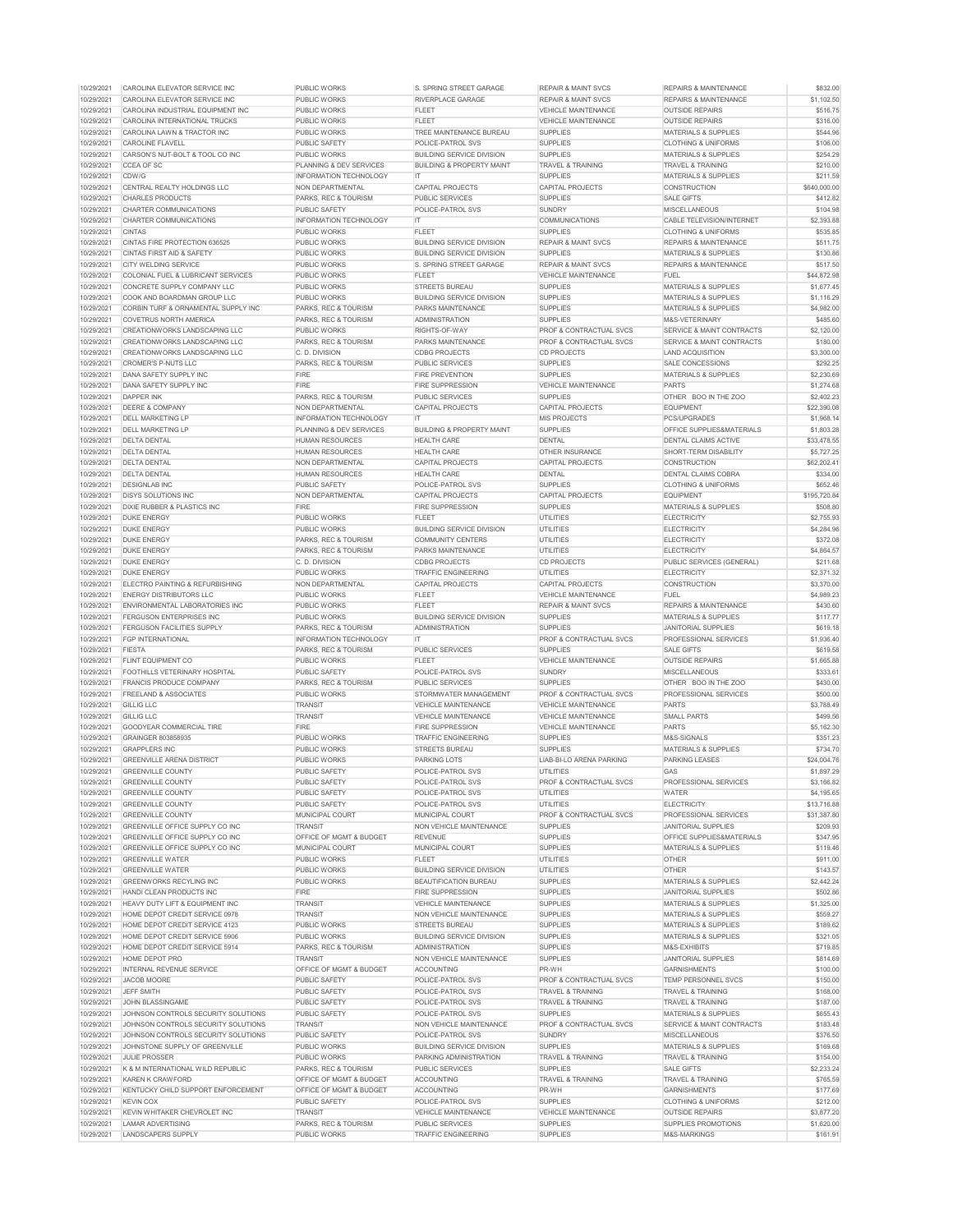| | | | | | | |
|---|---|---|---|---|---|---|
| 10/29/2021 | CAROLINA ELEVATOR SERVICE INC | PUBLIC WORKS | S. SPRING STREET GARAGE | REPAIR & MAINT SVCS | REPAIRS & MAINTENANCE | $832.00 |
| 10/29/2021 | CAROLINA ELEVATOR SERVICE INC | PUBLIC WORKS | RIVERPLACE GARAGE | REPAIR & MAINT SVCS | REPAIRS & MAINTENANCE | $1,102.50 |
| 10/29/2021 | CAROLINA INDUSTRIAL EQUIPMENT INC | PUBLIC WORKS | FLEET | VEHICLE MAINTENANCE | OUTSIDE REPAIRS | $516.75 |
| 10/29/2021 | CAROLINA INTERNATIONAL TRUCKS | PUBLIC WORKS | FLEET | VEHICLE MAINTENANCE | OUTSIDE REPAIRS | $316.00 |
| 10/29/2021 | CAROLINA LAWN & TRACTOR INC | PUBLIC WORKS | TREE MAINTENANCE BUREAU | SUPPLIES | MATERIALS & SUPPLIES | $544.96 |
| 10/29/2021 | CAROLINE FLAVELL | PUBLIC SAFETY | POLICE-PATROL SVS | SUPPLIES | CLOTHING & UNIFORMS | $106.00 |
| 10/29/2021 | CARSON'S NUT-BOLT & TOOL CO INC | PUBLIC WORKS | BUILDING SERVICE DIVISION | SUPPLIES | MATERIALS & SUPPLIES | $254.29 |
| 10/29/2021 | CCEA OF SC | PLANNING & DEV SERVICES | BUILDING & PROPERTY MAINT | TRAVEL & TRAINING | TRAVEL & TRAINING | $210.00 |
| 10/29/2021 | CDW/G | INFORMATION TECHNOLOGY | IT | SUPPLIES | MATERIALS & SUPPLIES | $211.59 |
| 10/29/2021 | CENTRAL REALTY HOLDINGS LLC | NON DEPARTMENTAL | CAPITAL PROJECTS | CAPITAL PROJECTS | CONSTRUCTION | $640,000.00 |
| 10/29/2021 | CHARLES PRODUCTS | PARKS, REC & TOURISM | PUBLIC SERVICES | SUPPLIES | SALE GIFTS | $412.82 |
| 10/29/2021 | CHARTER COMMUNICATIONS | PUBLIC SAFETY | POLICE-PATROL SVS | SUNDRY | MISCELLANEOUS | $104.98 |
| 10/29/2021 | CHARTER COMMUNICATIONS | INFORMATION TECHNOLOGY | IT | COMMUNICATIONS | CABLE TELEVISION/INTERNET | $2,393.88 |
| 10/29/2021 | CINTAS | PUBLIC WORKS | FLEET | SUPPLIES | CLOTHING & UNIFORMS | $535.85 |
| 10/29/2021 | CINTAS FIRE PROTECTION 636525 | PUBLIC WORKS | BUILDING SERVICE DIVISION | REPAIR & MAINT SVCS | REPAIRS & MAINTENANCE | $511.75 |
| 10/29/2021 | CINTAS FIRST AID & SAFETY | PUBLIC WORKS | BUILDING SERVICE DIVISION | SUPPLIES | MATERIALS & SUPPLIES | $130.86 |
| 10/29/2021 | CITY WELDING SERVICE | PUBLIC WORKS | S. SPRING STREET GARAGE | REPAIR & MAINT SVCS | REPAIRS & MAINTENANCE | $517.50 |
| 10/29/2021 | COLONIAL FUEL & LUBRICANT SERVICES | PUBLIC WORKS | FLEET | VEHICLE MAINTENANCE | FUEL | $44,872.98 |
| 10/29/2021 | CONCRETE SUPPLY COMPANY LLC | PUBLIC WORKS | STREETS BUREAU | SUPPLIES | MATERIALS & SUPPLIES | $1,677.45 |
| 10/29/2021 | COOK AND BOARDMAN GROUP LLC | PUBLIC WORKS | BUILDING SERVICE DIVISION | SUPPLIES | MATERIALS & SUPPLIES | $1,116.29 |
| 10/29/2021 | CORBIN TURF & ORNAMENTAL SUPPLY INC | PARKS, REC & TOURISM | PARKS MAINTENANCE | SUPPLIES | MATERIALS & SUPPLIES | $4,982.00 |
| 10/29/2021 | COVETRUS NORTH AMERICA | PARKS, REC & TOURISM | ADMINISTRATION | SUPPLIES | M&S-VETERINARY | $485.60 |
| 10/29/2021 | CREATIONWORKS LANDSCAPING LLC | PUBLIC WORKS | RIGHTS-OF-WAY | PROF & CONTRACTUAL SVCS | SERVICE & MAINT CONTRACTS | $2,120.00 |
| 10/29/2021 | CREATIONWORKS LANDSCAPING LLC | PARKS, REC & TOURISM | PARKS MAINTENANCE | PROF & CONTRACTUAL SVCS | SERVICE & MAINT CONTRACTS | $180.00 |
| 10/29/2021 | CREATIONWORKS LANDSCAPING LLC | C. D. DIVISION | CDBG PROJECTS | CD PROJECTS | LAND ACQUISITION | $3,300.00 |
| 10/29/2021 | CROMER'S P-NUTS LLC | PARKS, REC & TOURISM | PUBLIC SERVICES | SUPPLIES | SALE CONCESSIONS | $292.25 |
| 10/29/2021 | DANA SAFETY SUPPLY INC | FIRE | FIRE PREVENTION | SUPPLIES | MATERIALS & SUPPLIES | $2,230.69 |
| 10/29/2021 | DANA SAFETY SUPPLY INC | FIRE | FIRE SUPPRESSION | VEHICLE MAINTENANCE | PARTS | $1,274.68 |
| 10/29/2021 | DAPPER INK | PARKS, REC & TOURISM | PUBLIC SERVICES | SUPPLIES | OTHER BOO IN THE ZOO | $2,402.23 |
| 10/29/2021 | DEERE & COMPANY | NON DEPARTMENTAL | CAPITAL PROJECTS | CAPITAL PROJECTS | EQUIPMENT | $22,390.08 |
| 10/29/2021 | DELL MARKETING LP | INFORMATION TECHNOLOGY | IT | MIS PROJECTS | PCS/UPGRADES | $1,968.14 |
| 10/29/2021 | DELL MARKETING LP | PLANNING & DEV SERVICES | BUILDING & PROPERTY MAINT | SUPPLIES | OFFICE SUPPLIES&MATERIALS | $1,803.28 |
| 10/29/2021 | DELTA DENTAL | HUMAN RESOURCES | HEALTH CARE | DENTAL | DENTAL CLAIMS ACTIVE | $33,478.55 |
| 10/29/2021 | DELTA DENTAL | HUMAN RESOURCES | HEALTH CARE | OTHER INSURANCE | SHORT-TERM DISABILITY | $5,727.25 |
| 10/29/2021 | DELTA DENTAL | NON DEPARTMENTAL | CAPITAL PROJECTS | CAPITAL PROJECTS | CONSTRUCTION | $62,202.41 |
| 10/29/2021 | DELTA DENTAL | HUMAN RESOURCES | HEALTH CARE | DENTAL | DENTAL CLAIMS COBRA | $334.00 |
| 10/29/2021 | DESIGNLAB INC | PUBLIC SAFETY | POLICE-PATROL SVS | SUPPLIES | CLOTHING & UNIFORMS | $652.46 |
| 10/29/2021 | DISYS SOLUTIONS INC | NON DEPARTMENTAL | CAPITAL PROJECTS | CAPITAL PROJECTS | EQUIPMENT | $195,720.84 |
| 10/29/2021 | DIXIE RUBBER & PLASTICS INC | FIRE | FIRE SUPPRESSION | SUPPLIES | MATERIALS & SUPPLIES | $508.80 |
| 10/29/2021 | DUKE ENERGY | PUBLIC WORKS | FLEET | UTILITIES | ELECTRICITY | $2,755.93 |
| 10/29/2021 | DUKE ENERGY | PUBLIC WORKS | BUILDING SERVICE DIVISION | UTILITIES | ELECTRICITY | $4,284.96 |
| 10/29/2021 | DUKE ENERGY | PARKS, REC & TOURISM | COMMUNITY CENTERS | UTILITIES | ELECTRICITY | $372.08 |
| 10/29/2021 | DUKE ENERGY | PARKS, REC & TOURISM | PARKS MAINTENANCE | UTILITIES | ELECTRICITY | $4,864.57 |
| 10/29/2021 | DUKE ENERGY | C. D. DIVISION | CDBG PROJECTS | CD PROJECTS | PUBLIC SERVICES (GENERAL) | $211.68 |
| 10/29/2021 | DUKE ENERGY | PUBLIC WORKS | TRAFFIC ENGINEERING | UTILITIES | ELECTRICITY | $2,371.32 |
| 10/29/2021 | ELECTRO PAINTING & REFURBISHING | NON DEPARTMENTAL | CAPITAL PROJECTS | CAPITAL PROJECTS | CONSTRUCTION | $3,370.00 |
| 10/29/2021 | ENERGY DISTRIBUTORS LLC | PUBLIC WORKS | FLEET | VEHICLE MAINTENANCE | FUEL | $4,989.23 |
| 10/29/2021 | ENVIRONMENTAL LABORATORIES INC | PUBLIC WORKS | FLEET | REPAIR & MAINT SVCS | REPAIRS & MAINTENANCE | $430.60 |
| 10/29/2021 | FERGUSON ENTERPRISES INC | PUBLIC WORKS | BUILDING SERVICE DIVISION | SUPPLIES | MATERIALS & SUPPLIES | $117.77 |
| 10/29/2021 | FERGUSON FACILITIES SUPPLY | PARKS, REC & TOURISM | ADMINISTRATION | SUPPLIES | JANITORIAL SUPPLIES | $619.18 |
| 10/29/2021 | FGP INTERNATIONAL | INFORMATION TECHNOLOGY | IT | PROF & CONTRACTUAL SVCS | PROFESSIONAL SERVICES | $1,936.40 |
| 10/29/2021 | FIESTA | PARKS, REC & TOURISM | PUBLIC SERVICES | SUPPLIES | SALE GIFTS | $619.58 |
| 10/29/2021 | FLINT EQUIPMENT CO | PUBLIC WORKS | FLEET | VEHICLE MAINTENANCE | OUTSIDE REPAIRS | $1,665.88 |
| 10/29/2021 | FOOTHILLS VETERINARY HOSPITAL | PUBLIC SAFETY | POLICE-PATROL SVS | SUNDRY | MISCELLANEOUS | $333.61 |
| 10/29/2021 | FRANCIS PRODUCE COMPANY | PARKS, REC & TOURISM | PUBLIC SERVICES | SUPPLIES | OTHER BOO IN THE ZOO | $430.00 |
| 10/29/2021 | FREELAND & ASSOCIATES | PUBLIC WORKS | STORMWATER MANAGEMENT | PROF & CONTRACTUAL SVCS | PROFESSIONAL SERVICES | $500.00 |
| 10/29/2021 | GILLIG LLC | TRANSIT | VEHICLE MAINTENANCE | VEHICLE MAINTENANCE | PARTS | $3,788.49 |
| 10/29/2021 | GILLIG LLC | TRANSIT | VEHICLE MAINTENANCE | VEHICLE MAINTENANCE | SMALL PARTS | $499.56 |
| 10/29/2021 | GOODYEAR COMMERCIAL TIRE | FIRE | FIRE SUPPRESSION | VEHICLE MAINTENANCE | PARTS | $5,162.30 |
| 10/29/2021 | GRAINGER 803858935 | PUBLIC WORKS | TRAFFIC ENGINEERING | SUPPLIES | M&S-SIGNALS | $351.23 |
| 10/29/2021 | GRAPPLERS INC | PUBLIC WORKS | STREETS BUREAU | SUPPLIES | MATERIALS & SUPPLIES | $734.70 |
| 10/29/2021 | GREENVILLE ARENA DISTRICT | PUBLIC WORKS | PARKING LOTS | LIAB-BI-LO ARENA PARKING | PARKING LEASES | $24,004.76 |
| 10/29/2021 | GREENVILLE COUNTY | PUBLIC SAFETY | POLICE-PATROL SVS | UTILITIES | GAS | $1,897.29 |
| 10/29/2021 | GREENVILLE COUNTY | PUBLIC SAFETY | POLICE-PATROL SVS | PROF & CONTRACTUAL SVCS | PROFESSIONAL SERVICES | $3,166.82 |
| 10/29/2021 | GREENVILLE COUNTY | PUBLIC SAFETY | POLICE-PATROL SVS | UTILITIES | WATER | $4,195.65 |
| 10/29/2021 | GREENVILLE COUNTY | PUBLIC SAFETY | POLICE-PATROL SVS | UTILITIES | ELECTRICITY | $13,716.88 |
| 10/29/2021 | GREENVILLE COUNTY | MUNICIPAL COURT | MUNICIPAL COURT | PROF & CONTRACTUAL SVCS | PROFESSIONAL SERVICES | $31,387.80 |
| 10/29/2021 | GREENVILLE OFFICE SUPPLY CO INC | TRANSIT | NON VEHICLE MAINTENANCE | SUPPLIES | JANITORIAL SUPPLIES | $209.93 |
| 10/29/2021 | GREENVILLE OFFICE SUPPLY CO INC | OFFICE OF MGMT & BUDGET | REVENUE | SUPPLIES | OFFICE SUPPLIES&MATERIALS | $347.95 |
| 10/29/2021 | GREENVILLE OFFICE SUPPLY CO INC | MUNICIPAL COURT | MUNICIPAL COURT | SUPPLIES | MATERIALS & SUPPLIES | $119.46 |
| 10/29/2021 | GREENVILLE WATER | PUBLIC WORKS | FLEET | UTILITIES | OTHER | $911.00 |
| 10/29/2021 | GREENVILLE WATER | PUBLIC WORKS | BUILDING SERVICE DIVISION | UTILITIES | OTHER | $143.57 |
| 10/29/2021 | GREENWORKS RECYLING INC | PUBLIC WORKS | BEAUTIFICATION BUREAU | SUPPLIES | MATERIALS & SUPPLIES | $2,442.24 |
| 10/29/2021 | HANDI CLEAN PRODUCTS INC | FIRE | FIRE SUPPRESSION | SUPPLIES | JANITORIAL SUPPLIES | $502.86 |
| 10/29/2021 | HEAVY DUTY LIFT & EQUIPMENT INC | TRANSIT | VEHICLE MAINTENANCE | SUPPLIES | MATERIALS & SUPPLIES | $1,325.00 |
| 10/29/2021 | HOME DEPOT CREDIT SERVICE 0978 | TRANSIT | NON VEHICLE MAINTENANCE | SUPPLIES | MATERIALS & SUPPLIES | $559.27 |
| 10/29/2021 | HOME DEPOT CREDIT SERVICE 4123 | PUBLIC WORKS | STREETS BUREAU | SUPPLIES | MATERIALS & SUPPLIES | $189.62 |
| 10/29/2021 | HOME DEPOT CREDIT SERVICE 5906 | PUBLIC WORKS | BUILDING SERVICE DIVISION | SUPPLIES | MATERIALS & SUPPLIES | $321.05 |
| 10/29/2021 | HOME DEPOT CREDIT SERVICE 5914 | PARKS, REC & TOURISM | ADMINISTRATION | SUPPLIES | M&S-EXHIBITS | $719.85 |
| 10/29/2021 | HOME DEPOT PRO | TRANSIT | NON VEHICLE MAINTENANCE | SUPPLIES | JANITORIAL SUPPLIES | $814.69 |
| 10/29/2021 | INTERNAL REVENUE SERVICE | OFFICE OF MGMT & BUDGET | ACCOUNTING | PR-WH | GARNISHMENTS | $100.00 |
| 10/29/2021 | JACOB MOORE | PUBLIC SAFETY | POLICE-PATROL SVS | PROF & CONTRACTUAL SVCS | TEMP PERSONNEL SVCS | $150.00 |
| 10/29/2021 | JEFF SMITH | PUBLIC SAFETY | POLICE-PATROL SVS | TRAVEL & TRAINING | TRAVEL & TRAINING | $168.00 |
| 10/29/2021 | JOHN BLASSINGAME | PUBLIC SAFETY | POLICE-PATROL SVS | TRAVEL & TRAINING | TRAVEL & TRAINING | $187.00 |
| 10/29/2021 | JOHNSON CONTROLS SECURITY SOLUTIONS | PUBLIC SAFETY | POLICE-PATROL SVS | SUPPLIES | MATERIALS & SUPPLIES | $655.43 |
| 10/29/2021 | JOHNSON CONTROLS SECURITY SOLUTIONS | TRANSIT | NON VEHICLE MAINTENANCE | PROF & CONTRACTUAL SVCS | SERVICE & MAINT CONTRACTS | $183.48 |
| 10/29/2021 | JOHNSON CONTROLS SECURITY SOLUTIONS | PUBLIC SAFETY | POLICE-PATROL SVS | SUNDRY | MISCELLANEOUS | $376.50 |
| 10/29/2021 | JOHNSTONE SUPPLY OF GREENVILLE | PUBLIC WORKS | BUILDING SERVICE DIVISION | SUPPLIES | MATERIALS & SUPPLIES | $169.68 |
| 10/29/2021 | JULIE PROSSER | PUBLIC WORKS | PARKING ADMINISTRATION | TRAVEL & TRAINING | TRAVEL & TRAINING | $154.00 |
| 10/29/2021 | K & M INTERNATIONAL WILD REPUBLIC | PARKS, REC & TOURISM | PUBLIC SERVICES | SUPPLIES | SALE GIFTS | $2,233.24 |
| 10/29/2021 | KAREN K CRAWFORD | OFFICE OF MGMT & BUDGET | ACCOUNTING | TRAVEL & TRAINING | TRAVEL & TRAINING | $765.59 |
| 10/29/2021 | KENTUCKY CHILD SUPPORT ENFORCEMENT | OFFICE OF MGMT & BUDGET | ACCOUNTING | PR-WH | GARNISHMENTS | $177.69 |
| 10/29/2021 | KEVIN COX | PUBLIC SAFETY | POLICE-PATROL SVS | SUPPLIES | CLOTHING & UNIFORMS | $212.00 |
| 10/29/2021 | KEVIN WHITAKER CHEVROLET INC | TRANSIT | VEHICLE MAINTENANCE | VEHICLE MAINTENANCE | OUTSIDE REPAIRS | $3,877.20 |
| 10/29/2021 | LAMAR ADVERTISING | PARKS, REC & TOURISM | PUBLIC SERVICES | SUPPLIES | SUPPLIES PROMOTIONS | $1,620.00 |
| 10/29/2021 | LANDSCAPERS SUPPLY | PUBLIC WORKS | TRAFFIC ENGINEERING | SUPPLIES | M&S-MARKINGS | $161.91 |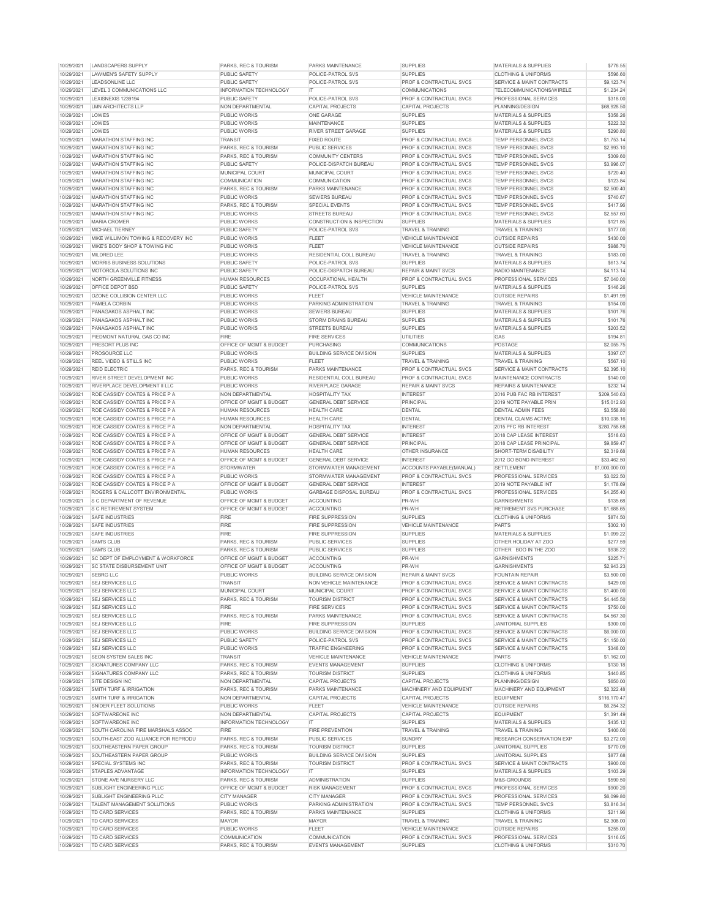| | | | | | | |
|---|---|---|---|---|---|---|
| 10/29/2021 | LANDSCAPERS SUPPLY | PARKS, REC & TOURISM | PARKS MAINTENANCE | SUPPLIES | MATERIALS & SUPPLIES | $776.55 |
| 10/29/2021 | LAWMEN'S SAFETY SUPPLY | PUBLIC SAFETY | POLICE-PATROL SVS | SUPPLIES | CLOTHING & UNIFORMS | $596.60 |
| 10/29/2021 | LEADSONLINE LLC | PUBLIC SAFETY | POLICE-PATROL SVS | PROF & CONTRACTUAL SVCS | SERVICE & MAINT CONTRACTS | $9,123.74 |
| 10/29/2021 | LEVEL 3 COMMUNICATIONS LLC | INFORMATION TECHNOLOGY | IT | COMMUNICATIONS | TELECOMMUNICATIONS/WIRELE | $1,234.24 |
| 10/29/2021 | LEXISNEXIS 1239194 | PUBLIC SAFETY | POLICE-PATROL SVS | PROF & CONTRACTUAL SVCS | PROFESSIONAL SERVICES | $318.00 |
| 10/29/2021 | LMN ARCHITECTS LLP | NON DEPARTMENTAL | CAPITAL PROJECTS | CAPITAL PROJECTS | PLANNING/DESIGN | $68,928.50 |
| 10/29/2021 | LOWES | PUBLIC WORKS | ONE GARAGE | SUPPLIES | MATERIALS & SUPPLIES | $358.26 |
| 10/29/2021 | LOWES | PUBLIC WORKS | MAINTENANCE | SUPPLIES | MATERIALS & SUPPLIES | $222.32 |
| 10/29/2021 | LOWES | PUBLIC WORKS | RIVER STREET GARAGE | SUPPLIES | MATERIALS & SUPPLIES | $290.80 |
| 10/29/2021 | MARATHON STAFFING INC | TRANSIT | FIXED ROUTE | PROF & CONTRACTUAL SVCS | TEMP PERSONNEL SVCS | $1,753.14 |
| 10/29/2021 | MARATHON STAFFING INC | PARKS, REC & TOURISM | PUBLIC SERVICES | PROF & CONTRACTUAL SVCS | TEMP PERSONNEL SVCS | $2,993.10 |
| 10/29/2021 | MARATHON STAFFING INC | PARKS, REC & TOURISM | COMMUNITY CENTERS | PROF & CONTRACTUAL SVCS | TEMP PERSONNEL SVCS | $309.60 |
| 10/29/2021 | MARATHON STAFFING INC | PUBLIC SAFETY | POLICE-DISPATCH BUREAU | PROF & CONTRACTUAL SVCS | TEMP PERSONNEL SVCS | $3,996.07 |
| 10/29/2021 | MARATHON STAFFING INC | MUNICIPAL COURT | MUNICIPAL COURT | PROF & CONTRACTUAL SVCS | TEMP PERSONNEL SVCS | $720.40 |
| 10/29/2021 | MARATHON STAFFING INC | COMMUNICATION | COMMUNICATION | PROF & CONTRACTUAL SVCS | TEMP PERSONNEL SVCS | $123.84 |
| 10/29/2021 | MARATHON STAFFING INC | PARKS, REC & TOURISM | PARKS MAINTENANCE | PROF & CONTRACTUAL SVCS | TEMP PERSONNEL SVCS | $2,500.40 |
| 10/29/2021 | MARATHON STAFFING INC | PUBLIC WORKS | SEWERS BUREAU | PROF & CONTRACTUAL SVCS | TEMP PERSONNEL SVCS | $740.67 |
| 10/29/2021 | MARATHON STAFFING INC | PARKS, REC & TOURISM | SPECIAL EVENTS | PROF & CONTRACTUAL SVCS | TEMP PERSONNEL SVCS | $417.96 |
| 10/29/2021 | MARATHON STAFFING INC | PUBLIC WORKS | STREETS BUREAU | PROF & CONTRACTUAL SVCS | TEMP PERSONNEL SVCS | $2,557.60 |
| 10/29/2021 | MARIA CROMER | PUBLIC WORKS | CONSTRUCTION & INSPECTION | SUPPLIES | MATERIALS & SUPPLIES | $121.85 |
| 10/29/2021 | MICHAEL TIERNEY | PUBLIC SAFETY | POLICE-PATROL SVS | TRAVEL & TRAINING | TRAVEL & TRAINING | $177.00 |
| 10/29/2021 | MIKE WILLIMON TOWING & RECOVERY INC | PUBLIC WORKS | FLEET | VEHICLE MAINTENANCE | OUTSIDE REPAIRS | $430.00 |
| 10/29/2021 | MIKE'S BODY SHOP & TOWING INC | PUBLIC WORKS | FLEET | VEHICLE MAINTENANCE | OUTSIDE REPAIRS | $988.70 |
| 10/29/2021 | MILDRED LEE | PUBLIC WORKS | RESIDENTIAL COLL BUREAU | TRAVEL & TRAINING | TRAVEL & TRAINING | $183.00 |
| 10/29/2021 | MORRIS BUSINESS SOLUTIONS | PUBLIC SAFETY | POLICE-PATROL SVS | SUPPLIES | MATERIALS & SUPPLIES | $613.74 |
| 10/29/2021 | MOTOROLA SOLUTIONS INC | PUBLIC SAFETY | POLICE-DISPATCH BUREAU | REPAIR & MAINT SVCS | RADIO MAINTENANCE | $4,113.14 |
| 10/29/2021 | NORTH GREENVILLE FITNESS | HUMAN RESOURCES | OCCUPATIONAL HEALTH | PROF & CONTRACTUAL SVCS | PROFESSIONAL SERVICES | $7,040.00 |
| 10/29/2021 | OFFICE DEPOT BSD | PUBLIC SAFETY | POLICE-PATROL SVS | SUPPLIES | MATERIALS & SUPPLIES | $146.26 |
| 10/29/2021 | OZONE COLLISION CENTER LLC | PUBLIC WORKS | FLEET | VEHICLE MAINTENANCE | OUTSIDE REPAIRS | $1,491.99 |
| 10/29/2021 | PAMELA CORBIN | PUBLIC WORKS | PARKING ADMINISTRATION | TRAVEL & TRAINING | TRAVEL & TRAINING | $154.00 |
| 10/29/2021 | PANAGAKOS ASPHALT INC | PUBLIC WORKS | SEWERS BUREAU | SUPPLIES | MATERIALS & SUPPLIES | $101.76 |
| 10/29/2021 | PANAGAKOS ASPHALT INC | PUBLIC WORKS | STORM DRAINS BUREAU | SUPPLIES | MATERIALS & SUPPLIES | $101.76 |
| 10/29/2021 | PANAGAKOS ASPHALT INC | PUBLIC WORKS | STREETS BUREAU | SUPPLIES | MATERIALS & SUPPLIES | $203.52 |
| 10/29/2021 | PIEDMONT NATURAL GAS CO INC | FIRE | FIRE SERVICES | UTILITIES | GAS | $194.81 |
| 10/29/2021 | PRESORT PLUS INC | OFFICE OF MGMT & BUDGET | PURCHASING | COMMUNICATIONS | POSTAGE | $2,055.75 |
| 10/29/2021 | PROSOURCE LLC | PUBLIC WORKS | BUILDING SERVICE DIVISION | SUPPLIES | MATERIALS & SUPPLIES | $397.07 |
| 10/29/2021 | REEL VIDEO & STILLS INC | PUBLIC WORKS | FLEET | TRAVEL & TRAINING | TRAVEL & TRAINING | $567.10 |
| 10/29/2021 | REID ELECTRIC | PARKS, REC & TOURISM | PARKS MAINTENANCE | PROF & CONTRACTUAL SVCS | SERVICE & MAINT CONTRACTS | $2,395.10 |
| 10/29/2021 | RIVER STREET DEVELOPMENT INC | PUBLIC WORKS | RESIDENTIAL COLL BUREAU | PROF & CONTRACTUAL SVCS | MAINTENANCE CONTRACTS | $140.00 |
| 10/29/2021 | RIVERPLACE DEVELOPMENT II LLC | PUBLIC WORKS | RIVERPLACE GARAGE | REPAIR & MAINT SVCS | REPAIRS & MAINTENANCE | $232.14 |
| 10/29/2021 | ROE CASSIDY COATES & PRICE P A | NON DEPARTMENTAL | HOSPITALITY TAX | INTEREST | 2016 PUB FAC RB INTEREST | $209,540.63 |
| 10/29/2021 | ROE CASSIDY COATES & PRICE P A | OFFICE OF MGMT & BUDGET | GENERAL DEBT SERVICE | PRINCIPAL | 2019 NOTE PAYABLE PRIN | $15,012.93 |
| 10/29/2021 | ROE CASSIDY COATES & PRICE P A | HUMAN RESOURCES | HEALTH CARE | DENTAL | DENTAL ADMIN FEES | $3,558.80 |
| 10/29/2021 | ROE CASSIDY COATES & PRICE P A | HUMAN RESOURCES | HEALTH CARE | DENTAL | DENTAL CLAIMS ACTIVE | $10,038.16 |
| 10/29/2021 | ROE CASSIDY COATES & PRICE P A | NON DEPARTMENTAL | HOSPITALITY TAX | INTEREST | 2015 PFC RB INTEREST | $280,758.68 |
| 10/29/2021 | ROE CASSIDY COATES & PRICE P A | OFFICE OF MGMT & BUDGET | GENERAL DEBT SERVICE | INTEREST | 2018 CAP LEASE INTEREST | $518.63 |
| 10/29/2021 | ROE CASSIDY COATES & PRICE P A | OFFICE OF MGMT & BUDGET | GENERAL DEBT SERVICE | PRINCIPAL | 2018 CAP LEASE PRINCIPAL | $9,859.47 |
| 10/29/2021 | ROE CASSIDY COATES & PRICE P A | HUMAN RESOURCES | HEALTH CARE | OTHER INSURANCE | SHORT-TERM DISABILITY | $2,319.68 |
| 10/29/2021 | ROE CASSIDY COATES & PRICE P A | OFFICE OF MGMT & BUDGET | GENERAL DEBT SERVICE | INTEREST | 2012 GO BOND INTEREST | $33,462.50 |
| 10/29/2021 | ROE CASSIDY COATES & PRICE P A | STORMWATER | STORMWATER MANAGEMENT | ACCOUNTS PAYABLE(MANUAL) | SETTLEMENT | $1,000,000.00 |
| 10/29/2021 | ROE CASSIDY COATES & PRICE P A | PUBLIC WORKS | STORMWATER MANAGEMENT | PROF & CONTRACTUAL SVCS | PROFESSIONAL SERVICES | $3,022.50 |
| 10/29/2021 | ROE CASSIDY COATES & PRICE P A | OFFICE OF MGMT & BUDGET | GENERAL DEBT SERVICE | INTEREST | 2019 NOTE PAYABLE INT | $1,178.69 |
| 10/29/2021 | ROGERS & CALLCOTT ENVIRONMENTAL | PUBLIC WORKS | GARBAGE DISPOSAL BUREAU | PROF & CONTRACTUAL SVCS | PROFESSIONAL SERVICES | $4,255.40 |
| 10/29/2021 | S C DEPARTMENT OF REVENUE | OFFICE OF MGMT & BUDGET | ACCOUNTING | PR-WH | GARNISHMENTS | $135.68 |
| 10/29/2021 | S C RETIREMENT SYSTEM | OFFICE OF MGMT & BUDGET | ACCOUNTING | PR-WH | RETIREMENT SVS PURCHASE | $1,688.65 |
| 10/29/2021 | SAFE INDUSTRIES | FIRE | FIRE SUPPRESSION | SUPPLIES | CLOTHING & UNIFORMS | $874.50 |
| 10/29/2021 | SAFE INDUSTRIES | FIRE | FIRE SUPPRESSION | VEHICLE MAINTENANCE | PARTS | $302.10 |
| 10/29/2021 | SAFE INDUSTRIES | FIRE | FIRE SUPPRESSION | SUPPLIES | MATERIALS & SUPPLIES | $1,099.22 |
| 10/29/2021 | SAM'S CLUB | PARKS, REC & TOURISM | PUBLIC SERVICES | SUPPLIES | OTHER HOLIDAY AT ZOO | $277.59 |
| 10/29/2021 | SAM'S CLUB | PARKS, REC & TOURISM | PUBLIC SERVICES | SUPPLIES | OTHER BOO IN THE ZOO | $936.22 |
| 10/29/2021 | SC DEPT OF EMPLOYMENT & WORKFORCE | OFFICE OF MGMT & BUDGET | ACCOUNTING | PR-WH | GARNISHMENTS | $225.71 |
| 10/29/2021 | SC STATE DISBURSEMENT UNIT | OFFICE OF MGMT & BUDGET | ACCOUNTING | PR-WH | GARNISHMENTS | $2,943.23 |
| 10/29/2021 | SEBRG LLC | PUBLIC WORKS | BUILDING SERVICE DIVISION | REPAIR & MAINT SVCS | FOUNTAIN REPAIR | $3,500.00 |
| 10/29/2021 | SEJ SERVICES LLC | TRANSIT | NON VEHICLE MAINTENANCE | PROF & CONTRACTUAL SVCS | SERVICE & MAINT CONTRACTS | $429.00 |
| 10/29/2021 | SEJ SERVICES LLC | MUNICIPAL COURT | MUNICIPAL COURT | PROF & CONTRACTUAL SVCS | SERVICE & MAINT CONTRACTS | $1,400.00 |
| 10/29/2021 | SEJ SERVICES LLC | PARKS, REC & TOURISM | TOURISM DISTRICT | PROF & CONTRACTUAL SVCS | SERVICE & MAINT CONTRACTS | $4,445.50 |
| 10/29/2021 | SEJ SERVICES LLC | FIRE | FIRE SERVICES | PROF & CONTRACTUAL SVCS | SERVICE & MAINT CONTRACTS | $750.00 |
| 10/29/2021 | SEJ SERVICES LLC | PARKS, REC & TOURISM | PARKS MAINTENANCE | PROF & CONTRACTUAL SVCS | SERVICE & MAINT CONTRACTS | $4,567.30 |
| 10/29/2021 | SEJ SERVICES LLC | FIRE | FIRE SUPPRESSION | SUPPLIES | JANITORIAL SUPPLIES | $300.00 |
| 10/29/2021 | SEJ SERVICES LLC | PUBLIC WORKS | BUILDING SERVICE DIVISION | PROF & CONTRACTUAL SVCS | SERVICE & MAINT CONTRACTS | $6,000.00 |
| 10/29/2021 | SEJ SERVICES LLC | PUBLIC SAFETY | POLICE-PATROL SVS | PROF & CONTRACTUAL SVCS | SERVICE & MAINT CONTRACTS | $1,150.00 |
| 10/29/2021 | SEJ SERVICES LLC | PUBLIC WORKS | TRAFFIC ENGINEERING | PROF & CONTRACTUAL SVCS | SERVICE & MAINT CONTRACTS | $348.00 |
| 10/29/2021 | SEON SYSTEM SALES INC | TRANSIT | VEHICLE MAINTENANCE | VEHICLE MAINTENANCE | PARTS | $1,162.00 |
| 10/29/2021 | SIGNATURES COMPANY LLC | PARKS, REC & TOURISM | EVENTS MANAGEMENT | SUPPLIES | CLOTHING & UNIFORMS | $130.18 |
| 10/29/2021 | SIGNATURES COMPANY LLC | PARKS, REC & TOURISM | TOURISM DISTRICT | SUPPLIES | CLOTHING & UNIFORMS | $440.85 |
| 10/29/2021 | SITE DESIGN INC | NON DEPARTMENTAL | CAPITAL PROJECTS | CAPITAL PROJECTS | PLANNING/DESIGN | $650.00 |
| 10/29/2021 | SMITH TURF & IRRIGATION | PARKS, REC & TOURISM | PARKS MAINTENANCE | MACHINERY AND EQUIPMENT | MACHINERY AND EQUIPMENT | $2,322.48 |
| 10/29/2021 | SMITH TURF & IRRIGATION | NON DEPARTMENTAL | CAPITAL PROJECTS | CAPITAL PROJECTS | EQUIPMENT | $116,170.47 |
| 10/29/2021 | SNIDER FLEET SOLUTIONS | PUBLIC WORKS | FLEET | VEHICLE MAINTENANCE | OUTSIDE REPAIRS | $6,254.32 |
| 10/29/2021 | SOFTWAREONE INC | NON DEPARTMENTAL | CAPITAL PROJECTS | CAPITAL PROJECTS | EQUIPMENT | $1,391.49 |
| 10/29/2021 | SOFTWAREONE INC | INFORMATION TECHNOLOGY | IT | SUPPLIES | MATERIALS & SUPPLIES | $435.12 |
| 10/29/2021 | SOUTH CAROLINA FIRE MARSHALS ASSOC | FIRE | FIRE PREVENTION | TRAVEL & TRAINING | TRAVEL & TRAINING | $400.00 |
| 10/29/2021 | SOUTH-EAST ZOO ALLIANCE FOR REPRODU | PARKS, REC & TOURISM | PUBLIC SERVICES | SUNDRY | RESEARCH CONSERVATION EXP | $3,272.00 |
| 10/29/2021 | SOUTHEASTERN PAPER GROUP | PARKS, REC & TOURISM | TOURISM DISTRICT | SUPPLIES | JANITORIAL SUPPLIES | $770.09 |
| 10/29/2021 | SOUTHEASTERN PAPER GROUP | PUBLIC WORKS | BUILDING SERVICE DIVISION | SUPPLIES | JANITORIAL SUPPLIES | $877.68 |
| 10/29/2021 | SPECIAL SYSTEMS INC | PARKS, REC & TOURISM | TOURISM DISTRICT | PROF & CONTRACTUAL SVCS | SERVICE & MAINT CONTRACTS | $900.00 |
| 10/29/2021 | STAPLES ADVANTAGE | INFORMATION TECHNOLOGY | IT | SUPPLIES | MATERIALS & SUPPLIES | $103.29 |
| 10/29/2021 | STONE AVE NURSERY LLC | PARKS, REC & TOURISM | ADMINISTRATION | SUPPLIES | M&S-GROUNDS | $590.50 |
| 10/29/2021 | SUBLIGHT ENGINEERING PLLC | OFFICE OF MGMT & BUDGET | RISK MANAGEMENT | PROF & CONTRACTUAL SVCS | PROFESSIONAL SERVICES | $900.20 |
| 10/29/2021 | SUBLIGHT ENGINEERING PLLC | CITY MANAGER | CITY MANAGER | PROF & CONTRACTUAL SVCS | PROFESSIONAL SERVICES | $6,099.80 |
| 10/29/2021 | TALENT MANAGEMENT SOLUTIONS | PUBLIC WORKS | PARKING ADMINISTRATION | PROF & CONTRACTUAL SVCS | TEMP PERSONNEL SVCS | $3,816.34 |
| 10/29/2021 | TD CARD SERVICES | PARKS, REC & TOURISM | PARKS MAINTENANCE | SUPPLIES | CLOTHING & UNIFORMS | $211.96 |
| 10/29/2021 | TD CARD SERVICES | MAYOR | MAYOR | TRAVEL & TRAINING | TRAVEL & TRAINING | $2,308.00 |
| 10/29/2021 | TD CARD SERVICES | PUBLIC WORKS | FLEET | VEHICLE MAINTENANCE | OUTSIDE REPAIRS | $255.00 |
| 10/29/2021 | TD CARD SERVICES | COMMUNICATION | COMMUNICATION | PROF & CONTRACTUAL SVCS | PROFESSIONAL SERVICES | $116.05 |
| 10/29/2021 | TD CARD SERVICES | PARKS, REC & TOURISM | EVENTS MANAGEMENT | SUPPLIES | CLOTHING & UNIFORMS | $310.70 |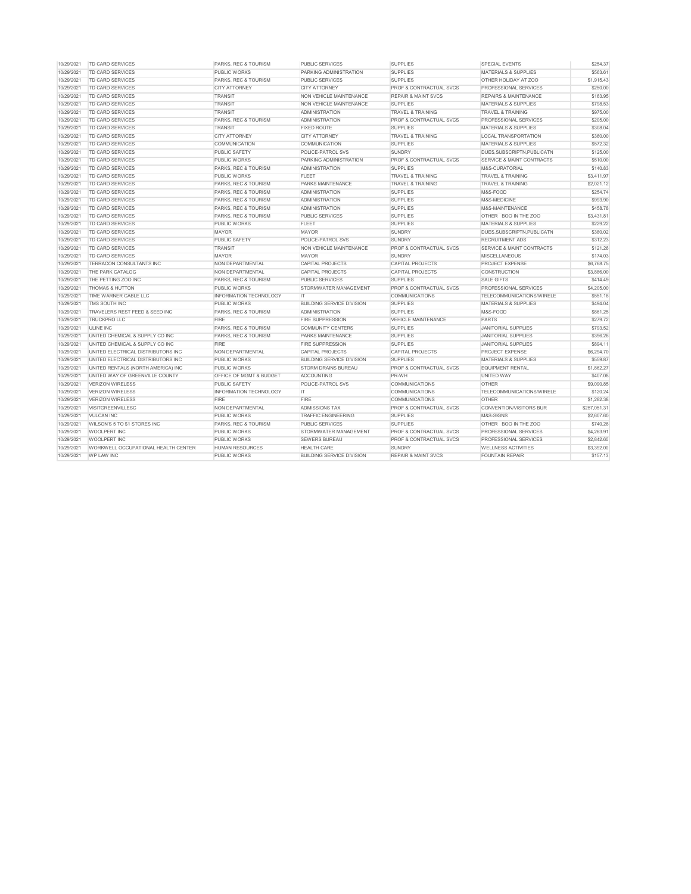| | | | | | | |
|---|---|---|---|---|---|---|
| 10/29/2021 | TD CARD SERVICES | PARKS, REC & TOURISM | PUBLIC SERVICES | SUPPLIES | SPECIAL EVENTS | $254.37 |
| 10/29/2021 | TD CARD SERVICES | PUBLIC WORKS | PARKING ADMINISTRATION | SUPPLIES | MATERIALS & SUPPLIES | $563.61 |
| 10/29/2021 | TD CARD SERVICES | PARKS, REC & TOURISM | PUBLIC SERVICES | SUPPLIES | OTHER HOLIDAY AT ZOO | $1,915.43 |
| 10/29/2021 | TD CARD SERVICES | CITY ATTORNEY | CITY ATTORNEY | PROF & CONTRACTUAL SVCS | PROFESSIONAL SERVICES | $250.00 |
| 10/29/2021 | TD CARD SERVICES | TRANSIT | NON VEHICLE MAINTENANCE | REPAIR & MAINT SVCS | REPAIRS & MAINTENANCE | $163.95 |
| 10/29/2021 | TD CARD SERVICES | TRANSIT | NON VEHICLE MAINTENANCE | SUPPLIES | MATERIALS & SUPPLIES | $798.53 |
| 10/29/2021 | TD CARD SERVICES | TRANSIT | ADMINISTRATION | TRAVEL & TRAINING | TRAVEL & TRAINING | $975.00 |
| 10/29/2021 | TD CARD SERVICES | PARKS, REC & TOURISM | ADMINISTRATION | PROF & CONTRACTUAL SVCS | PROFESSIONAL SERVICES | $205.00 |
| 10/29/2021 | TD CARD SERVICES | TRANSIT | FIXED ROUTE | SUPPLIES | MATERIALS & SUPPLIES | $308.04 |
| 10/29/2021 | TD CARD SERVICES | CITY ATTORNEY | CITY ATTORNEY | TRAVEL & TRAINING | LOCAL TRANSPORTATION | $360.00 |
| 10/29/2021 | TD CARD SERVICES | COMMUNICATION | COMMUNICATION | SUPPLIES | MATERIALS & SUPPLIES | $572.32 |
| 10/29/2021 | TD CARD SERVICES | PUBLIC SAFETY | POLICE-PATROL SVS | SUNDRY | DUES,SUBSCRIPTN,PUBLICATN | $125.00 |
| 10/29/2021 | TD CARD SERVICES | PUBLIC WORKS | PARKING ADMINISTRATION | PROF & CONTRACTUAL SVCS | SERVICE & MAINT CONTRACTS | $510.00 |
| 10/29/2021 | TD CARD SERVICES | PARKS, REC & TOURISM | ADMINISTRATION | SUPPLIES | M&S-CURATORIAL | $140.83 |
| 10/29/2021 | TD CARD SERVICES | PUBLIC WORKS | FLEET | TRAVEL & TRAINING | TRAVEL & TRAINING | $3,411.97 |
| 10/29/2021 | TD CARD SERVICES | PARKS, REC & TOURISM | PARKS MAINTENANCE | TRAVEL & TRAINING | TRAVEL & TRAINING | $2,021.12 |
| 10/29/2021 | TD CARD SERVICES | PARKS, REC & TOURISM | ADMINISTRATION | SUPPLIES | M&S-FOOD | $254.74 |
| 10/29/2021 | TD CARD SERVICES | PARKS, REC & TOURISM | ADMINISTRATION | SUPPLIES | M&S-MEDICINE | $993.90 |
| 10/29/2021 | TD CARD SERVICES | PARKS, REC & TOURISM | ADMINISTRATION | SUPPLIES | M&S-MAINTENANCE | $458.78 |
| 10/29/2021 | TD CARD SERVICES | PARKS, REC & TOURISM | PUBLIC SERVICES | SUPPLIES | OTHER BOO IN THE ZOO | $3,431.81 |
| 10/29/2021 | TD CARD SERVICES | PUBLIC WORKS | FLEET | SUPPLIES | MATERIALS & SUPPLIES | $229.22 |
| 10/29/2021 | TD CARD SERVICES | MAYOR | MAYOR | SUNDRY | DUES,SUBSCRIPTN,PUBLICATN | $380.02 |
| 10/29/2021 | TD CARD SERVICES | PUBLIC SAFETY | POLICE-PATROL SVS | SUNDRY | RECRUITMENT ADS | $312.23 |
| 10/29/2021 | TD CARD SERVICES | TRANSIT | NON VEHICLE MAINTENANCE | PROF & CONTRACTUAL SVCS | SERVICE & MAINT CONTRACTS | $121.26 |
| 10/29/2021 | TD CARD SERVICES | MAYOR | MAYOR | SUNDRY | MISCELLANEOUS | $174.03 |
| 10/29/2021 | TERRACON CONSULTANTS INC | NON DEPARTMENTAL | CAPITAL PROJECTS | CAPITAL PROJECTS | PROJECT EXPENSE | $6,768.75 |
| 10/29/2021 | THE PARK CATALOG | NON DEPARTMENTAL | CAPITAL PROJECTS | CAPITAL PROJECTS | CONSTRUCTION | $3,886.00 |
| 10/29/2021 | THE PETTING ZOO INC | PARKS, REC & TOURISM | PUBLIC SERVICES | SUPPLIES | SALE GIFTS | $414.49 |
| 10/29/2021 | THOMAS & HUTTON | PUBLIC WORKS | STORMWATER MANAGEMENT | PROF & CONTRACTUAL SVCS | PROFESSIONAL SERVICES | $4,205.00 |
| 10/29/2021 | TIME WARNER CABLE LLC | INFORMATION TECHNOLOGY | IT | COMMUNICATIONS | TELECOMMUNICATIONS/WIRELE | $551.16 |
| 10/29/2021 | TMS SOUTH INC | PUBLIC WORKS | BUILDING SERVICE DIVISION | SUPPLIES | MATERIALS & SUPPLIES | $494.04 |
| 10/29/2021 | TRAVELERS REST FEED & SEED INC | PARKS, REC & TOURISM | ADMINISTRATION | SUPPLIES | M&S-FOOD | $861.25 |
| 10/29/2021 | TRUCKPRO LLC | FIRE | FIRE SUPPRESSION | VEHICLE MAINTENANCE | PARTS | $279.72 |
| 10/29/2021 | ULINE INC | PARKS, REC & TOURISM | COMMUNITY CENTERS | SUPPLIES | JANITORIAL SUPPLIES | $793.52 |
| 10/29/2021 | UNITED CHEMICAL & SUPPLY CO INC | PARKS, REC & TOURISM | PARKS MAINTENANCE | SUPPLIES | JANITORIAL SUPPLIES | $396.26 |
| 10/29/2021 | UNITED CHEMICAL & SUPPLY CO INC | FIRE | FIRE SUPPRESSION | SUPPLIES | JANITORIAL SUPPLIES | $894.11 |
| 10/29/2021 | UNITED ELECTRICAL DISTRIBUTORS INC | NON DEPARTMENTAL | CAPITAL PROJECTS | CAPITAL PROJECTS | PROJECT EXPENSE | $6,294.70 |
| 10/29/2021 | UNITED ELECTRICAL DISTRIBUTORS INC | PUBLIC WORKS | BUILDING SERVICE DIVISION | SUPPLIES | MATERIALS & SUPPLIES | $559.87 |
| 10/29/2021 | UNITED RENTALS (NORTH AMERICA) INC | PUBLIC WORKS | STORM DRAINS BUREAU | PROF & CONTRACTUAL SVCS | EQUIPMENT RENTAL | $1,862.27 |
| 10/29/2021 | UNITED WAY OF GREENVILLE COUNTY | OFFICE OF MGMT & BUDGET | ACCOUNTING | PR-WH | UNITED WAY | $407.08 |
| 10/29/2021 | VERIZON WIRELESS | PUBLIC SAFETY | POLICE-PATROL SVS | COMMUNICATIONS | OTHER | $9,090.85 |
| 10/29/2021 | VERIZON WIRELESS | INFORMATION TECHNOLOGY | IT | COMMUNICATIONS | TELECOMMUNICATIONS/WIRELE | $120.24 |
| 10/29/2021 | VERIZON WIRELESS | FIRE | FIRE | COMMUNICATIONS | OTHER | $1,282.38 |
| 10/29/2021 | VISITGREENVILLESC | NON DEPARTMENTAL | ADMISSIONS TAX | PROF & CONTRACTUAL SVCS | CONVENTION/VISITORS BUR | $257,051.31 |
| 10/29/2021 | VULCAN INC | PUBLIC WORKS | TRAFFIC ENGINEERING | SUPPLIES | M&S-SIGNS | $2,607.60 |
| 10/29/2021 | WILSON'S 5 TO $1 STORES INC | PARKS, REC & TOURISM | PUBLIC SERVICES | SUPPLIES | OTHER BOO IN THE ZOO | $740.26 |
| 10/29/2021 | WOOLPERT INC | PUBLIC WORKS | STORMWATER MANAGEMENT | PROF & CONTRACTUAL SVCS | PROFESSIONAL SERVICES | $4,263.91 |
| 10/29/2021 | WOOLPERT INC | PUBLIC WORKS | SEWERS BUREAU | PROF & CONTRACTUAL SVCS | PROFESSIONAL SERVICES | $2,842.60 |
| 10/29/2021 | WORKWELL OCCUPATIONAL HEALTH CENTER | HUMAN RESOURCES | HEALTH CARE | SUNDRY | WELLNESS ACTIVITIES | $3,392.00 |
| 10/29/2021 | WP LAW INC | PUBLIC WORKS | BUILDING SERVICE DIVISION | REPAIR & MAINT SVCS | FOUNTAIN REPAIR | $157.13 |